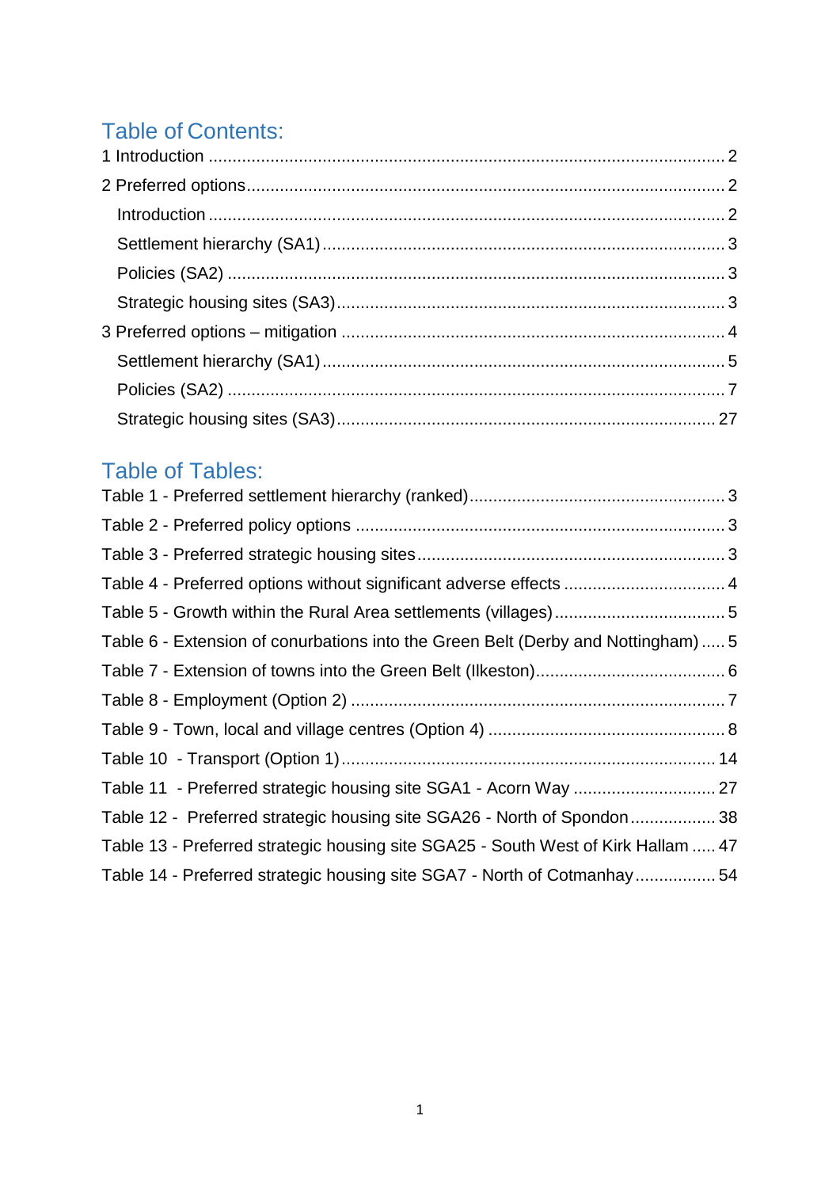## Table of Contents:

1 Introduction ........................................................................................................... 2

2 Preferred options.................................................................................................... 2

  Introduction ............................................................................................................ 2

  Settlement hierarchy (SA1).................................................................................... 3

  Policies (SA2) ........................................................................................................ 3

  Strategic housing sites (SA3)................................................................................. 3

3 Preferred options – mitigation ................................................................................ 4

  Settlement hierarchy (SA1).................................................................................... 5

  Policies (SA2) ........................................................................................................ 7

  Strategic housing sites (SA3)............................................................................... 27

## Table of Tables:

Table 1 - Preferred settlement hierarchy (ranked)..................................................... 3

Table 2 - Preferred policy options ............................................................................. 3

Table 3 - Preferred strategic housing sites................................................................ 3

Table 4 - Preferred options without significant adverse effects ................................. 4

Table 5 - Growth within the Rural Area settlements (villages).................................... 5

Table 6 - Extension of conurbations into the Green Belt (Derby and Nottingham) ..... 5

Table 7 - Extension of towns into the Green Belt (Ilkeston)........................................ 6

Table 8 - Employment (Option 2) .............................................................................. 7

Table 9 - Town, local and village centres (Option 4) ................................................. 8

Table 10  - Transport (Option 1).............................................................................. 14

Table 11  - Preferred strategic housing site SGA1 - Acorn Way .............................. 27

Table 12 -  Preferred strategic housing site SGA26 - North of Spondon.................. 38

Table 13 - Preferred strategic housing site SGA25 - South West of Kirk Hallam ..... 47

Table 14 - Preferred strategic housing site SGA7 - North of Cotmanhay................. 54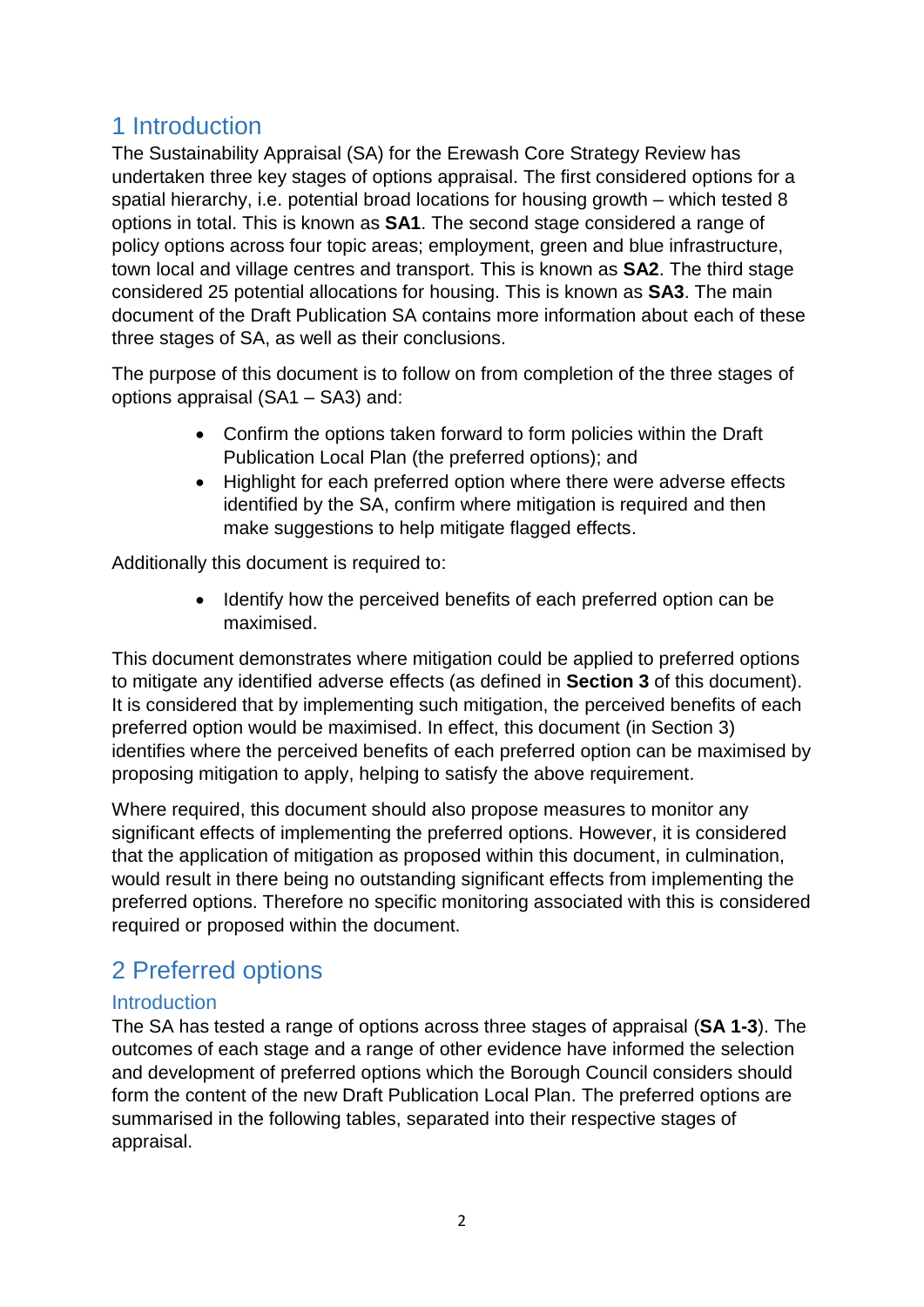# 1 Introduction

The Sustainability Appraisal (SA) for the Erewash Core Strategy Review has undertaken three key stages of options appraisal. The first considered options for a spatial hierarchy, i.e. potential broad locations for housing growth – which tested 8 options in total. This is known as **SA1**. The second stage considered a range of policy options across four topic areas; employment, green and blue infrastructure, town local and village centres and transport. This is known as **SA2**. The third stage considered 25 potential allocations for housing. This is known as **SA3**. The main document of the Draft Publication SA contains more information about each of these three stages of SA, as well as their conclusions.

The purpose of this document is to follow on from completion of the three stages of options appraisal (SA1 – SA3) and:

- Confirm the options taken forward to form policies within the Draft Publication Local Plan (the preferred options); and
- Highlight for each preferred option where there were adverse effects identified by the SA, confirm where mitigation is required and then make suggestions to help mitigate flagged effects.

Additionally this document is required to:

- Identify how the perceived benefits of each preferred option can be maximised.

This document demonstrates where mitigation could be applied to preferred options to mitigate any identified adverse effects (as defined in **Section 3** of this document). It is considered that by implementing such mitigation, the perceived benefits of each preferred option would be maximised. In effect, this document (in Section 3) identifies where the perceived benefits of each preferred option can be maximised by proposing mitigation to apply, helping to satisfy the above requirement.

Where required, this document should also propose measures to monitor any significant effects of implementing the preferred options. However, it is considered that the application of mitigation as proposed within this document, in culmination, would result in there being no outstanding significant effects from implementing the preferred options. Therefore no specific monitoring associated with this is considered required or proposed within the document.

# 2 Preferred options

## Introduction

The SA has tested a range of options across three stages of appraisal (**SA 1-3**). The outcomes of each stage and a range of other evidence have informed the selection and development of preferred options which the Borough Council considers should form the content of the new Draft Publication Local Plan. The preferred options are summarised in the following tables, separated into their respective stages of appraisal.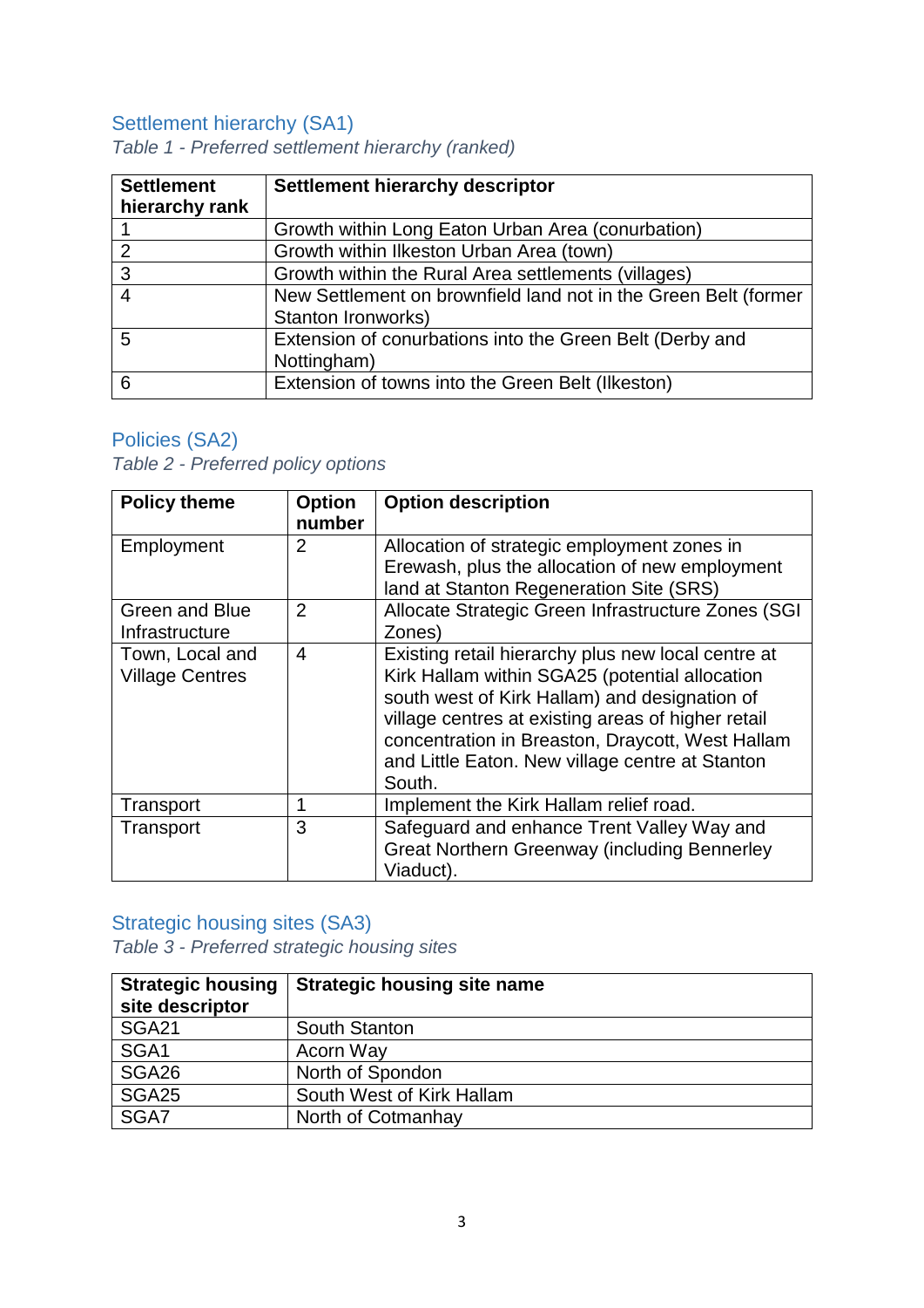## Settlement hierarchy (SA1)

*Table 1 - Preferred settlement hierarchy (ranked)*

| Settlement hierarchy rank | Settlement hierarchy descriptor |
|---|---|
| 1 | Growth within Long Eaton Urban Area (conurbation) |
| 2 | Growth within Ilkeston Urban Area (town) |
| 3 | Growth within the Rural Area settlements (villages) |
| 4 | New Settlement on brownfield land not in the Green Belt (former Stanton Ironworks) |
| 5 | Extension of conurbations into the Green Belt (Derby and Nottingham) |
| 6 | Extension of towns into the Green Belt (Ilkeston) |

## Policies (SA2)

*Table 2 - Preferred policy options*

| Policy theme | Option number | Option description |
|---|---|---|
| Employment | 2 | Allocation of strategic employment zones in Erewash, plus the allocation of new employment land at Stanton Regeneration Site (SRS) |
| Green and Blue Infrastructure | 2 | Allocate Strategic Green Infrastructure Zones (SGI Zones) |
| Town, Local and Village Centres | 4 | Existing retail hierarchy plus new local centre at Kirk Hallam within SGA25 (potential allocation south west of Kirk Hallam) and designation of village centres at existing areas of higher retail concentration in Breaston, Draycott, West Hallam and Little Eaton. New village centre at Stanton South. |
| Transport | 1 | Implement the Kirk Hallam relief road. |
| Transport | 3 | Safeguard and enhance Trent Valley Way and Great Northern Greenway (including Bennerley Viaduct). |

## Strategic housing sites (SA3)

*Table 3 - Preferred strategic housing sites*

| Strategic housing site descriptor | Strategic housing site name |
|---|---|
| SGA21 | South Stanton |
| SGA1 | Acorn Way |
| SGA26 | North of Spondon |
| SGA25 | South West of Kirk Hallam |
| SGA7 | North of Cotmanhay |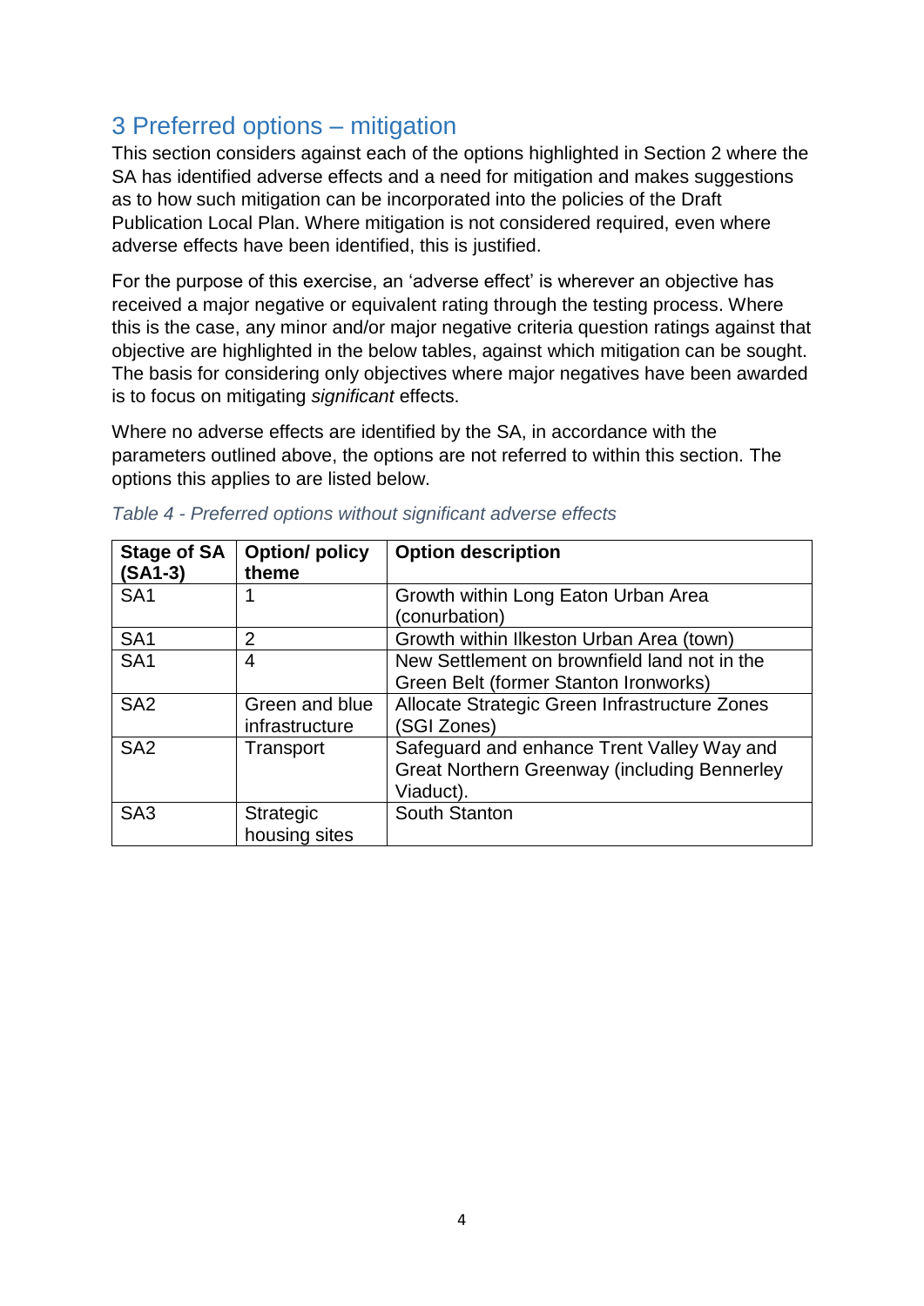## 3 Preferred options – mitigation

This section considers against each of the options highlighted in Section 2 where the SA has identified adverse effects and a need for mitigation and makes suggestions as to how such mitigation can be incorporated into the policies of the Draft Publication Local Plan. Where mitigation is not considered required, even where adverse effects have been identified, this is justified.

For the purpose of this exercise, an 'adverse effect' is wherever an objective has received a major negative or equivalent rating through the testing process. Where this is the case, any minor and/or major negative criteria question ratings against that objective are highlighted in the below tables, against which mitigation can be sought. The basis for considering only objectives where major negatives have been awarded is to focus on mitigating *significant* effects.

Where no adverse effects are identified by the SA, in accordance with the parameters outlined above, the options are not referred to within this section. The options this applies to are listed below.

*Table 4 - Preferred options without significant adverse effects*

| Stage of SA (SA1-3) | Option/ policy theme | Option description |
|---|---|---|
| SA1 | 1 | Growth within Long Eaton Urban Area (conurbation) |
| SA1 | 2 | Growth within Ilkeston Urban Area (town) |
| SA1 | 4 | New Settlement on brownfield land not in the Green Belt (former Stanton Ironworks) |
| SA2 | Green and blue infrastructure | Allocate Strategic Green Infrastructure Zones (SGI Zones) |
| SA2 | Transport | Safeguard and enhance Trent Valley Way and Great Northern Greenway (including Bennerley Viaduct). |
| SA3 | Strategic housing sites | South Stanton |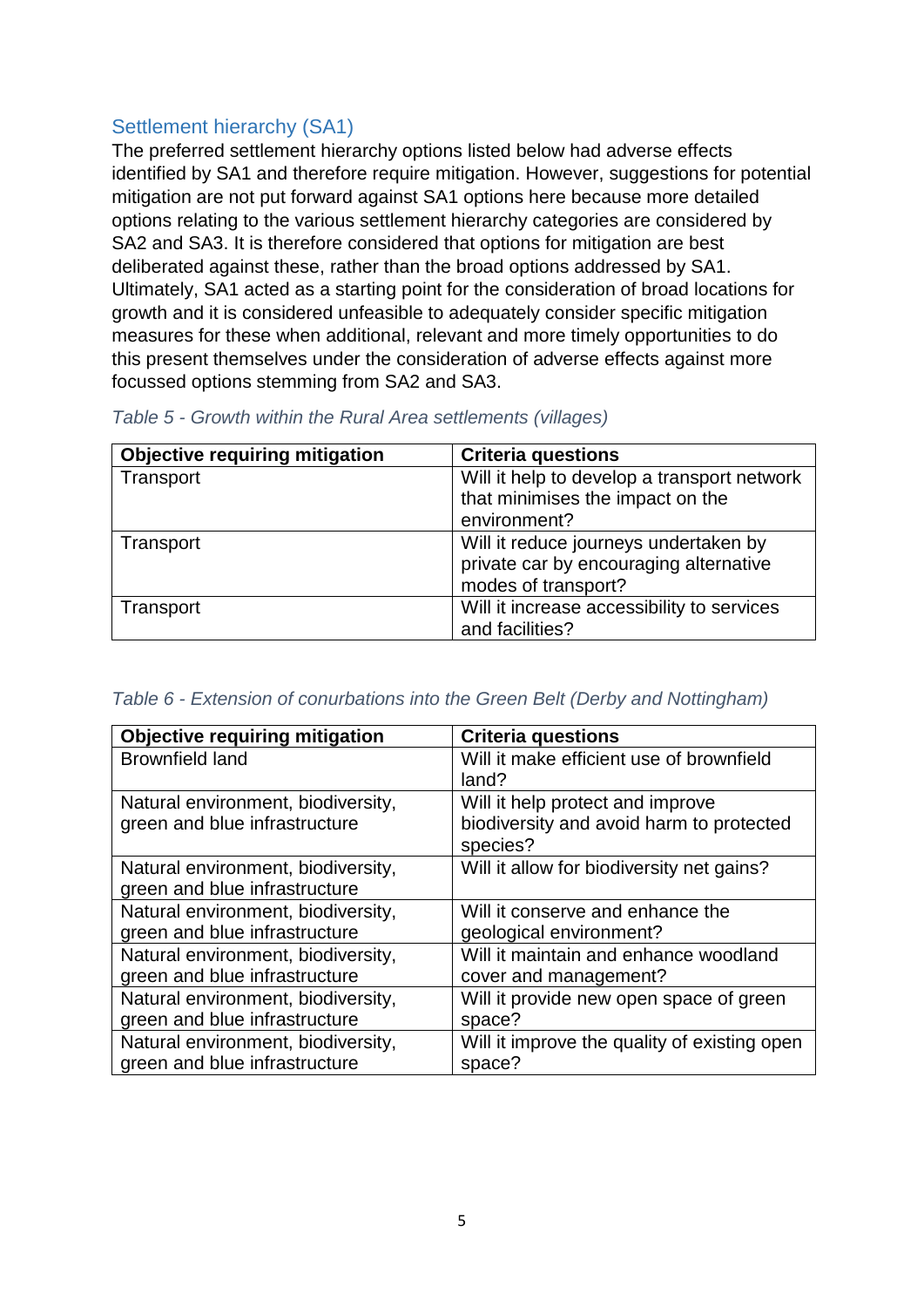## Settlement hierarchy (SA1)

The preferred settlement hierarchy options listed below had adverse effects identified by SA1 and therefore require mitigation. However, suggestions for potential mitigation are not put forward against SA1 options here because more detailed options relating to the various settlement hierarchy categories are considered by SA2 and SA3. It is therefore considered that options for mitigation are best deliberated against these, rather than the broad options addressed by SA1. Ultimately, SA1 acted as a starting point for the consideration of broad locations for growth and it is considered unfeasible to adequately consider specific mitigation measures for these when additional, relevant and more timely opportunities to do this present themselves under the consideration of adverse effects against more focussed options stemming from SA2 and SA3.

*Table 5 - Growth within the Rural Area settlements (villages)*

| Objective requiring mitigation | Criteria questions |
|---|---|
| Transport | Will it help to develop a transport network that minimises the impact on the environment? |
| Transport | Will it reduce journeys undertaken by private car by encouraging alternative modes of transport? |
| Transport | Will it increase accessibility to services and facilities? |

*Table 6 - Extension of conurbations into the Green Belt (Derby and Nottingham)*

| Objective requiring mitigation | Criteria questions |
|---|---|
| Brownfield land | Will it make efficient use of brownfield land? |
| Natural environment, biodiversity, green and blue infrastructure | Will it help protect and improve biodiversity and avoid harm to protected species? |
| Natural environment, biodiversity, green and blue infrastructure | Will it allow for biodiversity net gains? |
| Natural environment, biodiversity, green and blue infrastructure | Will it conserve and enhance the geological environment? |
| Natural environment, biodiversity, green and blue infrastructure | Will it maintain and enhance woodland cover and management? |
| Natural environment, biodiversity, green and blue infrastructure | Will it provide new open space of green space? |
| Natural environment, biodiversity, green and blue infrastructure | Will it improve the quality of existing open space? |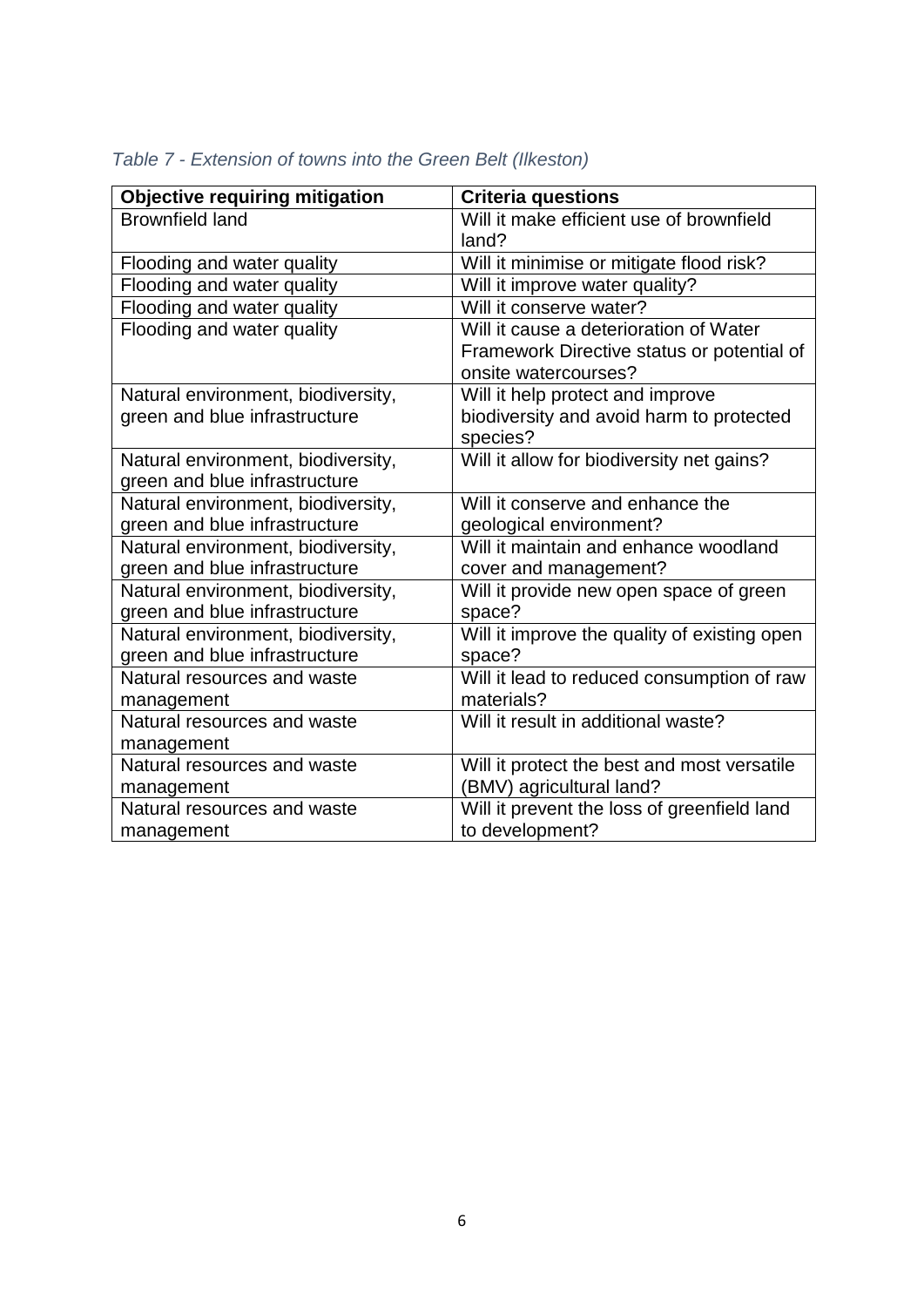*Table 7 - Extension of towns into the Green Belt (Ilkeston)*

| Objective requiring mitigation | Criteria questions |
|---|---|
| Brownfield land | Will it make efficient use of brownfield land? |
| Flooding and water quality | Will it minimise or mitigate flood risk? |
| Flooding and water quality | Will it improve water quality? |
| Flooding and water quality | Will it conserve water? |
| Flooding and water quality | Will it cause a deterioration of Water Framework Directive status or potential of onsite watercourses? |
| Natural environment, biodiversity, green and blue infrastructure | Will it help protect and improve biodiversity and avoid harm to protected species? |
| Natural environment, biodiversity, green and blue infrastructure | Will it allow for biodiversity net gains? |
| Natural environment, biodiversity, green and blue infrastructure | Will it conserve and enhance the geological environment? |
| Natural environment, biodiversity, green and blue infrastructure | Will it maintain and enhance woodland cover and management? |
| Natural environment, biodiversity, green and blue infrastructure | Will it provide new open space of green space? |
| Natural environment, biodiversity, green and blue infrastructure | Will it improve the quality of existing open space? |
| Natural resources and waste management | Will it lead to reduced consumption of raw materials? |
| Natural resources and waste management | Will it result in additional waste? |
| Natural resources and waste management | Will it protect the best and most versatile (BMV) agricultural land? |
| Natural resources and waste management | Will it prevent the loss of greenfield land to development? |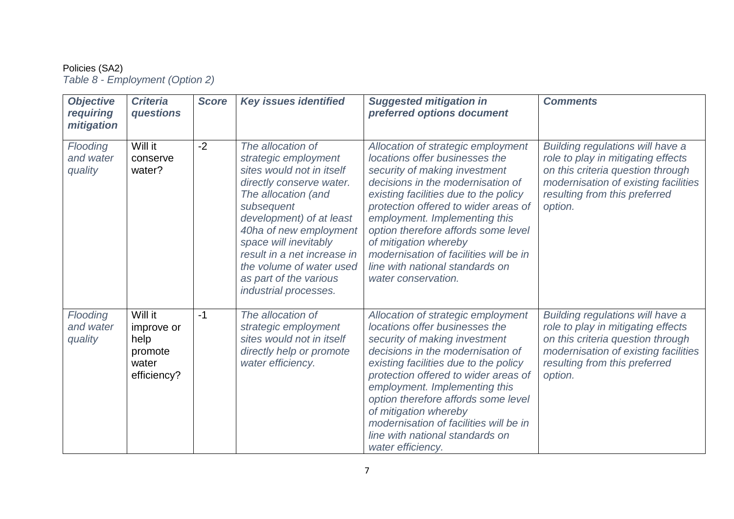Policies (SA2)

*Table 8 - Employment (Option 2)*

| ***Objective requiring mitigation*** | ***Criteria questions*** | ***Score*** | ***Key issues identified*** | ***Suggested mitigation in preferred options document*** | ***Comments*** |
|---|---|---|---|---|---|
| *Flooding and water quality* | Will it conserve water? | -2 | *The allocation of strategic employment sites would not in itself directly conserve water. The allocation (and subsequent development) of at least 40ha of new employment space will inevitably result in a net increase in the volume of water used as part of the various industrial processes.* | *Allocation of strategic employment locations offer businesses the security of making investment decisions in the modernisation of existing facilities due to the policy protection offered to wider areas of employment. Implementing this option therefore affords some level of mitigation whereby modernisation of facilities will be in line with national standards on water conservation.* | *Building regulations will have a role to play in mitigating effects on this criteria question through modernisation of existing facilities resulting from this preferred option.* |
| *Flooding and water quality* | Will it improve or help promote water efficiency? | -1 | *The allocation of strategic employment sites would not in itself directly help or promote water efficiency.* | *Allocation of strategic employment locations offer businesses the security of making investment decisions in the modernisation of existing facilities due to the policy protection offered to wider areas of employment. Implementing this option therefore affords some level of mitigation whereby modernisation of facilities will be in line with national standards on water efficiency.* | *Building regulations will have a role to play in mitigating effects on this criteria question through modernisation of existing facilities resulting from this preferred option.* |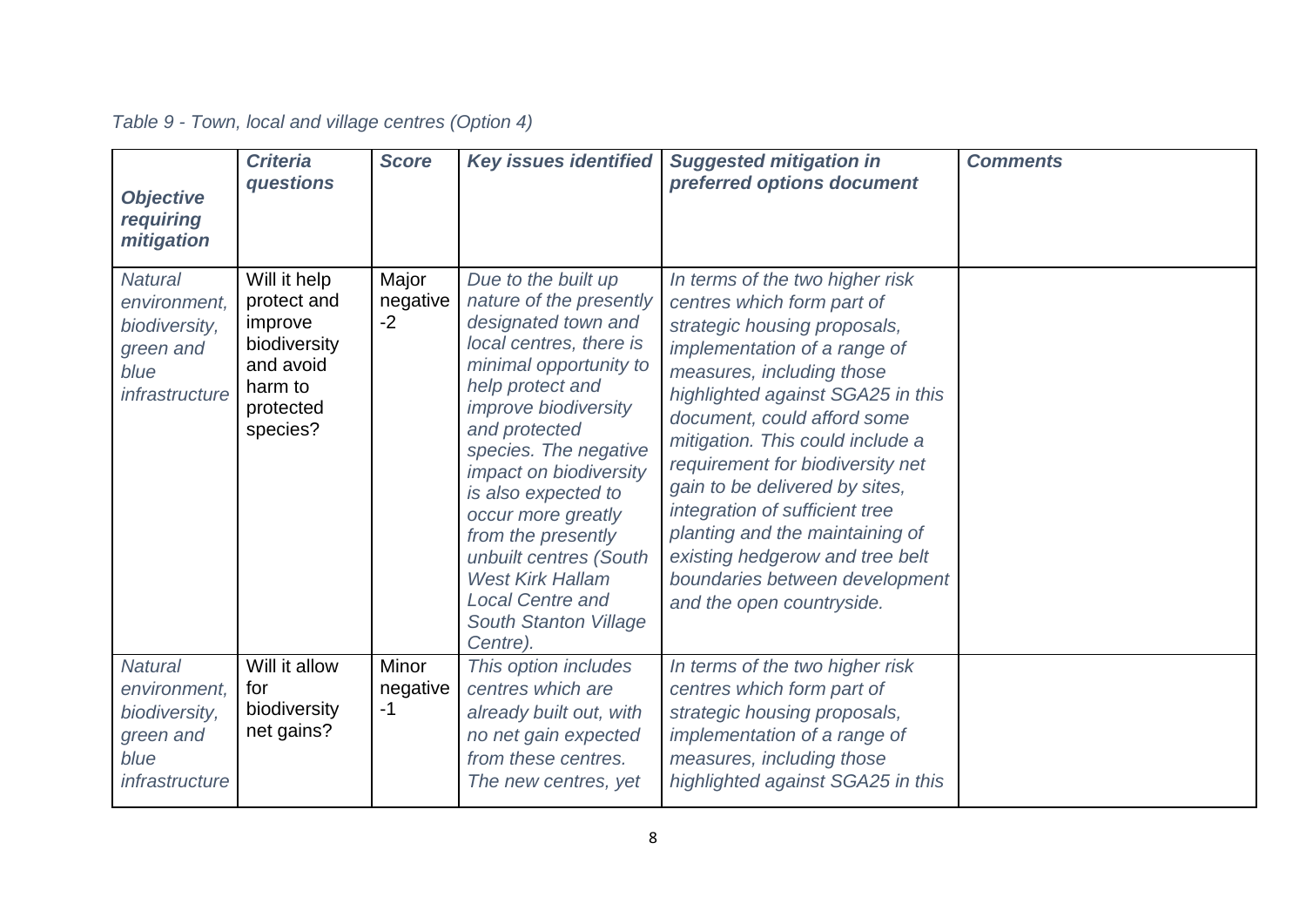*Table 9 - Town, local and village centres (Option 4)*

| ***Objective requiring mitigation*** | ***Criteria questions*** | ***Score*** | ***Key issues identified*** | ***Suggested mitigation in preferred options document*** | ***Comments*** |
|---|---|---|---|---|---|
| *Natural environment, biodiversity, green and blue infrastructure* | Will it help protect and improve biodiversity and avoid harm to protected species? | Major negative -2 | *Due to the built up nature of the presently designated town and local centres, there is minimal opportunity to help protect and improve biodiversity and protected species. The negative impact on biodiversity is also expected to occur more greatly from the presently unbuilt centres (South West Kirk Hallam Local Centre and South Stanton Village Centre).* | *In terms of the two higher risk centres which form part of strategic housing proposals, implementation of a range of measures, including those highlighted against SGA25 in this document, could afford some mitigation. This could include a requirement for biodiversity net gain to be delivered by sites, integration of sufficient tree planting and the maintaining of existing hedgerow and tree belt boundaries between development and the open countryside.* | |
| *Natural environment, biodiversity, green and blue infrastructure* | Will it allow for biodiversity net gains? | Minor negative -1 | *This option includes centres which are already built out, with no net gain expected from these centres. The new centres, yet* | *In terms of the two higher risk centres which form part of strategic housing proposals, implementation of a range of measures, including those highlighted against SGA25 in this* | |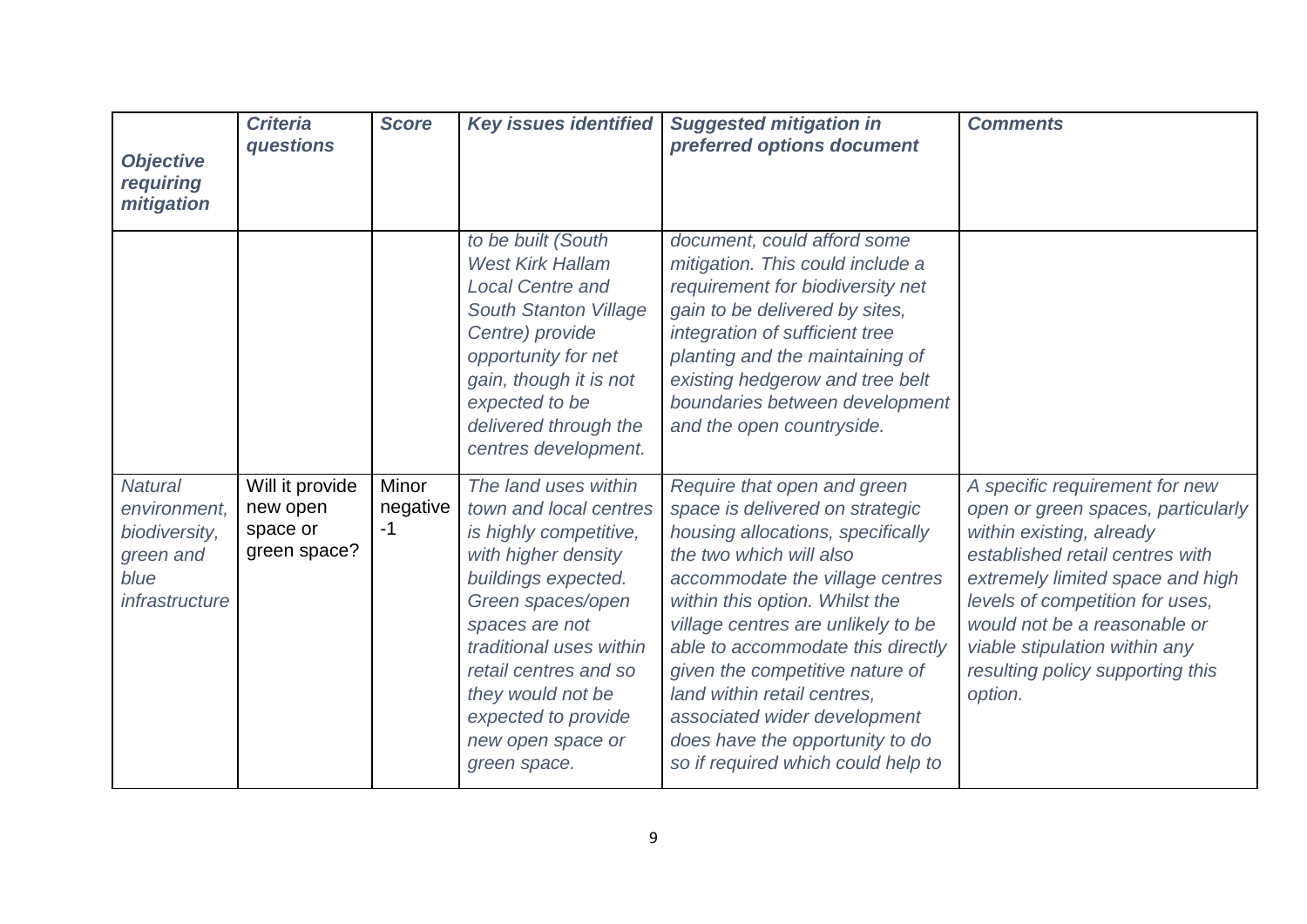| *Objective requiring mitigation* | *Criteria questions* | *Score* | *Key issues identified* | *Suggested mitigation in preferred options document* | *Comments* |
|---|---|---|---|---|---|
| | | | *to be built (South West Kirk Hallam Local Centre and South Stanton Village Centre) provide opportunity for net gain, though it is not expected to be delivered through the centres development.* | *document, could afford some mitigation. This could include a requirement for biodiversity net gain to be delivered by sites, integration of sufficient tree planting and the maintaining of existing hedgerow and tree belt boundaries between development and the open countryside.* | |
| *Natural environment, biodiversity, green and blue infrastructure* | Will it provide new open space or green space? | Minor negative -1 | *The land uses within town and local centres is highly competitive, with higher density buildings expected. Green spaces/open spaces are not traditional uses within retail centres and so they would not be expected to provide new open space or green space.* | *Require that open and green space is delivered on strategic housing allocations, specifically the two which will also accommodate the village centres within this option. Whilst the village centres are unlikely to be able to accommodate this directly given the competitive nature of land within retail centres, associated wider development does have the opportunity to do so if required which could help to* | *A specific requirement for new open or green spaces, particularly within existing, already established retail centres with extremely limited space and high levels of competition for uses, would not be a reasonable or viable stipulation within any resulting policy supporting this option.* |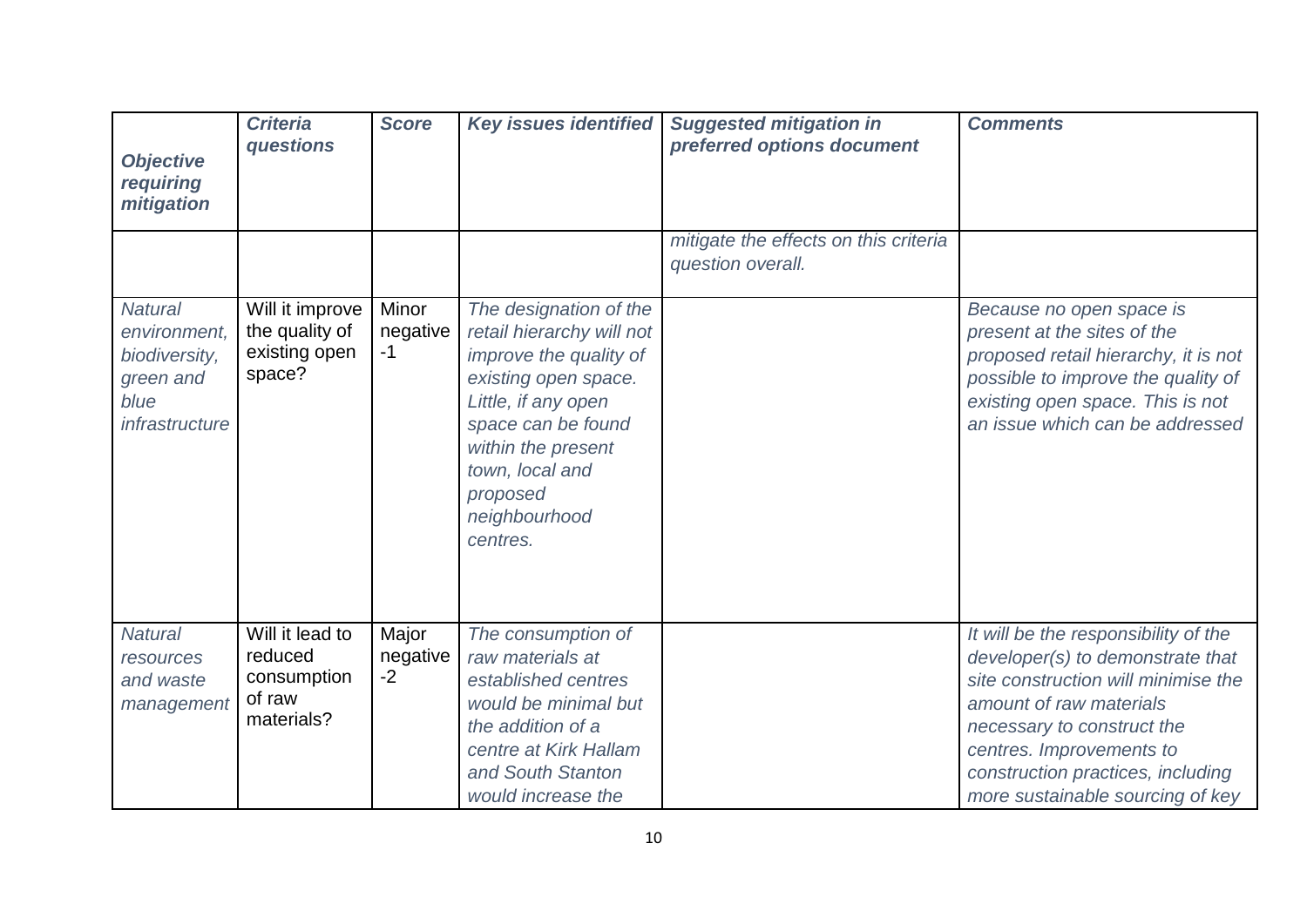| *Objective requiring mitigation* | *Criteria questions* | *Score* | *Key issues identified* | *Suggested mitigation in preferred options document* | *Comments* |
|---|---|---|---|---|---|
| | | | | *mitigate the effects on this criteria question overall.* | |
| *Natural environment, biodiversity, green and blue infrastructure* | Will it improve the quality of existing open space? | Minor negative -1 | *The designation of the retail hierarchy will not improve the quality of existing open space. Little, if any open space can be found within the present town, local and proposed neighbourhood centres.* | | *Because no open space is present at the sites of the proposed retail hierarchy, it is not possible to improve the quality of existing open space. This is not an issue which can be addressed* |
| *Natural resources and waste management* | Will it lead to reduced consumption of raw materials? | Major negative -2 | *The consumption of raw materials at established centres would be minimal but the addition of a centre at Kirk Hallam and South Stanton would increase the* | | *It will be the responsibility of the developer(s) to demonstrate that site construction will minimise the amount of raw materials necessary to construct the centres. Improvements to construction practices, including more sustainable sourcing of key* |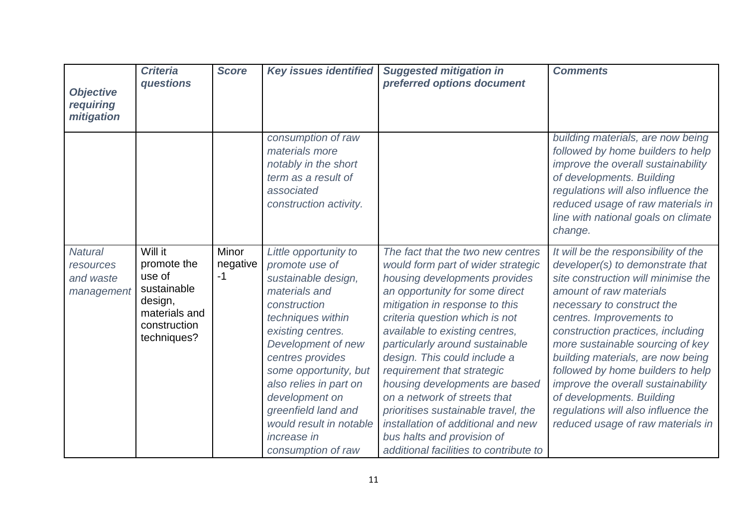| *Objective requiring mitigation* | *Criteria questions* | *Score* | *Key issues identified* | *Suggested mitigation in preferred options document* | *Comments* |
|---|---|---|---|---|---|
| | | | *consumption of raw materials more notably in the short term as a result of associated construction activity.* | | *building materials, are now being followed by home builders to help improve the overall sustainability of developments. Building regulations will also influence the reduced usage of raw materials in line with national goals on climate change.* |
| *Natural resources and waste management* | Will it promote the use of sustainable design, materials and construction techniques? | Minor negative -1 | *Little opportunity to promote use of sustainable design, materials and construction techniques within existing centres. Development of new centres provides some opportunity, but also relies in part on development on greenfield land and would result in notable increase in consumption of raw* | *The fact that the two new centres would form part of wider strategic housing developments provides an opportunity for some direct mitigation in response to this criteria question which is not available to existing centres, particularly around sustainable design. This could include a requirement that strategic housing developments are based on a network of streets that prioritises sustainable travel, the installation of additional and new bus halts and provision of additional facilities to contribute to* | *It will be the responsibility of the developer(s) to demonstrate that site construction will minimise the amount of raw materials necessary to construct the centres. Improvements to construction practices, including more sustainable sourcing of key building materials, are now being followed by home builders to help improve the overall sustainability of developments. Building regulations will also influence the reduced usage of raw materials in* |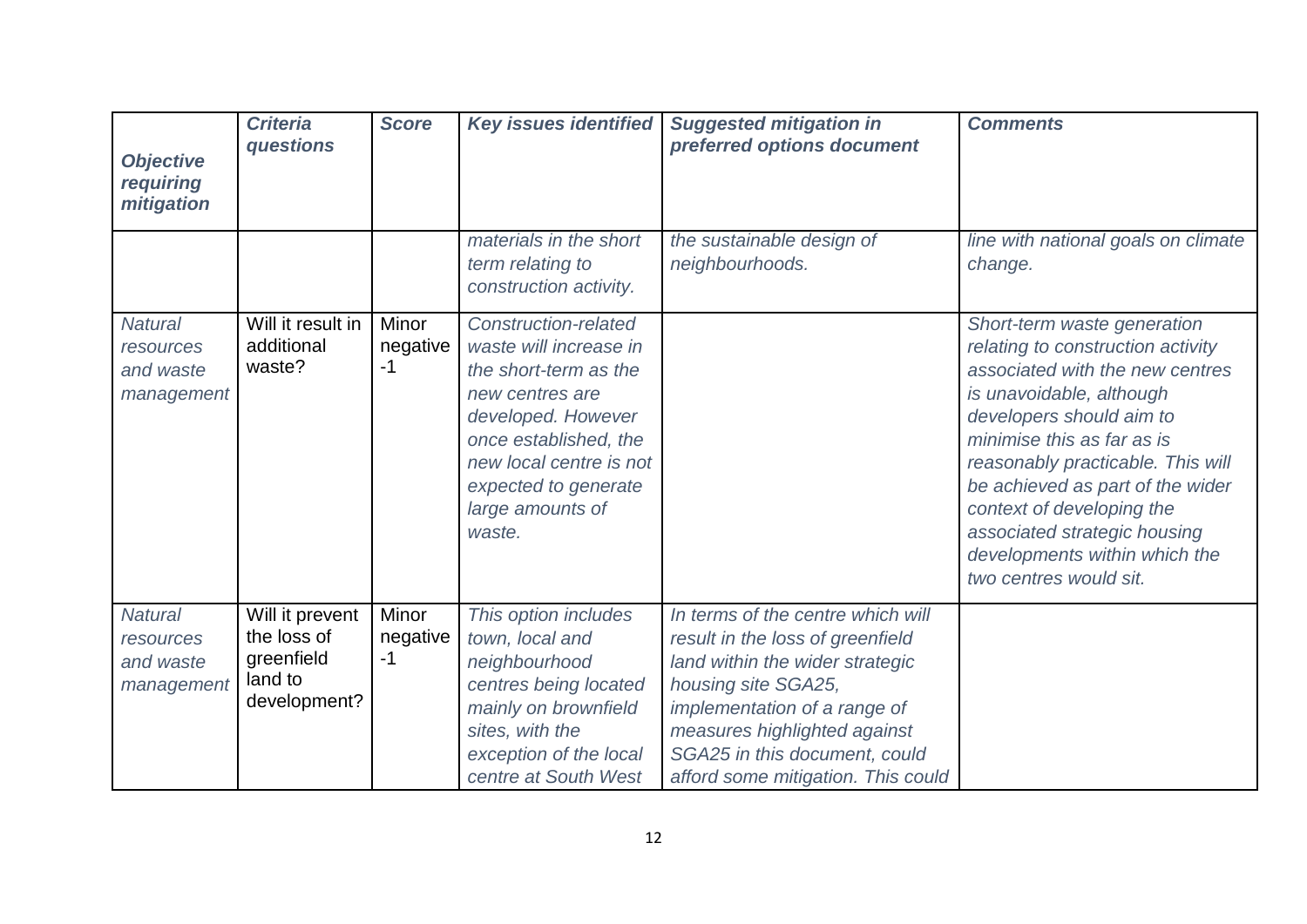| *Objective requiring mitigation* | *Criteria questions* | *Score* | *Key issues identified* | *Suggested mitigation in preferred options document* | *Comments* |
|---|---|---|---|---|---|
| | | | *materials in the short term relating to construction activity.* | *the sustainable design of neighbourhoods.* | *line with national goals on climate change.* |
| *Natural resources and waste management* | Will it result in additional waste? | Minor negative -1 | *Construction-related waste will increase in the short-term as the new centres are developed. However once established, the new local centre is not expected to generate large amounts of waste.* | | *Short-term waste generation relating to construction activity associated with the new centres is unavoidable, although developers should aim to minimise this as far as is reasonably practicable. This will be achieved as part of the wider context of developing the associated strategic housing developments within which the two centres would sit.* |
| *Natural resources and waste management* | Will it prevent the loss of greenfield land to development? | Minor negative -1 | *This option includes town, local and neighbourhood centres being located mainly on brownfield sites, with the exception of the local centre at South West* | *In terms of the centre which will result in the loss of greenfield land within the wider strategic housing site SGA25, implementation of a range of measures highlighted against SGA25 in this document, could afford some mitigation. This could* | |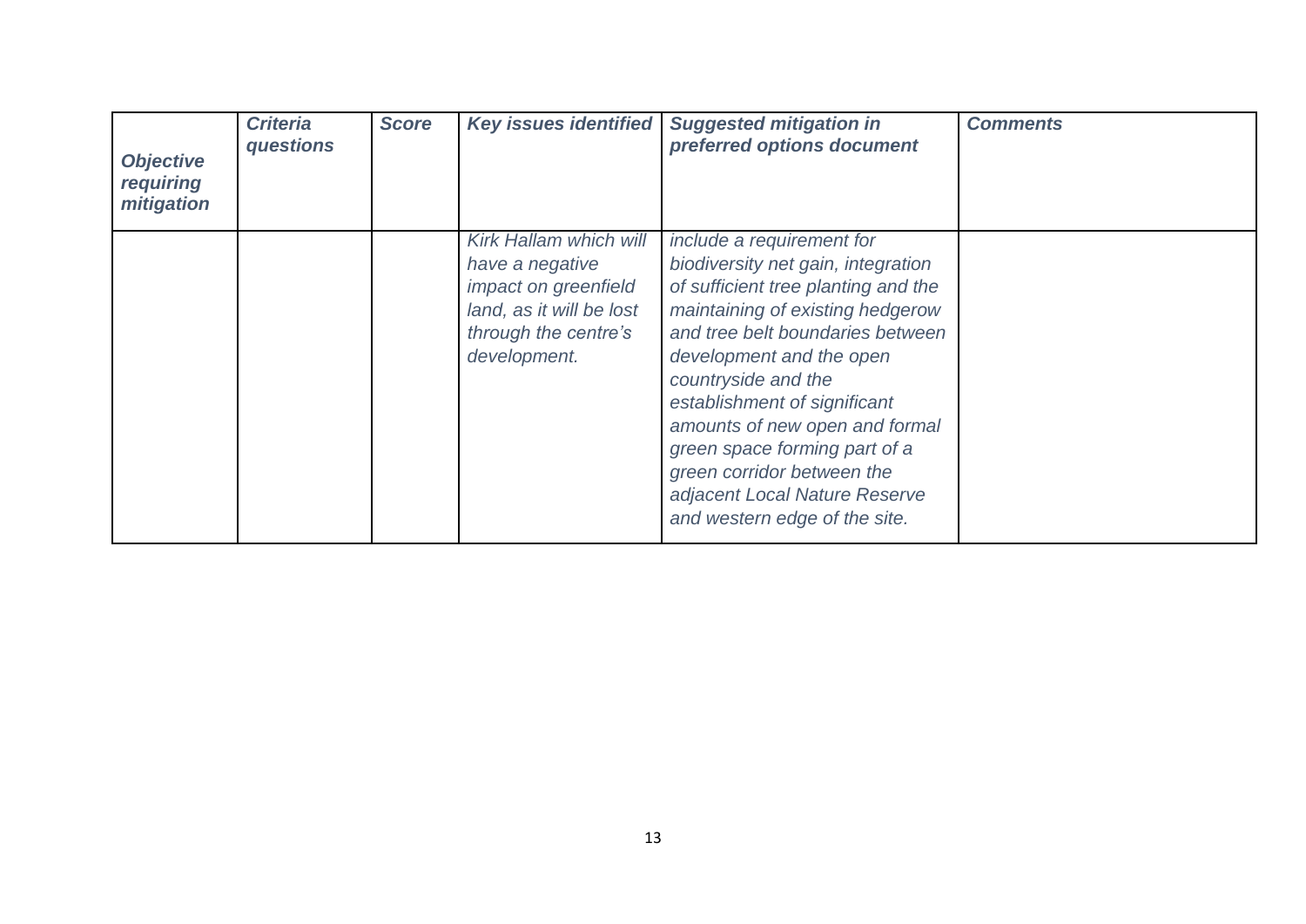| *Objective requiring mitigation* | *Criteria questions* | *Score* | *Key issues identified* | *Suggested mitigation in preferred options document* | *Comments* |
|---|---|---|---|---|---|
| | | | *Kirk Hallam which will have a negative impact on greenfield land, as it will be lost through the centre's development.* | *include a requirement for biodiversity net gain, integration of sufficient tree planting and the maintaining of existing hedgerow and tree belt boundaries between development and the open countryside and the establishment of significant amounts of new open and formal green space forming part of a green corridor between the adjacent Local Nature Reserve and western edge of the site.* | |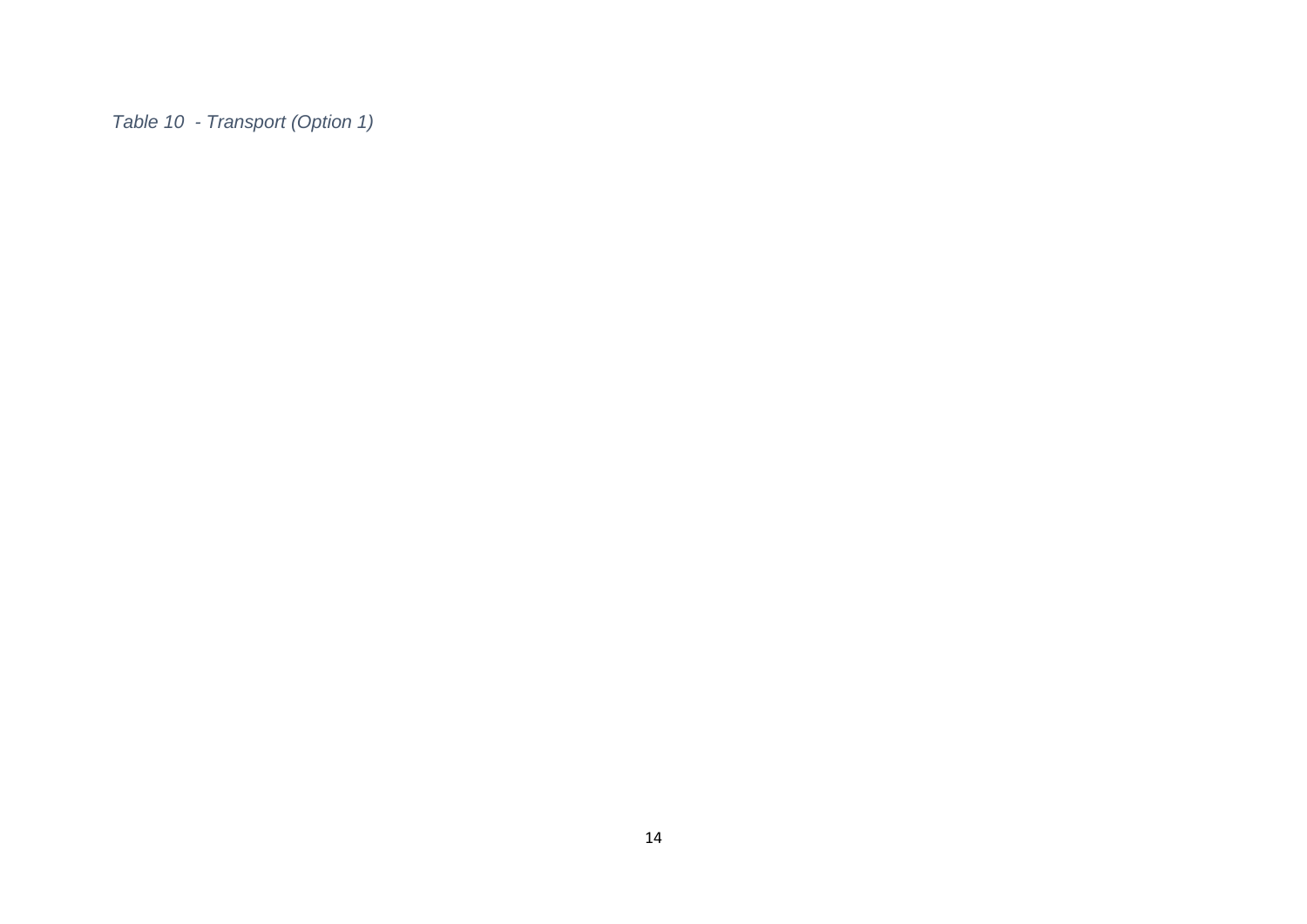*Table 10 - Transport (Option 1)*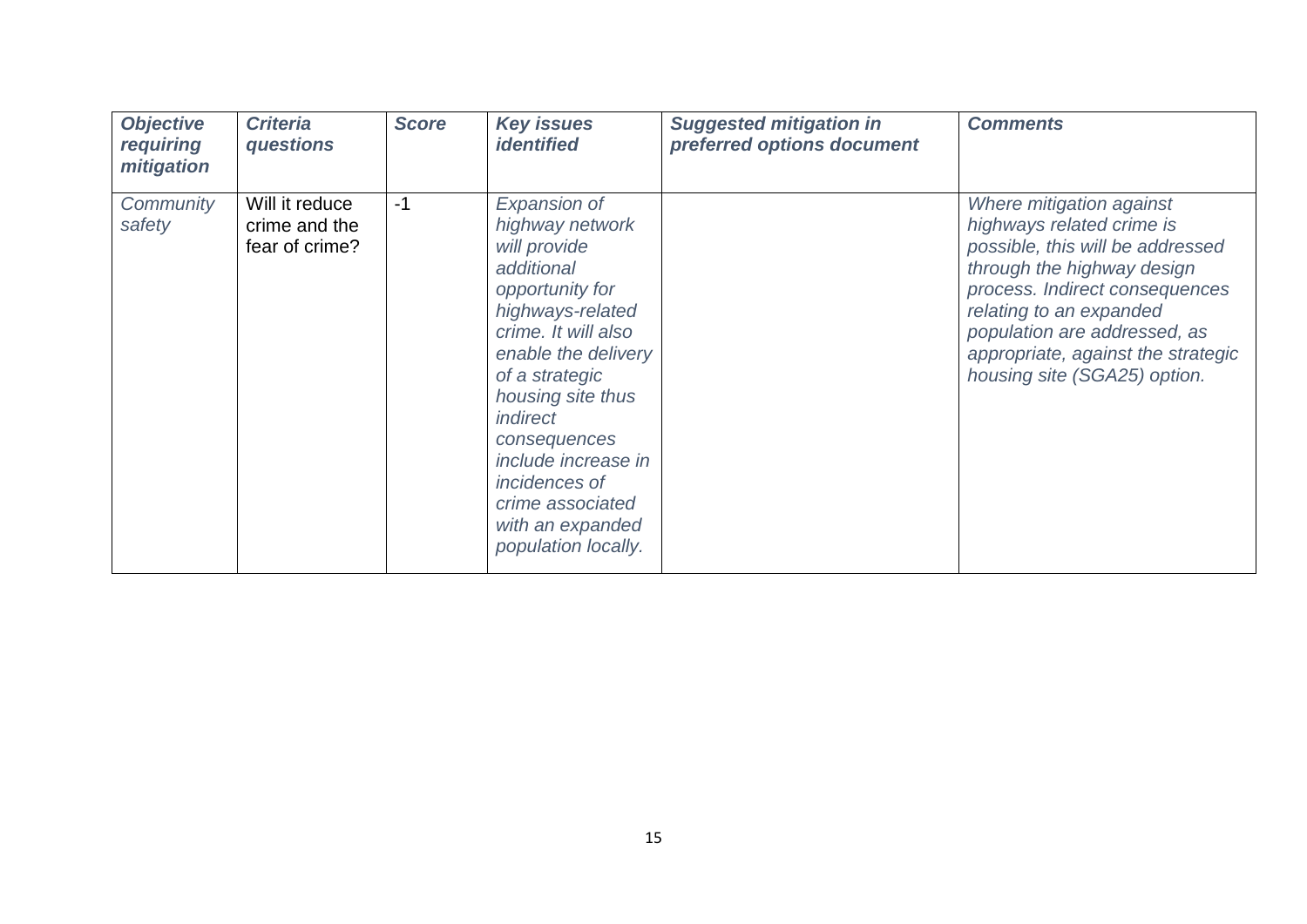| ***Objective requiring mitigation*** | ***Criteria questions*** | ***Score*** | ***Key issues identified*** | ***Suggested mitigation in preferred options document*** | ***Comments*** |
|---|---|---|---|---|---|
| *Community safety* | Will it reduce crime and the fear of crime? | -1 | *Expansion of highway network will provide additional opportunity for highways-related crime. It will also enable the delivery of a strategic housing site thus indirect consequences include increase in incidences of crime associated with an expanded population locally.* | | *Where mitigation against highways related crime is possible, this will be addressed through the highway design process. Indirect consequences relating to an expanded population are addressed, as appropriate, against the strategic housing site (SGA25) option.* |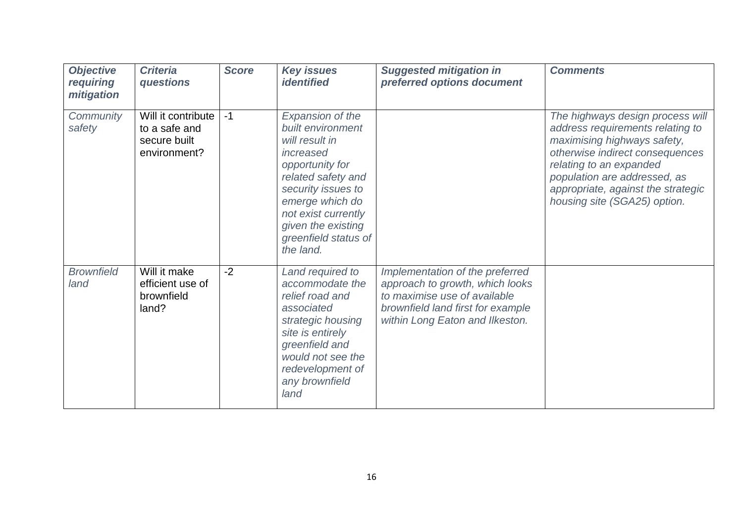| *Objective requiring mitigation* | *Criteria questions* | *Score* | *Key issues identified* | *Suggested mitigation in preferred options document* | *Comments* |
| --- | --- | --- | --- | --- | --- |
| *Community safety* | Will it contribute to a safe and secure built environment? | -1 | *Expansion of the built environment will result in increased opportunity for related safety and security issues to emerge which do not exist currently given the existing greenfield status of the land.* | | *The highways design process will address requirements relating to maximising highways safety, otherwise indirect consequences relating to an expanded population are addressed, as appropriate, against the strategic housing site (SGA25) option.* |
| *Brownfield land* | Will it make efficient use of brownfield land? | -2 | *Land required to accommodate the relief road and associated strategic housing site is entirely greenfield and would not see the redevelopment of any brownfield land* | *Implementation of the preferred approach to growth, which looks to maximise use of available brownfield land first for example within Long Eaton and Ilkeston.* | |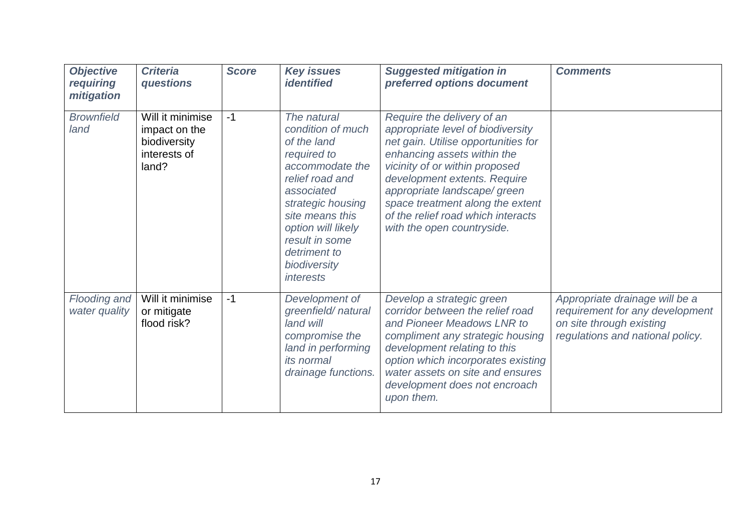| *Objective requiring mitigation* | *Criteria questions* | *Score* | *Key issues identified* | *Suggested mitigation in preferred options document* | *Comments* |
|---|---|---|---|---|---|
| *Brownfield land* | Will it minimise impact on the biodiversity interests of land? | -1 | *The natural condition of much of the land required to accommodate the relief road and associated strategic housing site means this option will likely result in some detriment to biodiversity interests* | *Require the delivery of an appropriate level of biodiversity net gain. Utilise opportunities for enhancing assets within the vicinity of or within proposed development extents. Require appropriate landscape/ green space treatment along the extent of the relief road which interacts with the open countryside.* | |
| *Flooding and water quality* | Will it minimise or mitigate flood risk? | -1 | *Development of greenfield/ natural land will compromise the land in performing its normal drainage functions.* | *Develop a strategic green corridor between the relief road and Pioneer Meadows LNR to compliment any strategic housing development relating to this option which incorporates existing water assets on site and ensures development does not encroach upon them.* | *Appropriate drainage will be a requirement for any development on site through existing regulations and national policy.* |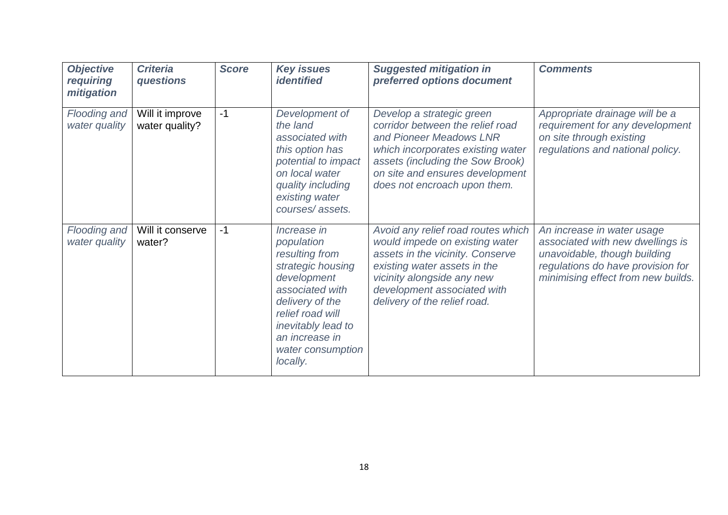| *Objective requiring mitigation* | *Criteria questions* | *Score* | *Key issues identified* | *Suggested mitigation in preferred options document* | *Comments* |
|---|---|---|---|---|---|
| *Flooding and water quality* | Will it improve water quality? | -1 | *Development of the land associated with this option has potential to impact on local water quality including existing water courses/ assets.* | *Develop a strategic green corridor between the relief road and Pioneer Meadows LNR which incorporates existing water assets (including the Sow Brook) on site and ensures development does not encroach upon them.* | *Appropriate drainage will be a requirement for any development on site through existing regulations and national policy.* |
| *Flooding and water quality* | Will it conserve water? | -1 | *Increase in population resulting from strategic housing development associated with delivery of the relief road will inevitably lead to an increase in water consumption locally.* | *Avoid any relief road routes which would impede on existing water assets in the vicinity. Conserve existing water assets in the vicinity alongside any new development associated with delivery of the relief road.* | *An increase in water usage associated with new dwellings is unavoidable, though building regulations do have provision for minimising effect from new builds.* |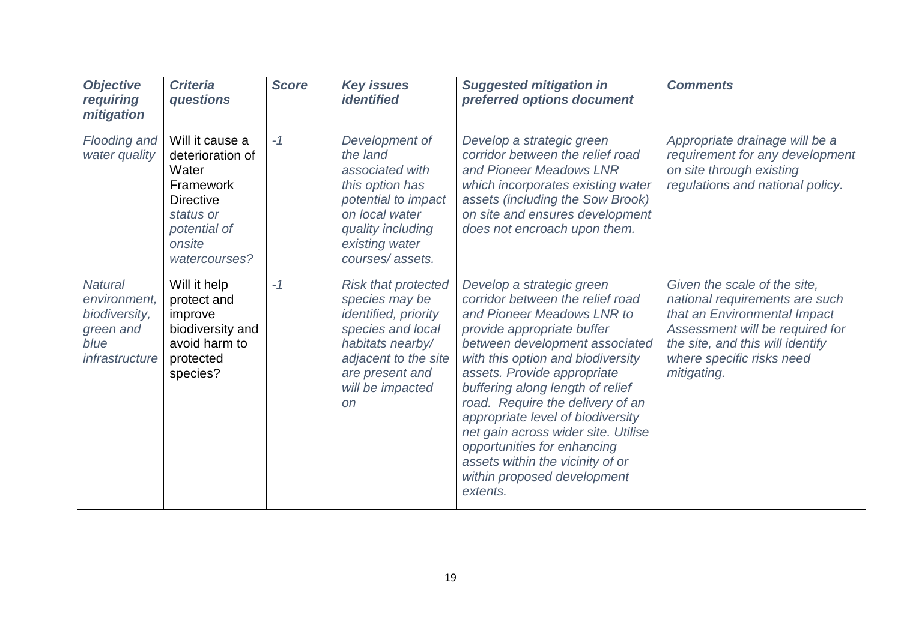| *Objective requiring mitigation* | *Criteria questions* | *Score* | *Key issues identified* | *Suggested mitigation in preferred options document* | *Comments* |
|---|---|---|---|---|---|
| *Flooding and water quality* | Will it cause a deterioration of Water Framework Directive *status or potential of onsite watercourses?* | *-1* | *Development of the land associated with this option has potential to impact on local water quality including existing water courses/ assets.* | *Develop a strategic green corridor between the relief road and Pioneer Meadows LNR which incorporates existing water assets (including the Sow Brook) on site and ensures development does not encroach upon them.* | *Appropriate drainage will be a requirement for any development on site through existing regulations and national policy.* |
| *Natural environment, biodiversity, green and blue infrastructure* | Will it help protect and improve biodiversity and avoid harm to protected species? | *-1* | *Risk that protected species may be identified, priority species and local habitats nearby/ adjacent to the site are present and will be impacted on* | *Develop a strategic green corridor between the relief road and Pioneer Meadows LNR to provide appropriate buffer between development associated with this option and biodiversity assets. Provide appropriate buffering along length of relief road. Require the delivery of an appropriate level of biodiversity net gain across wider site. Utilise opportunities for enhancing assets within the vicinity of or within proposed development extents.* | *Given the scale of the site, national requirements are such that an Environmental Impact Assessment will be required for the site, and this will identify where specific risks need mitigating.* |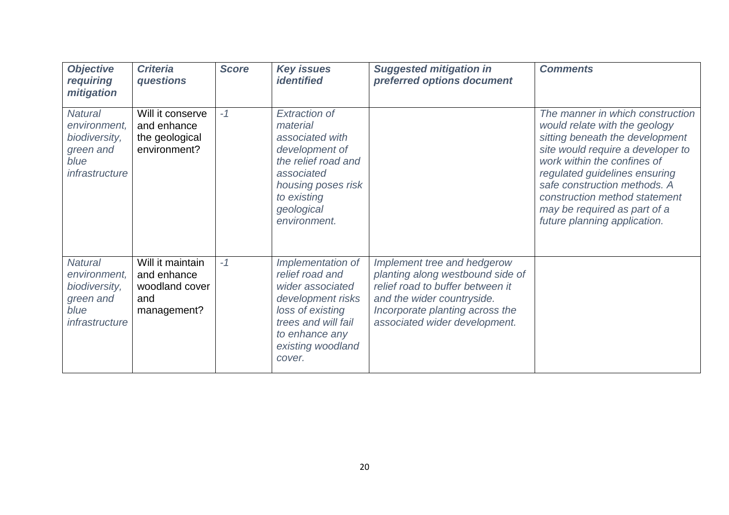| *Objective requiring mitigation* | *Criteria questions* | *Score* | *Key issues identified* | *Suggested mitigation in preferred options document* | *Comments* |
|---|---|---|---|---|---|
| *Natural environment, biodiversity, green and blue infrastructure* | Will it conserve and enhance the geological environment? | *-1* | *Extraction of material associated with development of the relief road and associated housing poses risk to existing geological environment.* | | *The manner in which construction would relate with the geology sitting beneath the development site would require a developer to work within the confines of regulated guidelines ensuring safe construction methods. A construction method statement may be required as part of a future planning application.* |
| *Natural environment, biodiversity, green and blue infrastructure* | Will it maintain and enhance woodland cover and management? | *-1* | *Implementation of relief road and wider associated development risks loss of existing trees and will fail to enhance any existing woodland cover.* | *Implement tree and hedgerow planting along westbound side of relief road to buffer between it and the wider countryside. Incorporate planting across the associated wider development.* | |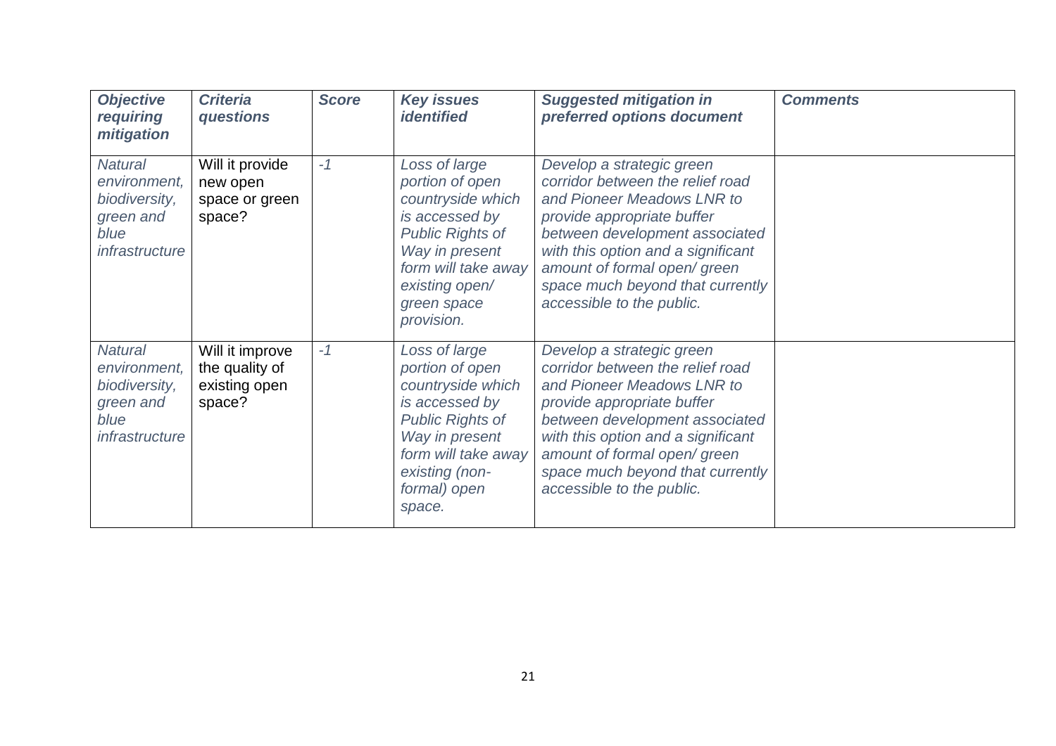| *Objective requiring mitigation* | *Criteria questions* | *Score* | *Key issues identified* | *Suggested mitigation in preferred options document* | *Comments* |
|---|---|---|---|---|---|
| *Natural environment, biodiversity, green and blue infrastructure* | Will it provide new open space or green space? | *-1* | *Loss of large portion of open countryside which is accessed by Public Rights of Way in present form will take away existing open/ green space provision.* | *Develop a strategic green corridor between the relief road and Pioneer Meadows LNR to provide appropriate buffer between development associated with this option and a significant amount of formal open/ green space much beyond that currently accessible to the public.* | |
| *Natural environment, biodiversity, green and blue infrastructure* | Will it improve the quality of existing open space? | *-1* | *Loss of large portion of open countryside which is accessed by Public Rights of Way in present form will take away existing (non-formal) open space.* | *Develop a strategic green corridor between the relief road and Pioneer Meadows LNR to provide appropriate buffer between development associated with this option and a significant amount of formal open/ green space much beyond that currently accessible to the public.* | |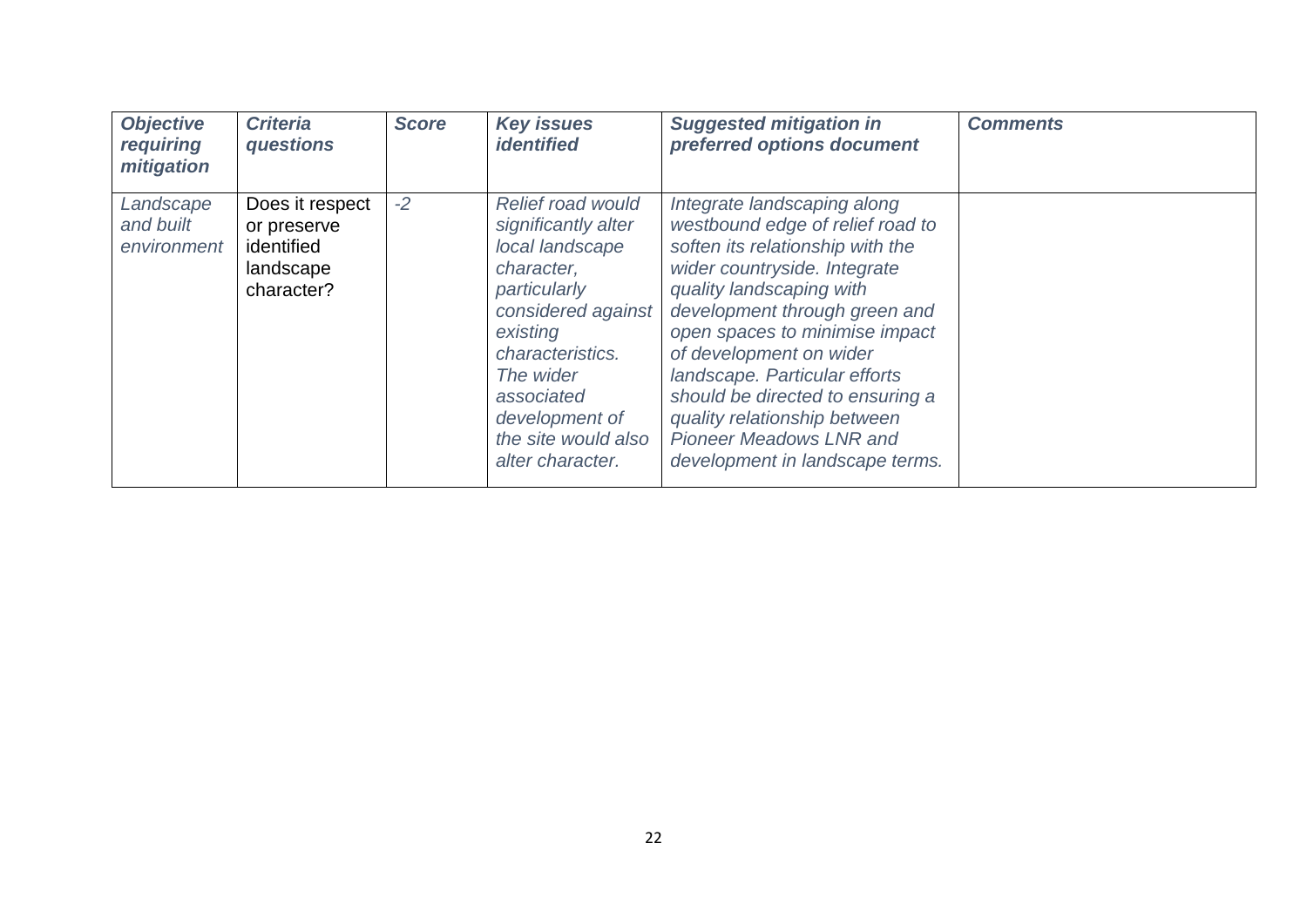| ***Objective requiring mitigation*** | ***Criteria questions*** | ***Score*** | ***Key issues identified*** | ***Suggested mitigation in preferred options document*** | ***Comments*** |
|---|---|---|---|---|---|
| *Landscape and built environment* | Does it respect or preserve identified landscape character? | *-2* | *Relief road would significantly alter local landscape character, particularly considered against existing characteristics. The wider associated development of the site would also alter character.* | *Integrate landscaping along westbound edge of relief road to soften its relationship with the wider countryside. Integrate quality landscaping with development through green and open spaces to minimise impact of development on wider landscape. Particular efforts should be directed to ensuring a quality relationship between Pioneer Meadows LNR and development in landscape terms.* | |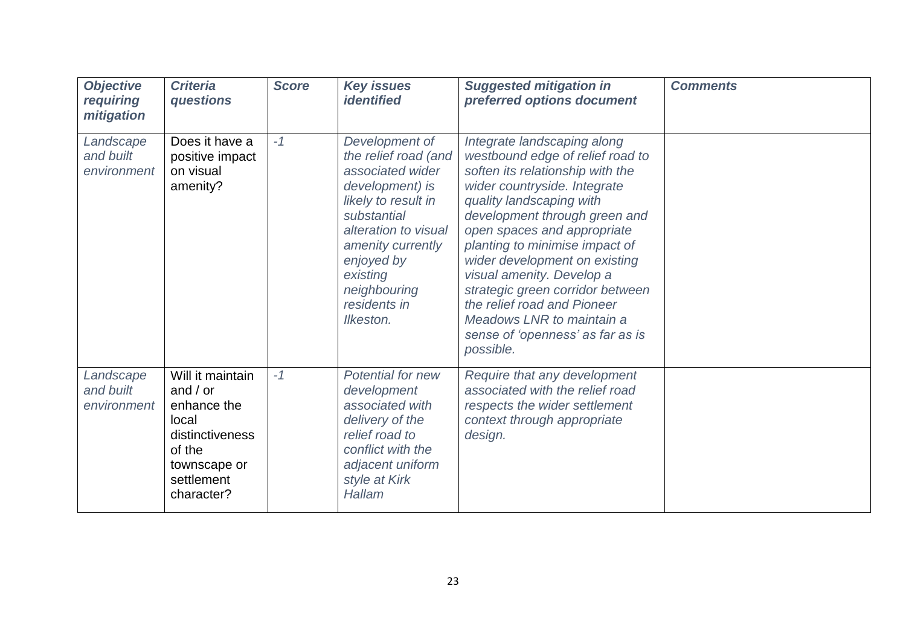| *Objective requiring mitigation* | *Criteria questions* | *Score* | *Key issues identified* | *Suggested mitigation in preferred options document* | *Comments* |
|---|---|---|---|---|---|
| *Landscape and built environment* | Does it have a positive impact on visual amenity? | *-1* | *Development of the relief road (and associated wider development) is likely to result in substantial alteration to visual amenity currently enjoyed by existing neighbouring residents in Ilkeston.* | *Integrate landscaping along westbound edge of relief road to soften its relationship with the wider countryside. Integrate quality landscaping with development through green and open spaces and appropriate planting to minimise impact of wider development on existing visual amenity. Develop a strategic green corridor between the relief road and Pioneer Meadows LNR to maintain a sense of 'openness' as far as is possible.* | |
| *Landscape and built environment* | Will it maintain and / or enhance the local distinctiveness of the townscape or settlement character? | *-1* | *Potential for new development associated with delivery of the relief road to conflict with the adjacent uniform style at Kirk Hallam* | *Require that any development associated with the relief road respects the wider settlement context through appropriate design.* | |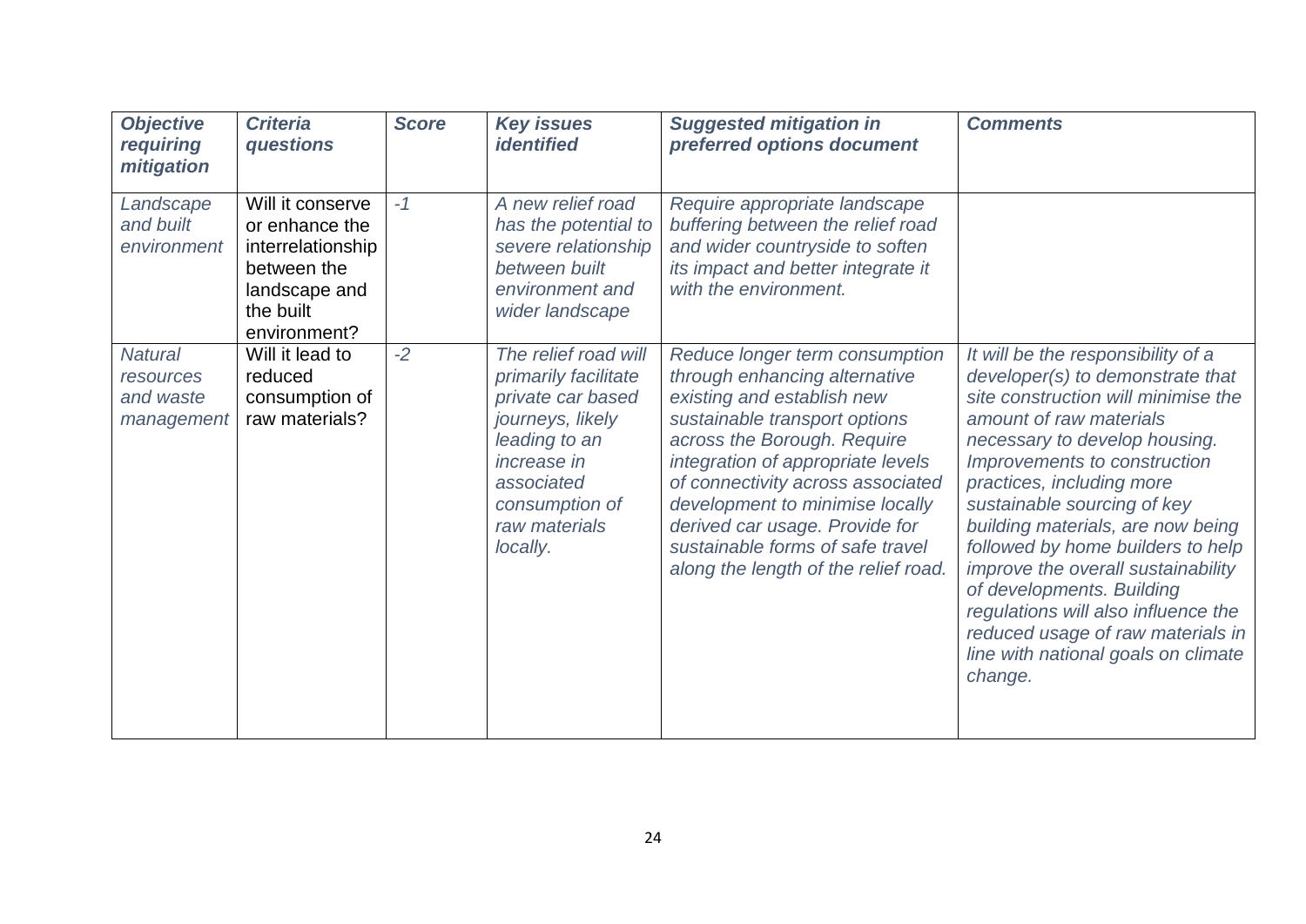| *Objective requiring mitigation* | *Criteria questions* | *Score* | *Key issues identified* | *Suggested mitigation in preferred options document* | *Comments* |
|---|---|---|---|---|---|
| *Landscape and built environment* | Will it conserve or enhance the interrelationship between the landscape and the built environment? | *-1* | *A new relief road has the potential to severe relationship between built environment and wider landscape* | *Require appropriate landscape buffering between the relief road and wider countryside to soften its impact and better integrate it with the environment.* | |
| *Natural resources and waste management* | Will it lead to reduced consumption of raw materials? | *-2* | *The relief road will primarily facilitate private car based journeys, likely leading to an increase in associated consumption of raw materials locally.* | *Reduce longer term consumption through enhancing alternative existing and establish new sustainable transport options across the Borough. Require integration of appropriate levels of connectivity across associated development to minimise locally derived car usage. Provide for sustainable forms of safe travel along the length of the relief road.* | *It will be the responsibility of a developer(s) to demonstrate that site construction will minimise the amount of raw materials necessary to develop housing. Improvements to construction practices, including more sustainable sourcing of key building materials, are now being followed by home builders to help improve the overall sustainability of developments. Building regulations will also influence the reduced usage of raw materials in line with national goals on climate change.* |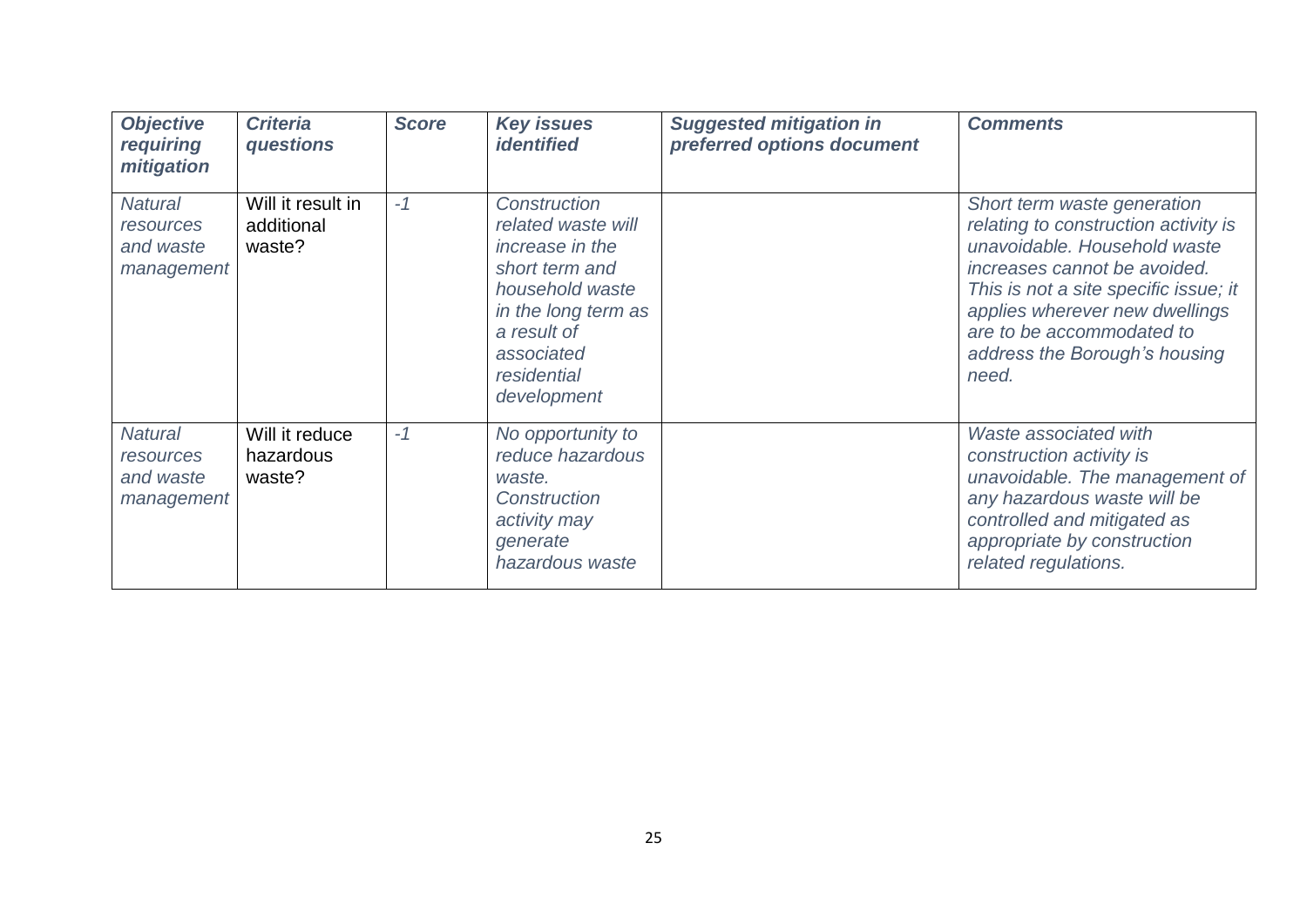| *Objective requiring mitigation* | *Criteria questions* | *Score* | *Key issues identified* | *Suggested mitigation in preferred options document* | *Comments* |
|---|---|---|---|---|---|
| *Natural resources and waste management* | Will it result in additional waste? | *-1* | *Construction related waste will increase in the short term and household waste in the long term as a result of associated residential development* | | *Short term waste generation relating to construction activity is unavoidable. Household waste increases cannot be avoided. This is not a site specific issue; it applies wherever new dwellings are to be accommodated to address the Borough's housing need.* |
| *Natural resources and waste management* | Will it reduce hazardous waste? | *-1* | *No opportunity to reduce hazardous waste. Construction activity may generate hazardous waste* | | *Waste associated with construction activity is unavoidable. The management of any hazardous waste will be controlled and mitigated as appropriate by construction related regulations.* |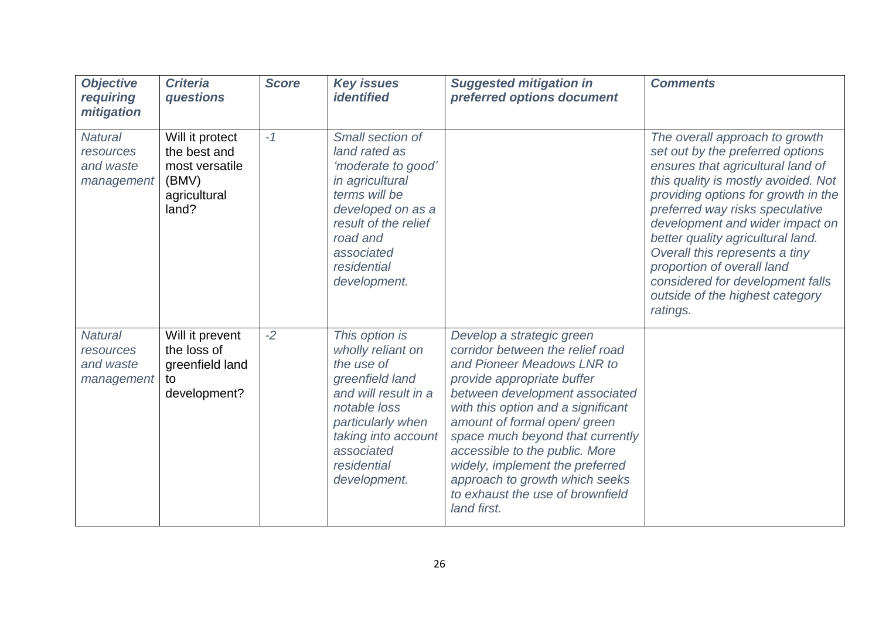| *Objective requiring mitigation* | *Criteria questions* | *Score* | *Key issues identified* | *Suggested mitigation in preferred options document* | *Comments* |
|---|---|---|---|---|---|
| *Natural resources and waste management* | Will it protect the best and most versatile (BMV) agricultural land? | *-1* | *Small section of land rated as 'moderate to good' in agricultural terms will be developed on as a result of the relief road and associated residential development.* | | *The overall approach to growth set out by the preferred options ensures that agricultural land of this quality is mostly avoided. Not providing options for growth in the preferred way risks speculative development and wider impact on better quality agricultural land. Overall this represents a tiny proportion of overall land considered for development falls outside of the highest category ratings.* |
| *Natural resources and waste management* | Will it prevent the loss of greenfield land to development? | *-2* | *This option is wholly reliant on the use of greenfield land and will result in a notable loss particularly when taking into account associated residential development.* | *Develop a strategic green corridor between the relief road and Pioneer Meadows LNR to provide appropriate buffer between development associated with this option and a significant amount of formal open/ green space much beyond that currently accessible to the public. More widely, implement the preferred approach to growth which seeks to exhaust the use of brownfield land first.* | |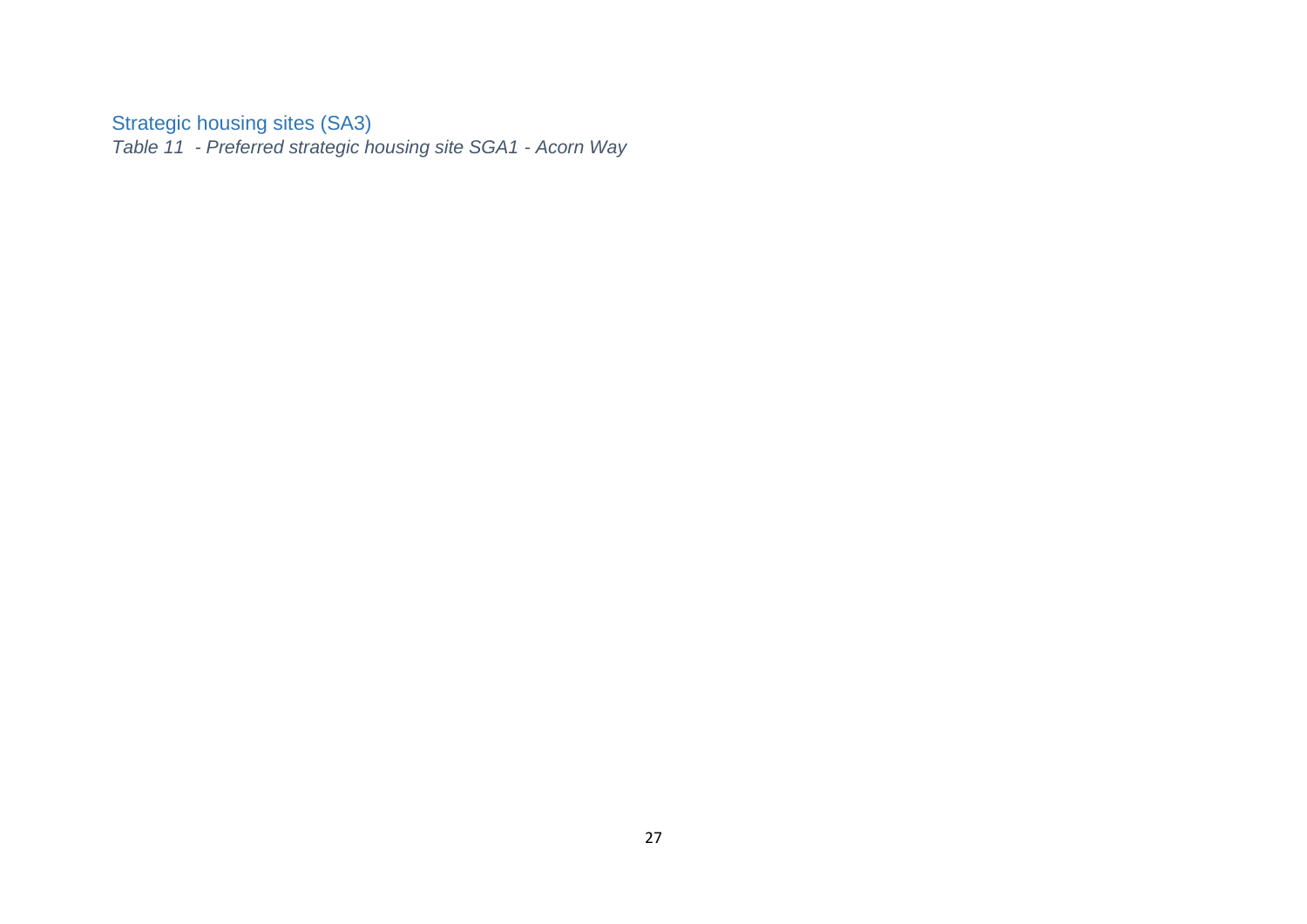## Strategic housing sites (SA3)

*Table 11 - Preferred strategic housing site SGA1 - Acorn Way*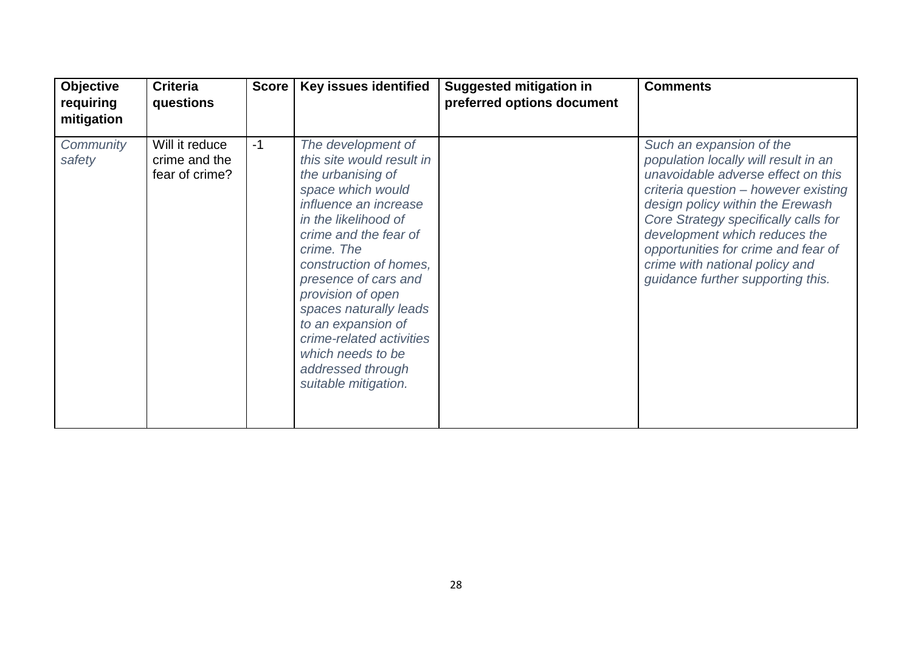| Objective requiring mitigation | Criteria questions | Score | Key issues identified | Suggested mitigation in preferred options document | Comments |
|---|---|---|---|---|---|
| *Community safety* | Will it reduce crime and the fear of crime? | -1 | *The development of this site would result in the urbanising of space which would influence an increase in the likelihood of crime and the fear of crime. The construction of homes, presence of cars and provision of open spaces naturally leads to an expansion of crime-related activities which needs to be addressed through suitable mitigation.* | | *Such an expansion of the population locally will result in an unavoidable adverse effect on this criteria question – however existing design policy within the Erewash Core Strategy specifically calls for development which reduces the opportunities for crime and fear of crime with national policy and guidance further supporting this.* |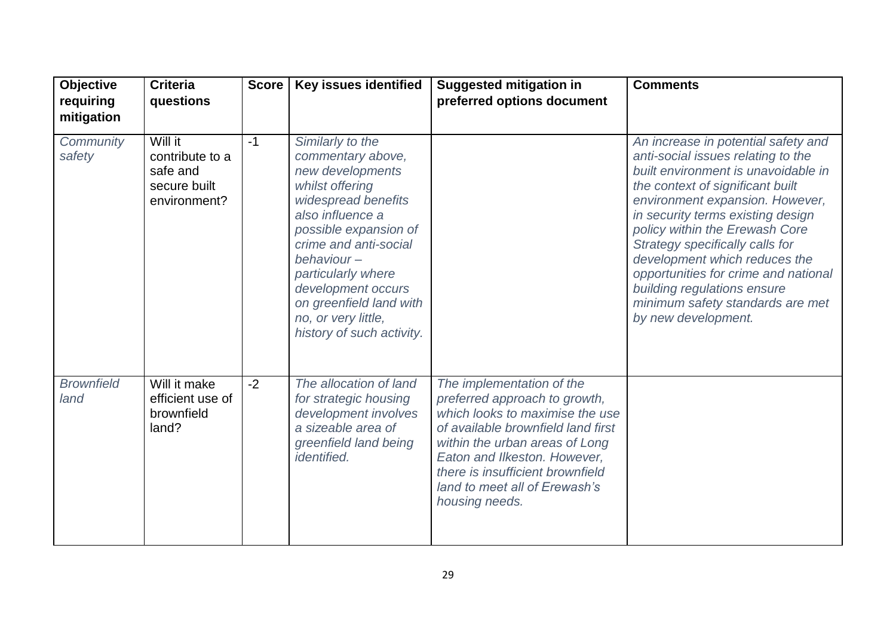| Objective requiring mitigation | Criteria questions | Score | Key issues identified | Suggested mitigation in preferred options document | Comments |
|---|---|---|---|---|---|
| *Community safety* | Will it contribute to a safe and secure built environment? | -1 | *Similarly to the commentary above, new developments whilst offering widespread benefits also influence a possible expansion of crime and anti-social behaviour – particularly where development occurs on greenfield land with no, or very little, history of such activity.* | | *An increase in potential safety and anti-social issues relating to the built environment is unavoidable in the context of significant built environment expansion. However, in security terms existing design policy within the Erewash Core Strategy specifically calls for development which reduces the opportunities for crime and national building regulations ensure minimum safety standards are met by new development.* |
| *Brownfield land* | Will it make efficient use of brownfield land? | -2 | *The allocation of land for strategic housing development involves a sizeable area of greenfield land being identified.* | *The implementation of the preferred approach to growth, which looks to maximise the use of available brownfield land first within the urban areas of Long Eaton and Ilkeston. However, there is insufficient brownfield land to meet all of Erewash's housing needs.* | |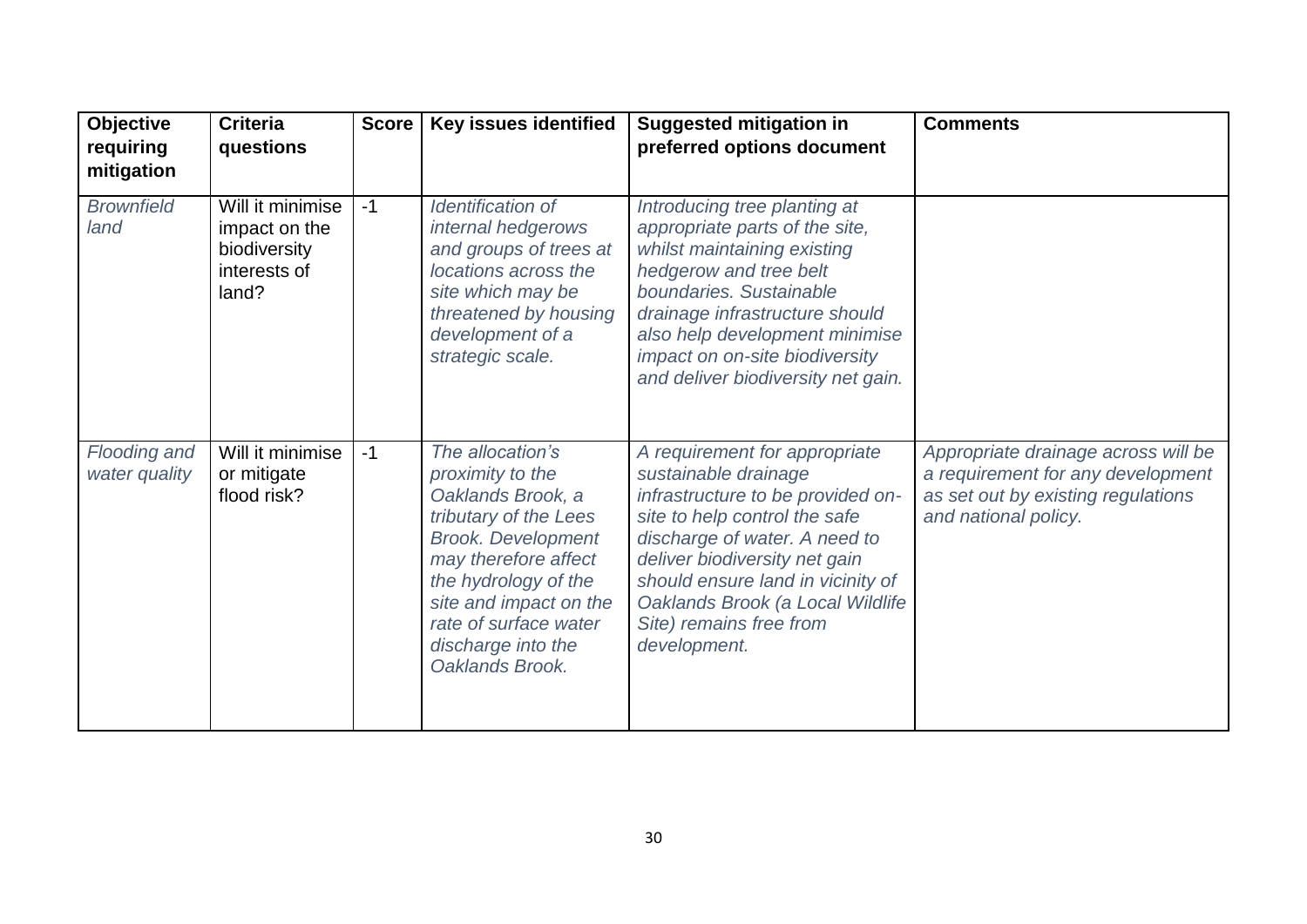| Objective requiring mitigation | Criteria questions | Score | Key issues identified | Suggested mitigation in preferred options document | Comments |
|---|---|---|---|---|---|
| *Brownfield land* | Will it minimise impact on the biodiversity interests of land? | -1 | *Identification of internal hedgerows and groups of trees at locations across the site which may be threatened by housing development of a strategic scale.* | *Introducing tree planting at appropriate parts of the site, whilst maintaining existing hedgerow and tree belt boundaries. Sustainable drainage infrastructure should also help development minimise impact on on-site biodiversity and deliver biodiversity net gain.* | |
| *Flooding and water quality* | Will it minimise or mitigate flood risk? | -1 | *The allocation's proximity to the Oaklands Brook, a tributary of the Lees Brook. Development may therefore affect the hydrology of the site and impact on the rate of surface water discharge into the Oaklands Brook.* | *A requirement for appropriate sustainable drainage infrastructure to be provided on-site to help control the safe discharge of water. A need to deliver biodiversity net gain should ensure land in vicinity of Oaklands Brook (a Local Wildlife Site) remains free from development.* | *Appropriate drainage across will be a requirement for any development as set out by existing regulations and national policy.* |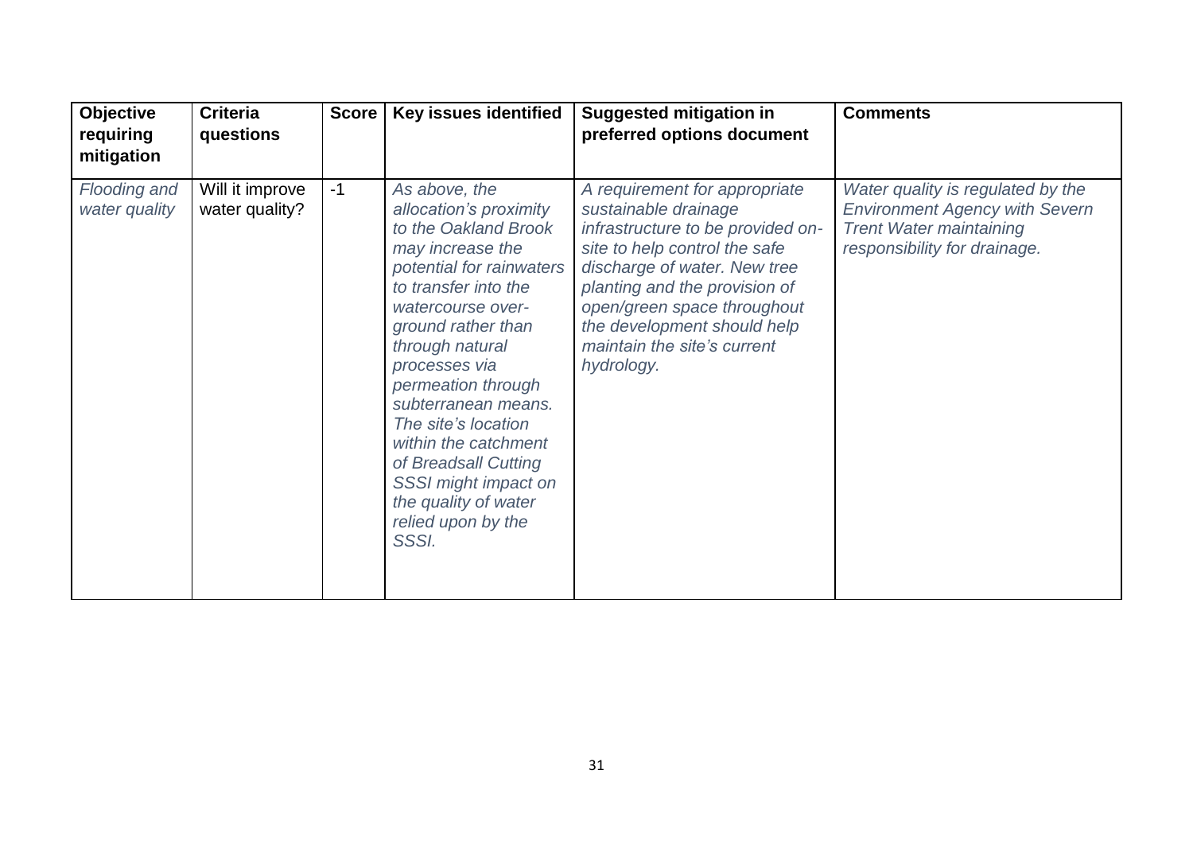| **Objective requiring mitigation** | **Criteria questions** | **Score** | **Key issues identified** | **Suggested mitigation in preferred options document** | **Comments** |
|---|---|---|---|---|---|
| *Flooding and water quality* | Will it improve water quality? | -1 | *As above, the allocation's proximity to the Oakland Brook may increase the potential for rainwaters to transfer into the watercourse over-ground rather than through natural processes via permeation through subterranean means. The site's location within the catchment of Breadsall Cutting SSSI might impact on the quality of water relied upon by the SSSI.* | *A requirement for appropriate sustainable drainage infrastructure to be provided on-site to help control the safe discharge of water. New tree planting and the provision of open/green space throughout the development should help maintain the site's current hydrology.* | *Water quality is regulated by the Environment Agency with Severn Trent Water maintaining responsibility for drainage.* |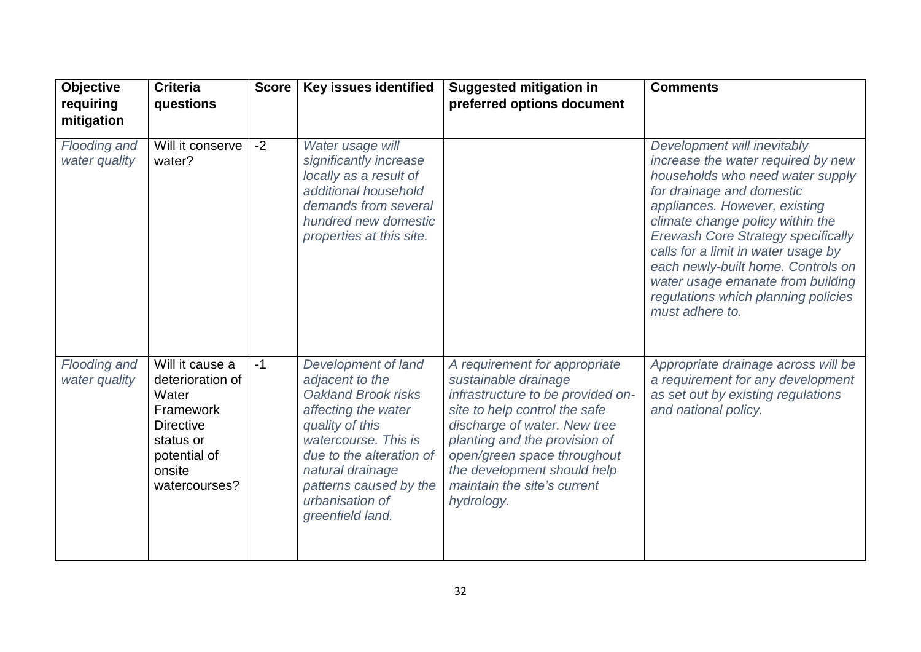| Objective requiring mitigation | Criteria questions | Score | Key issues identified | Suggested mitigation in preferred options document | Comments |
|---|---|---|---|---|---|
| *Flooding and water quality* | Will it conserve water? | -2 | *Water usage will significantly increase locally as a result of additional household demands from several hundred new domestic properties at this site.* | | *Development will inevitably increase the water required by new households who need water supply for drainage and domestic appliances. However, existing climate change policy within the Erewash Core Strategy specifically calls for a limit in water usage by each newly-built home. Controls on water usage emanate from building regulations which planning policies must adhere to.* |
| *Flooding and water quality* | Will it cause a deterioration of Water Framework Directive status or potential of onsite watercourses? | -1 | *Development of land adjacent to the Oakland Brook risks affecting the water quality of this watercourse. This is due to the alteration of natural drainage patterns caused by the urbanisation of greenfield land.* | *A requirement for appropriate sustainable drainage infrastructure to be provided on-site to help control the safe discharge of water. New tree planting and the provision of open/green space throughout the development should help maintain the site's current hydrology.* | *Appropriate drainage across will be a requirement for any development as set out by existing regulations and national policy.* |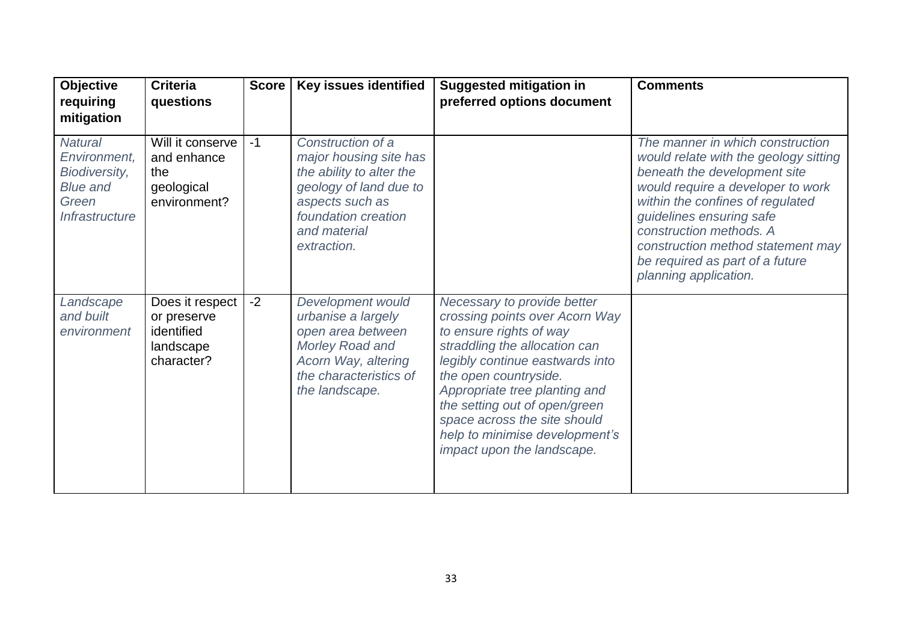| Objective requiring mitigation | Criteria questions | Score | Key issues identified | Suggested mitigation in preferred options document | Comments |
|---|---|---|---|---|---|
| *Natural Environment, Biodiversity, Blue and Green Infrastructure* | Will it conserve and enhance the geological environment? | -1 | *Construction of a major housing site has the ability to alter the geology of land due to aspects such as foundation creation and material extraction.* | | *The manner in which construction would relate with the geology sitting beneath the development site would require a developer to work within the confines of regulated guidelines ensuring safe construction methods. A construction method statement may be required as part of a future planning application.* |
| *Landscape and built environment* | Does it respect or preserve identified landscape character? | -2 | *Development would urbanise a largely open area between Morley Road and Acorn Way, altering the characteristics of the landscape.* | *Necessary to provide better crossing points over Acorn Way to ensure rights of way straddling the allocation can legibly continue eastwards into the open countryside. Appropriate tree planting and the setting out of open/green space across the site should help to minimise development's impact upon the landscape.* | |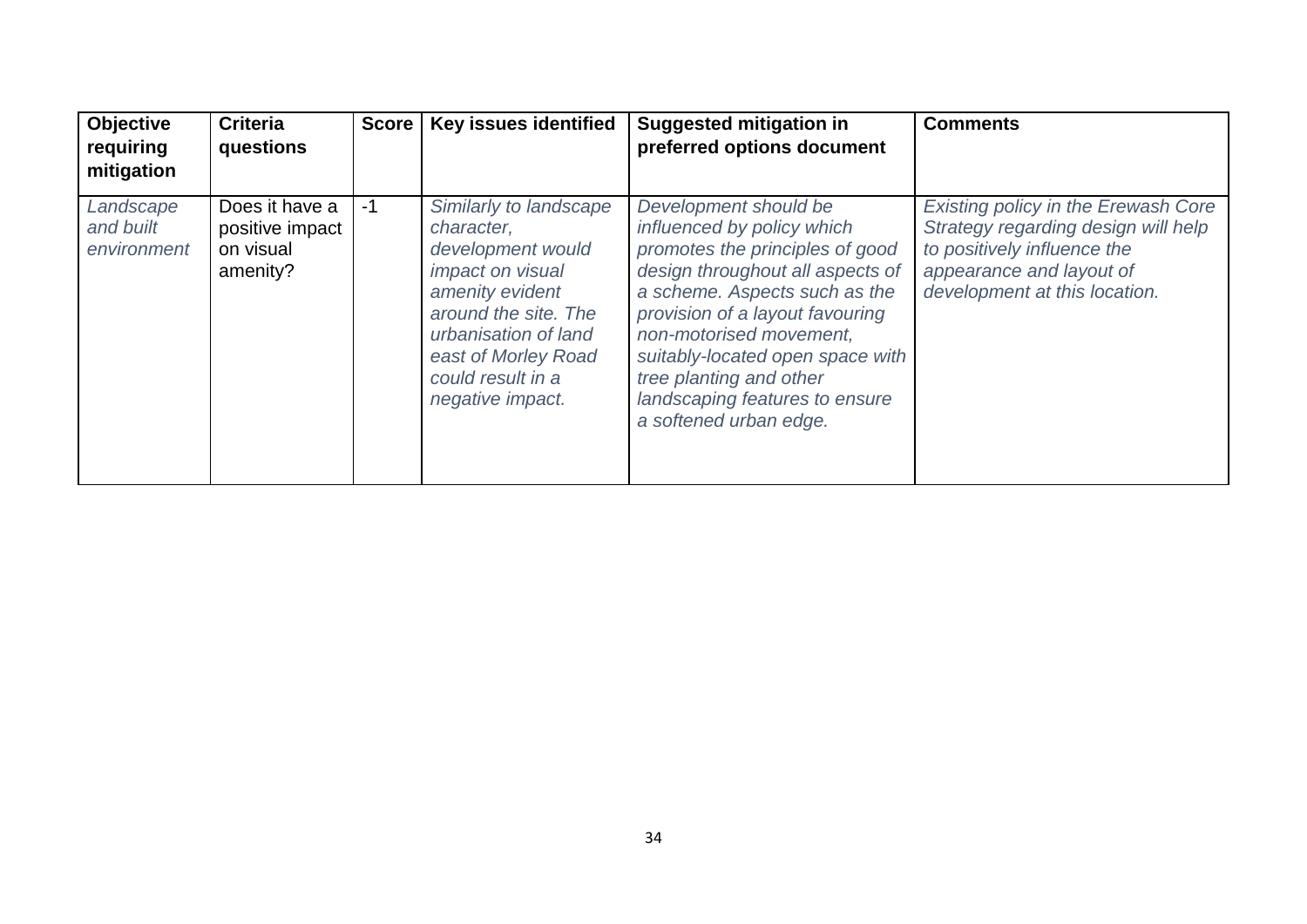| Objective requiring mitigation | Criteria questions | Score | Key issues identified | Suggested mitigation in preferred options document | Comments |
|---|---|---|---|---|---|
| *Landscape and built environment* | Does it have a positive impact on visual amenity? | -1 | *Similarly to landscape character, development would impact on visual amenity evident around the site. The urbanisation of land east of Morley Road could result in a negative impact.* | *Development should be influenced by policy which promotes the principles of good design throughout all aspects of a scheme. Aspects such as the provision of a layout favouring non-motorised movement, suitably-located open space with tree planting and other landscaping features to ensure a softened urban edge.* | *Existing policy in the Erewash Core Strategy regarding design will help to positively influence the appearance and layout of development at this location.* |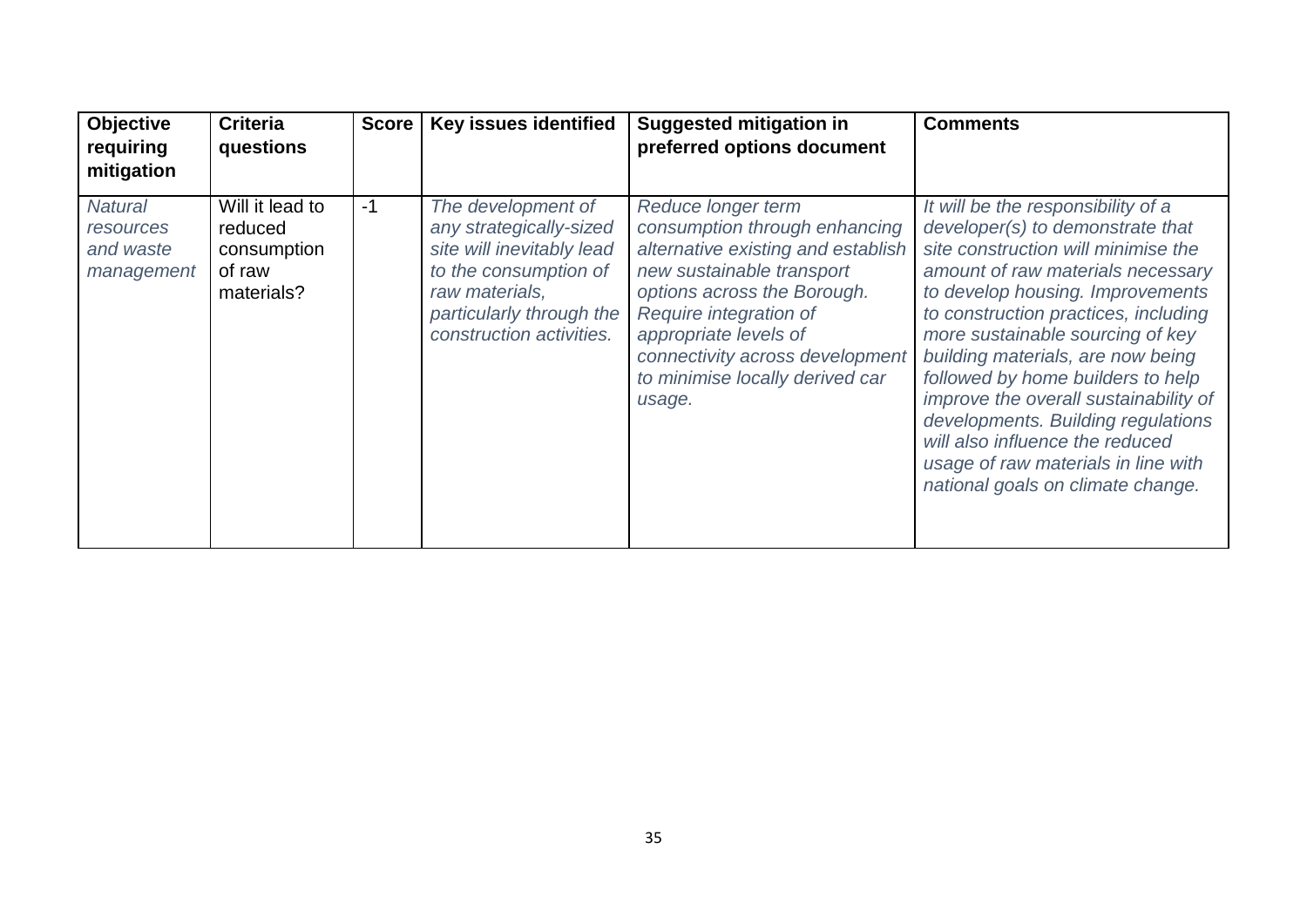| **Objective requiring mitigation** | **Criteria questions** | **Score** | **Key issues identified** | **Suggested mitigation in preferred options document** | **Comments** |
|---|---|---|---|---|---|
| *Natural resources and waste management* | Will it lead to reduced consumption of raw materials? | -1 | *The development of any strategically-sized site will inevitably lead to the consumption of raw materials, particularly through the construction activities.* | *Reduce longer term consumption through enhancing alternative existing and establish new sustainable transport options across the Borough. Require integration of appropriate levels of connectivity across development to minimise locally derived car usage.* | *It will be the responsibility of a developer(s) to demonstrate that site construction will minimise the amount of raw materials necessary to develop housing. Improvements to construction practices, including more sustainable sourcing of key building materials, are now being followed by home builders to help improve the overall sustainability of developments. Building regulations will also influence the reduced usage of raw materials in line with national goals on climate change.* |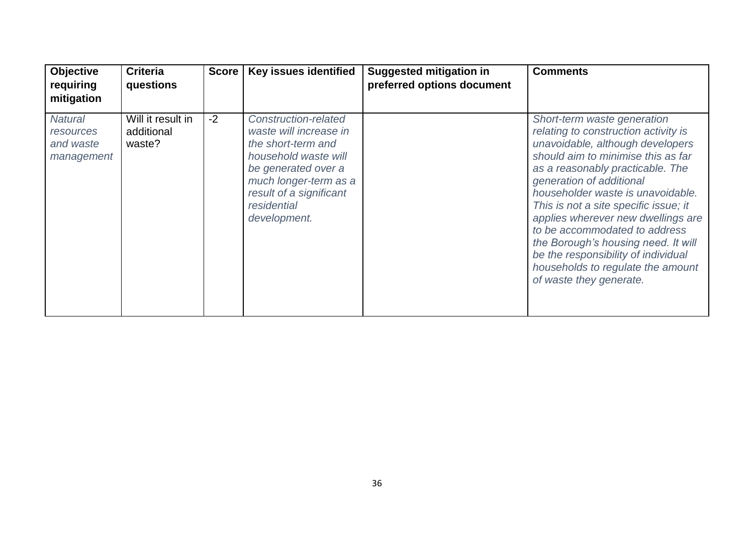| Objective requiring mitigation | Criteria questions | Score | Key issues identified | Suggested mitigation in preferred options document | Comments |
|---|---|---|---|---|---|
| *Natural resources and waste management* | Will it result in additional waste? | -2 | *Construction-related waste will increase in the short-term and household waste will be generated over a much longer-term as a result of a significant residential development.* | | *Short-term waste generation relating to construction activity is unavoidable, although developers should aim to minimise this as far as a reasonably practicable. The generation of additional householder waste is unavoidable. This is not a site specific issue; it applies wherever new dwellings are to be accommodated to address the Borough's housing need. It will be the responsibility of individual households to regulate the amount of waste they generate.* |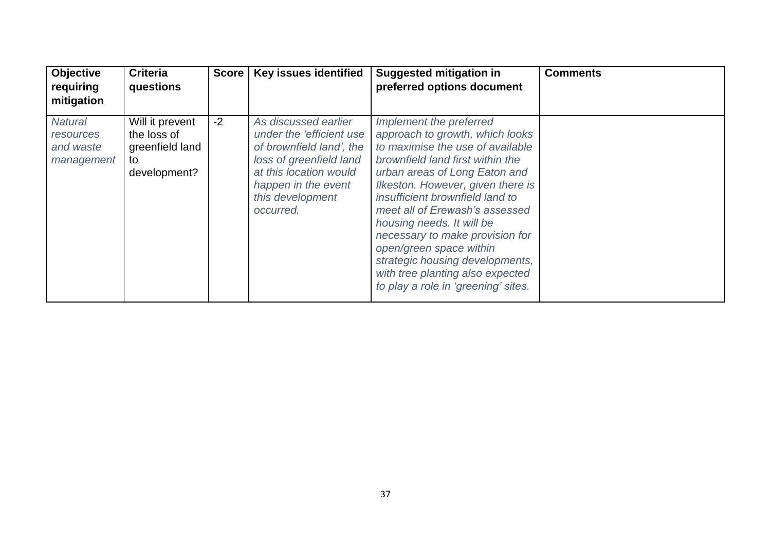| Objective requiring mitigation | Criteria questions | Score | Key issues identified | Suggested mitigation in preferred options document | Comments |
|---|---|---|---|---|---|
| *Natural resources and waste management* | Will it prevent the loss of greenfield land to development? | -2 | *As discussed earlier under the 'efficient use of brownfield land', the loss of greenfield land at this location would happen in the event this development occurred.* | *Implement the preferred approach to growth, which looks to maximise the use of available brownfield land first within the urban areas of Long Eaton and Ilkeston. However, given there is insufficient brownfield land to meet all of Erewash's assessed housing needs. It will be necessary to make provision for open/green space within strategic housing developments, with tree planting also expected to play a role in 'greening' sites.* | |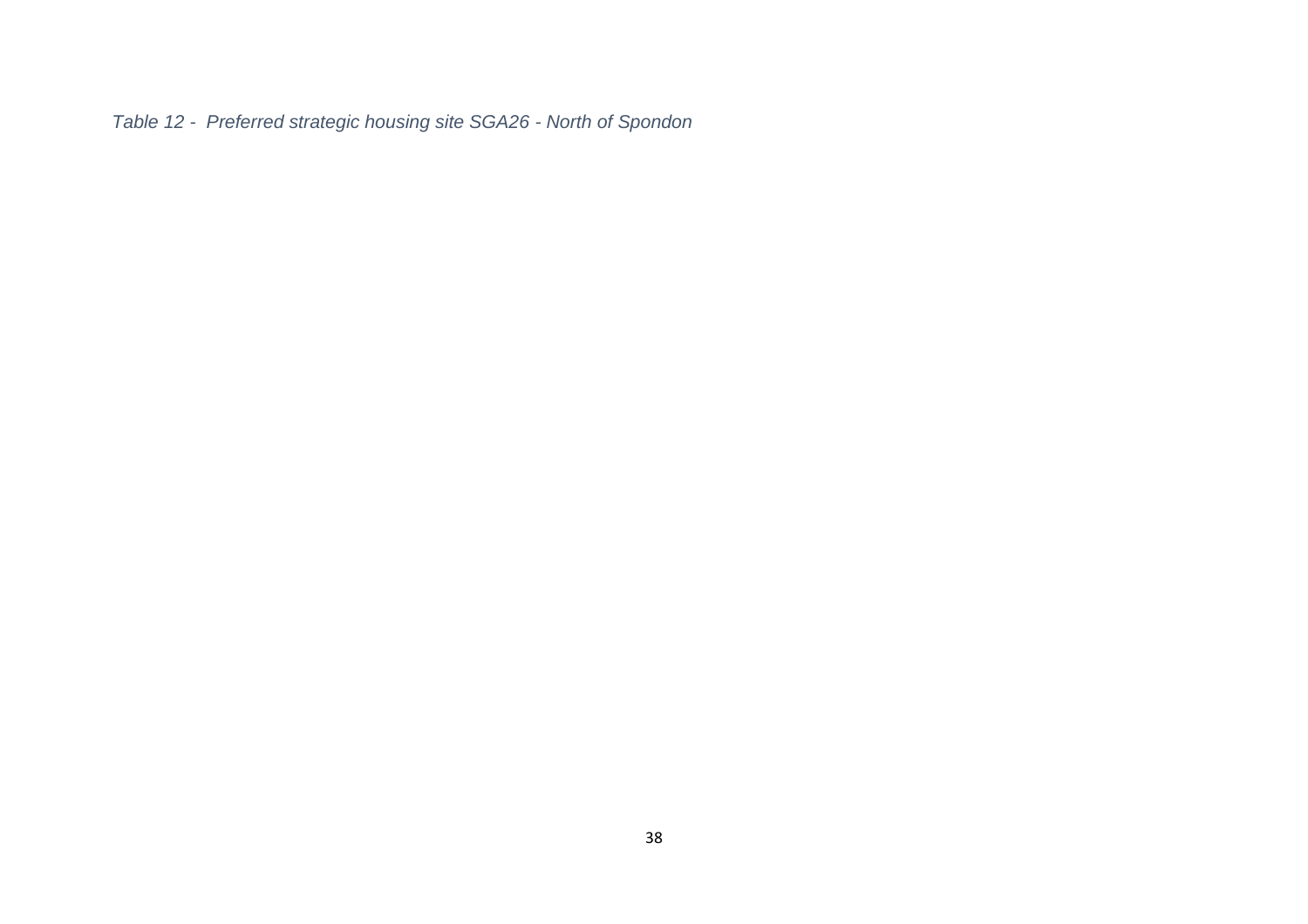*Table 12 - Preferred strategic housing site SGA26 - North of Spondon*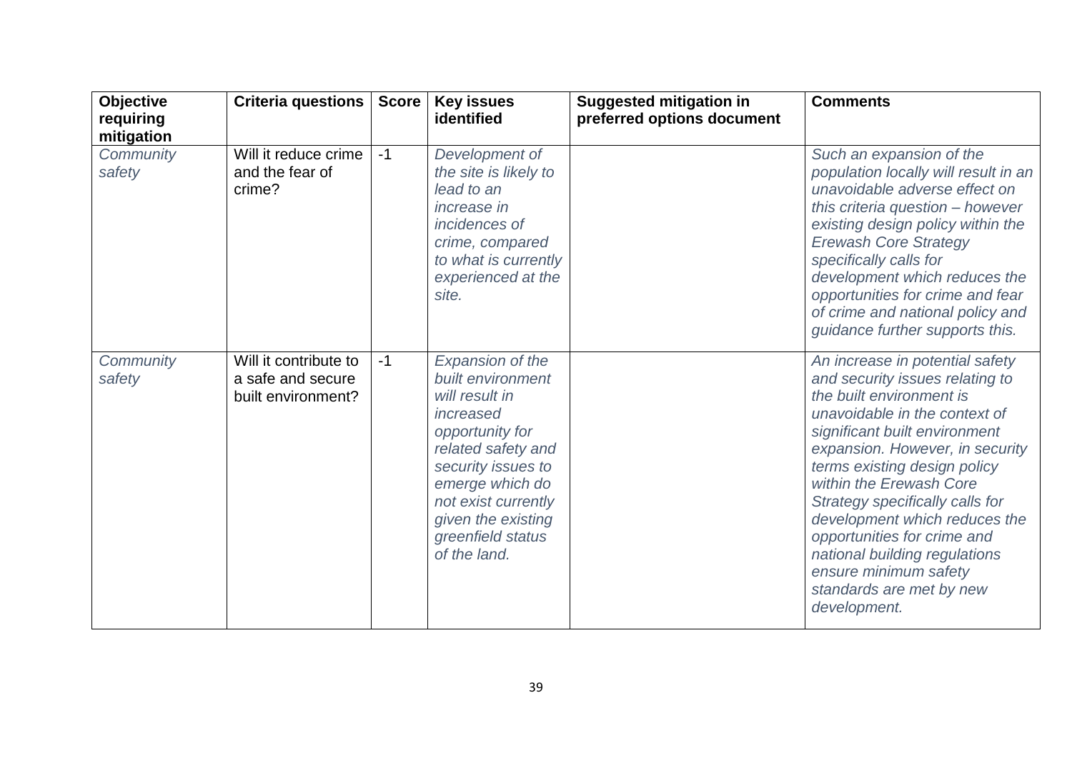| Objective requiring mitigation | Criteria questions | Score | Key issues identified | Suggested mitigation in preferred options document | Comments |
|---|---|---|---|---|---|
| *Community safety* | Will it reduce crime and the fear of crime? | -1 | *Development of the site is likely to lead to an increase in incidences of crime, compared to what is currently experienced at the site.* | | *Such an expansion of the population locally will result in an unavoidable adverse effect on this criteria question – however existing design policy within the Erewash Core Strategy specifically calls for development which reduces the opportunities for crime and fear of crime and national policy and guidance further supports this.* |
| *Community safety* | Will it contribute to a safe and secure built environment? | -1 | *Expansion of the built environment will result in increased opportunity for related safety and security issues to emerge which do not exist currently given the existing greenfield status of the land.* | | *An increase in potential safety and security issues relating to the built environment is unavoidable in the context of significant built environment expansion. However, in security terms existing design policy within the Erewash Core Strategy specifically calls for development which reduces the opportunities for crime and national building regulations ensure minimum safety standards are met by new development.* |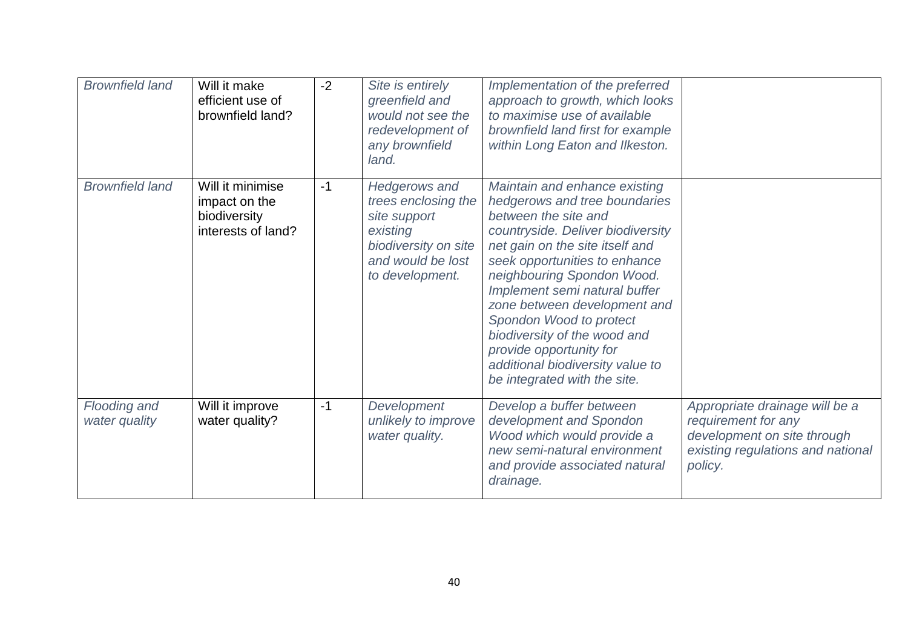| | | | | | |
|---|---|---|---|---|---|
| *Brownfield land* | Will it make efficient use of brownfield land? | -2 | *Site is entirely greenfield and would not see the redevelopment of any brownfield land.* | *Implementation of the preferred approach to growth, which looks to maximise use of available brownfield land first for example within Long Eaton and Ilkeston.* | |
| *Brownfield land* | Will it minimise impact on the biodiversity interests of land? | -1 | *Hedgerows and trees enclosing the site support existing biodiversity on site and would be lost to development.* | *Maintain and enhance existing hedgerows and tree boundaries between the site and countryside. Deliver biodiversity net gain on the site itself and seek opportunities to enhance neighbouring Spondon Wood. Implement semi natural buffer zone between development and Spondon Wood to protect biodiversity of the wood and provide opportunity for additional biodiversity value to be integrated with the site.* | |
| *Flooding and water quality* | Will it improve water quality? | -1 | *Development unlikely to improve water quality.* | *Develop a buffer between development and Spondon Wood which would provide a new semi-natural environment and provide associated natural drainage.* | *Appropriate drainage will be a requirement for any development on site through existing regulations and national policy.* |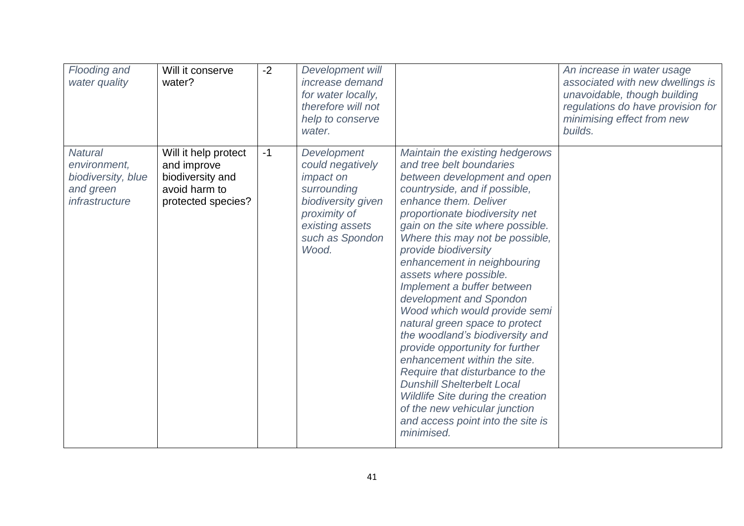| | | | | | |
|---|---|---|---|---|---|
| *Flooding and water quality* | Will it conserve water? | -2 | *Development will increase demand for water locally, therefore will not help to conserve water.* | | *An increase in water usage associated with new dwellings is unavoidable, though building regulations do have provision for minimising effect from new builds.* |
| *Natural environment, biodiversity, blue and green infrastructure* | Will it help protect and improve biodiversity and avoid harm to protected species? | -1 | *Development could negatively impact on surrounding biodiversity given proximity of existing assets such as Spondon Wood.* | *Maintain the existing hedgerows and tree belt boundaries between development and open countryside, and if possible, enhance them. Deliver proportionate biodiversity net gain on the site where possible. Where this may not be possible, provide biodiversity enhancement in neighbouring assets where possible. Implement a buffer between development and Spondon Wood which would provide semi natural green space to protect the woodland's biodiversity and provide opportunity for further enhancement within the site. Require that disturbance to the Dunshill Shelterbelt Local Wildlife Site during the creation of the new vehicular junction and access point into the site is minimised.* | |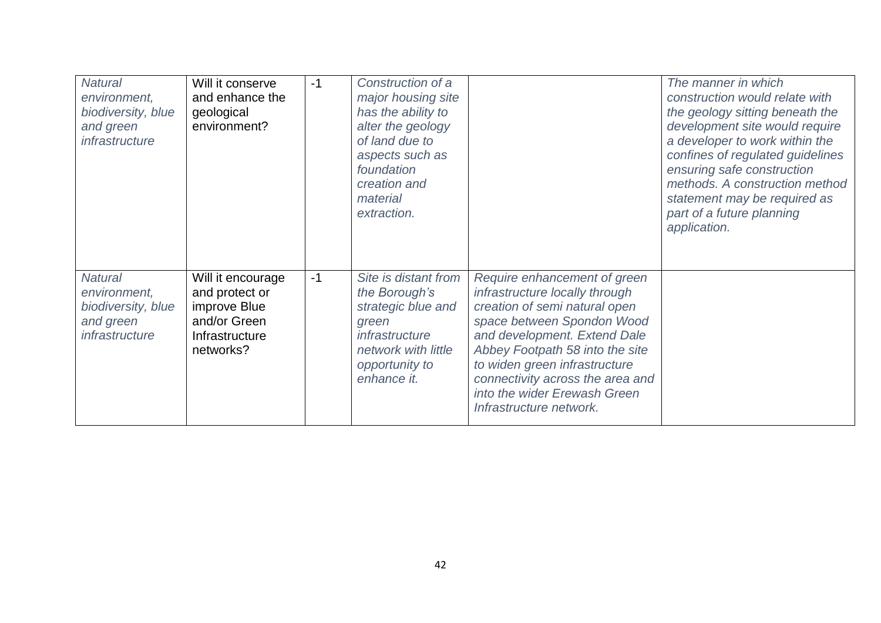| | | | | | |
|---|---|---|---|---|---|
| *Natural environment, biodiversity, blue and green infrastructure* | Will it conserve and enhance the geological environment? | -1 | *Construction of a major housing site has the ability to alter the geology of land due to aspects such as foundation creation and material extraction.* | | *The manner in which construction would relate with the geology sitting beneath the development site would require a developer to work within the confines of regulated guidelines ensuring safe construction methods. A construction method statement may be required as part of a future planning application.* |
| *Natural environment, biodiversity, blue and green infrastructure* | Will it encourage and protect or improve Blue and/or Green Infrastructure networks? | -1 | *Site is distant from the Borough's strategic blue and green infrastructure network with little opportunity to enhance it.* | *Require enhancement of green infrastructure locally through creation of semi natural open space between Spondon Wood and development. Extend Dale Abbey Footpath 58 into the site to widen green infrastructure connectivity across the area and into the wider Erewash Green Infrastructure network.* | |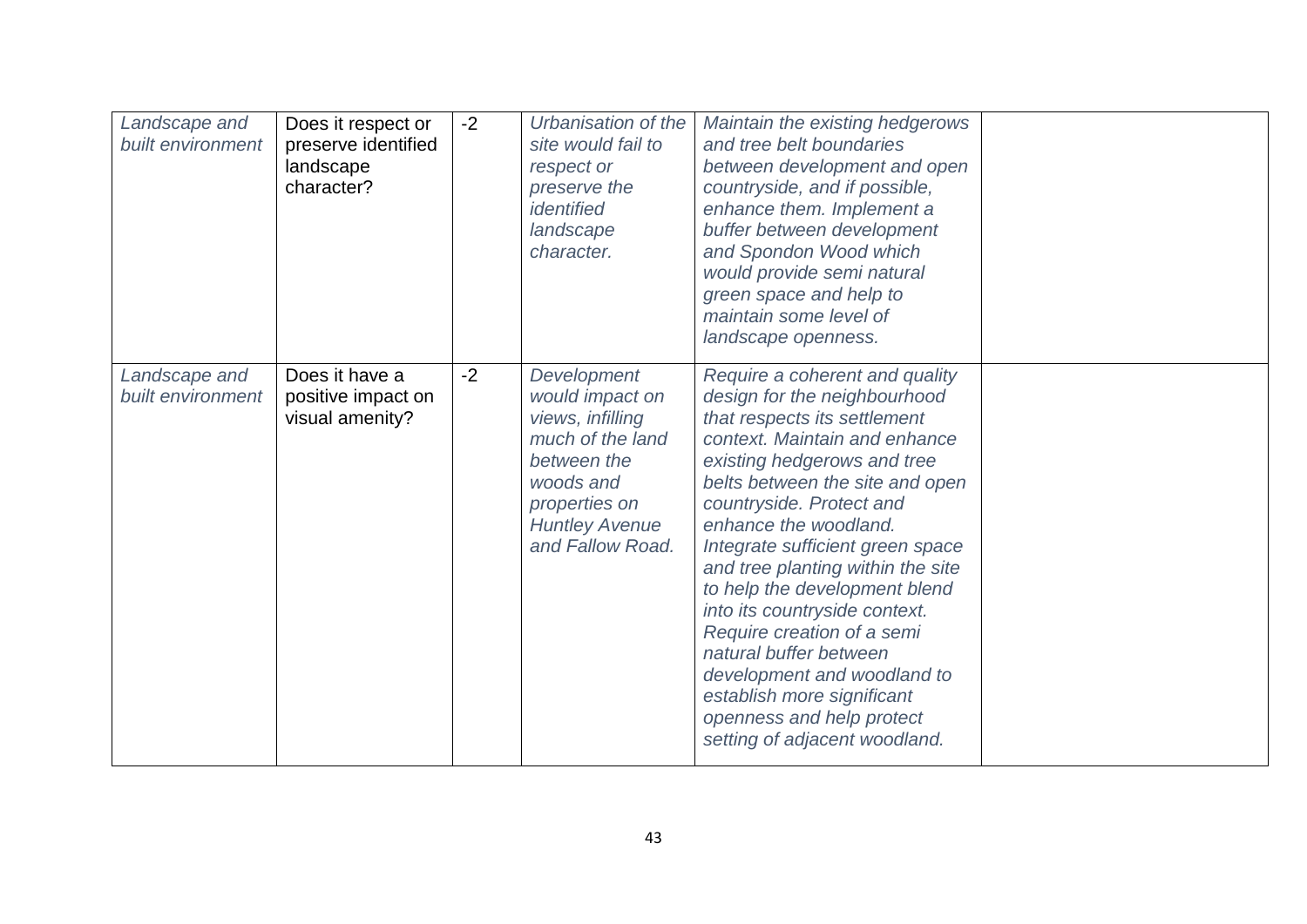| | | | | | |
|---|---|---|---|---|---|
| *Landscape and built environment* | Does it respect or preserve identified landscape character? | -2 | *Urbanisation of the site would fail to respect or preserve the identified landscape character.* | *Maintain the existing hedgerows and tree belt boundaries between development and open countryside, and if possible, enhance them. Implement a buffer between development and Spondon Wood which would provide semi natural green space and help to maintain some level of landscape openness.* | |
| *Landscape and built environment* | Does it have a positive impact on visual amenity? | -2 | *Development would impact on views, infilling much of the land between the woods and properties on Huntley Avenue and Fallow Road.* | *Require a coherent and quality design for the neighbourhood that respects its settlement context. Maintain and enhance existing hedgerows and tree belts between the site and open countryside. Protect and enhance the woodland. Integrate sufficient green space and tree planting within the site to help the development blend into its countryside context. Require creation of a semi natural buffer between development and woodland to establish more significant openness and help protect setting of adjacent woodland.* | |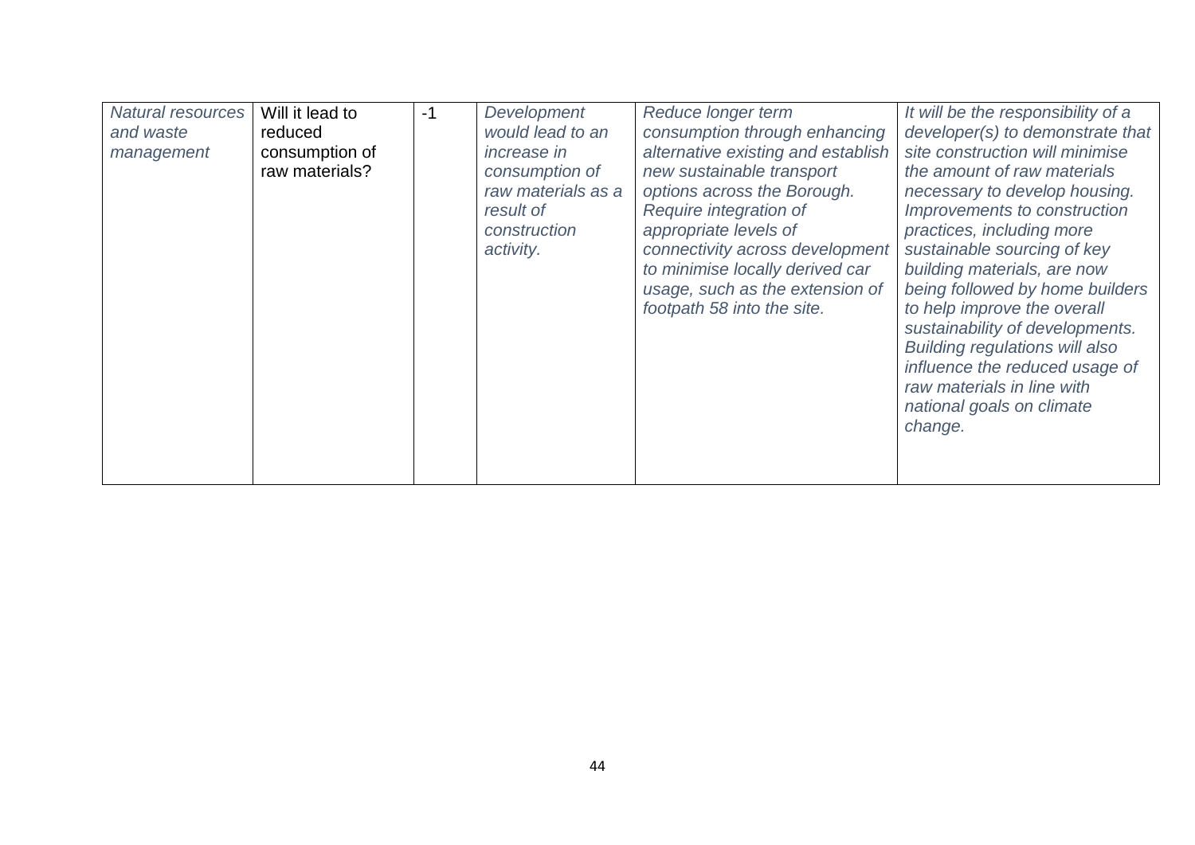| | | | | | |
|---|---|---|---|---|---|
| *Natural resources and waste management* | Will it lead to reduced consumption of raw materials? | -1 | *Development would lead to an increase in consumption of raw materials as a result of construction activity.* | *Reduce longer term consumption through enhancing alternative existing and establish new sustainable transport options across the Borough. Require integration of appropriate levels of connectivity across development to minimise locally derived car usage, such as the extension of footpath 58 into the site.* | *It will be the responsibility of a developer(s) to demonstrate that site construction will minimise the amount of raw materials necessary to develop housing. Improvements to construction practices, including more sustainable sourcing of key building materials, are now being followed by home builders to help improve the overall sustainability of developments. Building regulations will also influence the reduced usage of raw materials in line with national goals on climate change.* |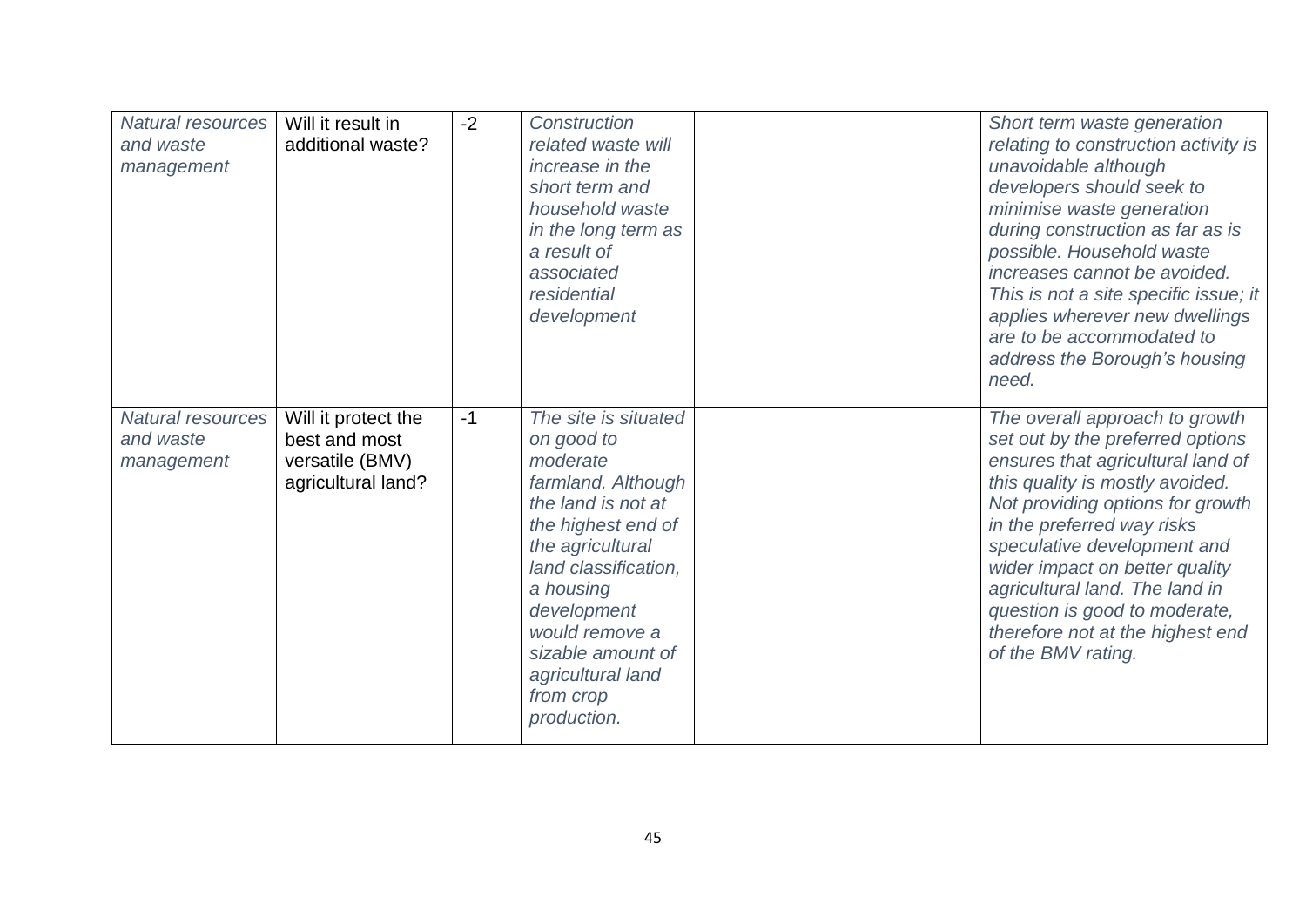| | | | | | |
|---|---|---|---|---|---|
| *Natural resources and waste management* | Will it result in additional waste? | -2 | *Construction related waste will increase in the short term and household waste in the long term as a result of associated residential development* | | *Short term waste generation relating to construction activity is unavoidable although developers should seek to minimise waste generation during construction as far as is possible. Household waste increases cannot be avoided. This is not a site specific issue; it applies wherever new dwellings are to be accommodated to address the Borough's housing need.* |
| *Natural resources and waste management* | Will it protect the best and most versatile (BMV) agricultural land? | -1 | *The site is situated on good to moderate farmland. Although the land is not at the highest end of the agricultural land classification, a housing development would remove a sizable amount of agricultural land from crop production.* | | *The overall approach to growth set out by the preferred options ensures that agricultural land of this quality is mostly avoided. Not providing options for growth in the preferred way risks speculative development and wider impact on better quality agricultural land. The land in question is good to moderate, therefore not at the highest end of the BMV rating.* |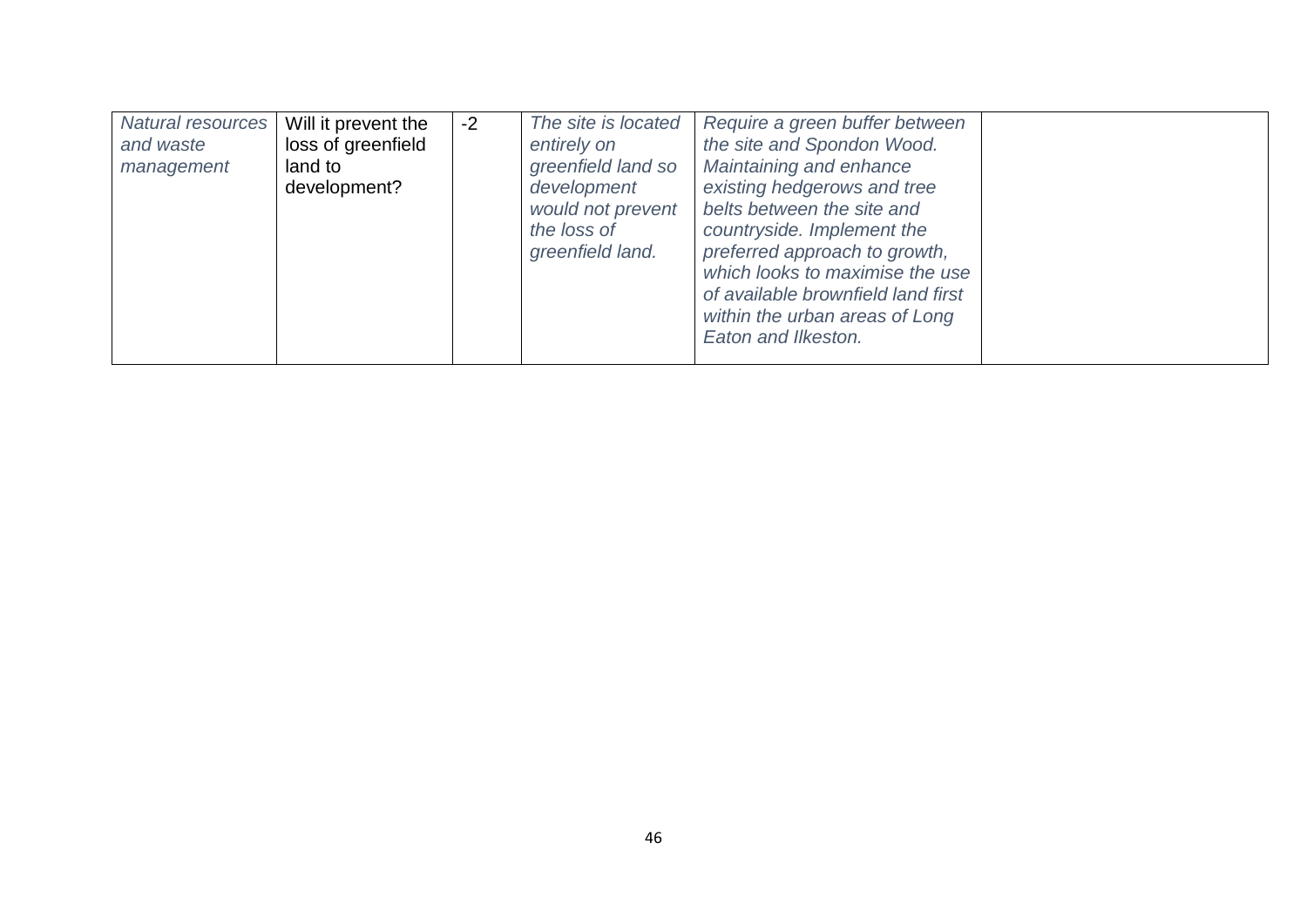| | | | | | |
|---|---|---|---|---|---|
| *Natural resources and waste management* | Will it prevent the loss of greenfield land to development? | -2 | *The site is located entirely on greenfield land so development would not prevent the loss of greenfield land.* | *Require a green buffer between the site and Spondon Wood. Maintaining and enhance existing hedgerows and tree belts between the site and countryside. Implement the preferred approach to growth, which looks to maximise the use of available brownfield land first within the urban areas of Long Eaton and Ilkeston.* | |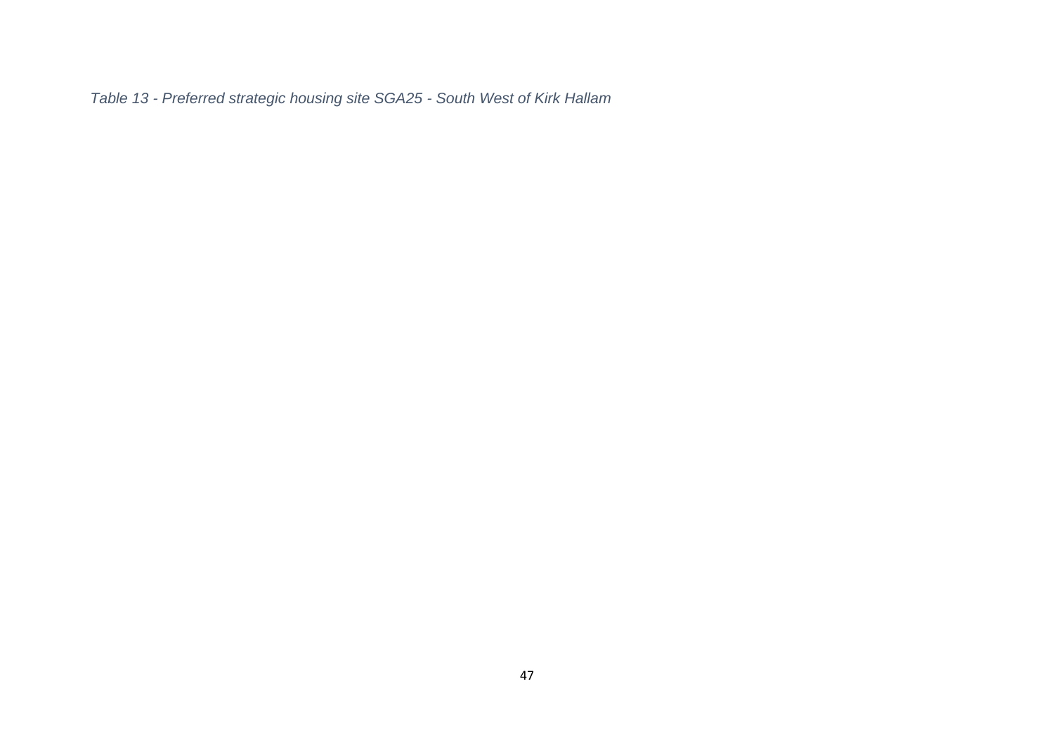*Table 13 - Preferred strategic housing site SGA25 - South West of Kirk Hallam*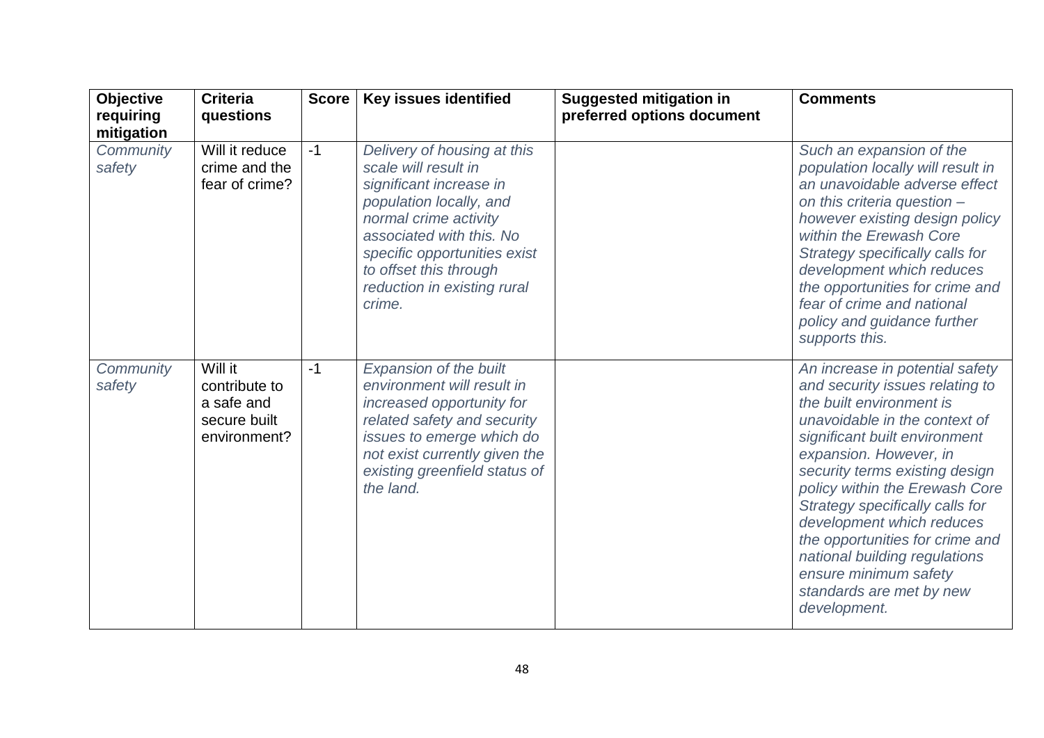| **Objective requiring mitigation** | **Criteria questions** | **Score** | **Key issues identified** | **Suggested mitigation in preferred options document** | **Comments** |
| --- | --- | --- | --- | --- | --- |
| *Community safety* | Will it reduce crime and the fear of crime? | -1 | *Delivery of housing at this scale will result in significant increase in population locally, and normal crime activity associated with this. No specific opportunities exist to offset this through reduction in existing rural crime.* | | *Such an expansion of the population locally will result in an unavoidable adverse effect on this criteria question – however existing design policy within the Erewash Core Strategy specifically calls for development which reduces the opportunities for crime and fear of crime and national policy and guidance further supports this.* |
| *Community safety* | Will it contribute to a safe and secure built environment? | -1 | *Expansion of the built environment will result in increased opportunity for related safety and security issues to emerge which do not exist currently given the existing greenfield status of the land.* | | *An increase in potential safety and security issues relating to the built environment is unavoidable in the context of significant built environment expansion. However, in security terms existing design policy within the Erewash Core Strategy specifically calls for development which reduces the opportunities for crime and national building regulations ensure minimum safety standards are met by new development.* |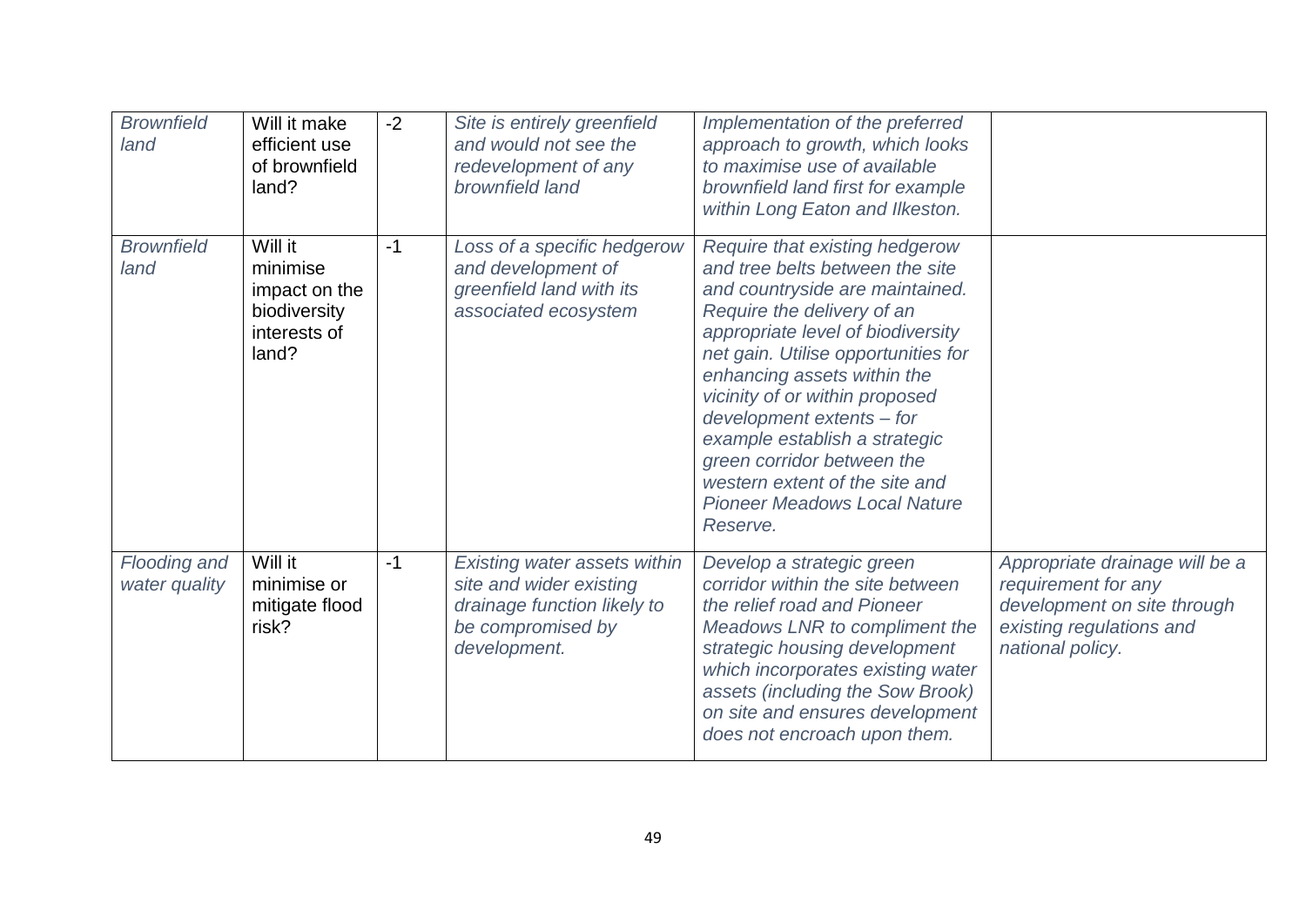| | | | | | |
|---|---|---|---|---|---|
| *Brownfield land* | Will it make efficient use of brownfield land? | -2 | *Site is entirely greenfield and would not see the redevelopment of any brownfield land* | *Implementation of the preferred approach to growth, which looks to maximise use of available brownfield land first for example within Long Eaton and Ilkeston.* | |
| *Brownfield land* | Will it minimise impact on the biodiversity interests of land? | -1 | *Loss of a specific hedgerow and development of greenfield land with its associated ecosystem* | *Require that existing hedgerow and tree belts between the site and countryside are maintained. Require the delivery of an appropriate level of biodiversity net gain. Utilise opportunities for enhancing assets within the vicinity of or within proposed development extents – for example establish a strategic green corridor between the western extent of the site and Pioneer Meadows Local Nature Reserve.* | |
| *Flooding and water quality* | Will it minimise or mitigate flood risk? | -1 | *Existing water assets within site and wider existing drainage function likely to be compromised by development.* | *Develop a strategic green corridor within the site between the relief road and Pioneer Meadows LNR to compliment the strategic housing development which incorporates existing water assets (including the Sow Brook) on site and ensures development does not encroach upon them.* | *Appropriate drainage will be a requirement for any development on site through existing regulations and national policy.* |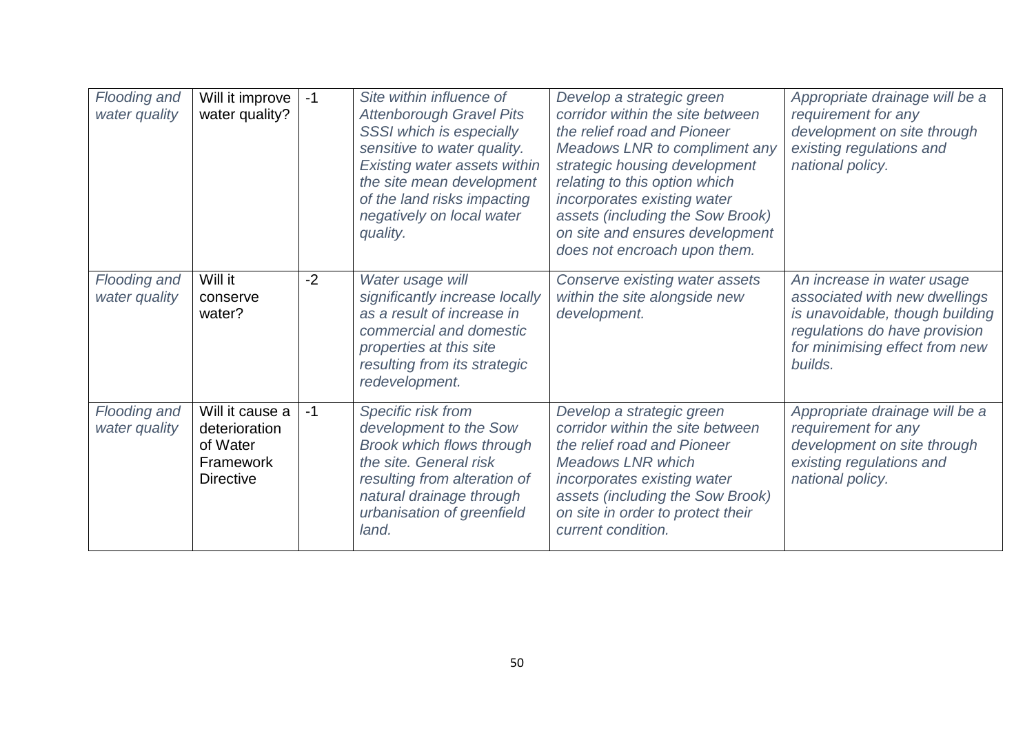| *Flooding and water quality* | Will it improve water quality? | -1 | *Site within influence of Attenborough Gravel Pits SSSI which is especially sensitive to water quality. Existing water assets within the site mean development of the land risks impacting negatively on local water quality.* | *Develop a strategic green corridor within the site between the relief road and Pioneer Meadows LNR to compliment any strategic housing development relating to this option which incorporates existing water assets (including the Sow Brook) on site and ensures development does not encroach upon them.* | *Appropriate drainage will be a requirement for any development on site through existing regulations and national policy.* |
|---|---|---|---|---|---|
| *Flooding and water quality* | Will it conserve water? | -2 | *Water usage will significantly increase locally as a result of increase in commercial and domestic properties at this site resulting from its strategic redevelopment.* | *Conserve existing water assets within the site alongside new development.* | *An increase in water usage associated with new dwellings is unavoidable, though building regulations do have provision for minimising effect from new builds.* |
| *Flooding and water quality* | Will it cause a deterioration of Water Framework Directive | -1 | *Specific risk from development to the Sow Brook which flows through the site. General risk resulting from alteration of natural drainage through urbanisation of greenfield land.* | *Develop a strategic green corridor within the site between the relief road and Pioneer Meadows LNR which incorporates existing water assets (including the Sow Brook) on site in order to protect their current condition.* | *Appropriate drainage will be a requirement for any development on site through existing regulations and national policy.* |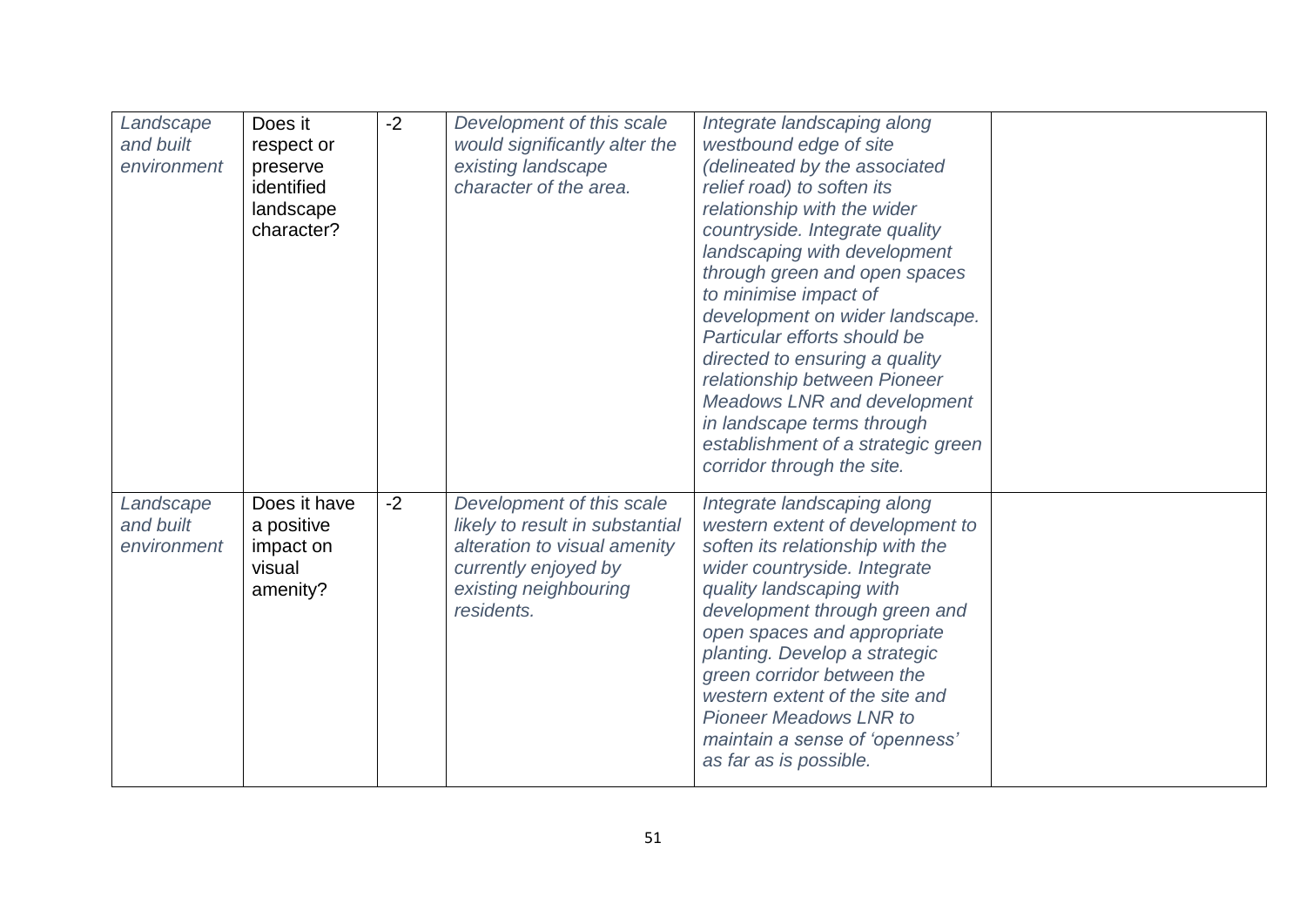| *Landscape and built environment* | Does it respect or preserve identified landscape character? | -2 | *Development of this scale would significantly alter the existing landscape character of the area.* | *Integrate landscaping along westbound edge of site (delineated by the associated relief road) to soften its relationship with the wider countryside. Integrate quality landscaping with development through green and open spaces to minimise impact of development on wider landscape. Particular efforts should be directed to ensuring a quality relationship between Pioneer Meadows LNR and development in landscape terms through establishment of a strategic green corridor through the site.* | |
|---|---|---|---|---|---|
| *Landscape and built environment* | Does it have a positive impact on visual amenity? | -2 | *Development of this scale likely to result in substantial alteration to visual amenity currently enjoyed by existing neighbouring residents.* | *Integrate landscaping along western extent of development to soften its relationship with the wider countryside. Integrate quality landscaping with development through green and open spaces and appropriate planting. Develop a strategic green corridor between the western extent of the site and Pioneer Meadows LNR to maintain a sense of 'openness' as far as is possible.* | |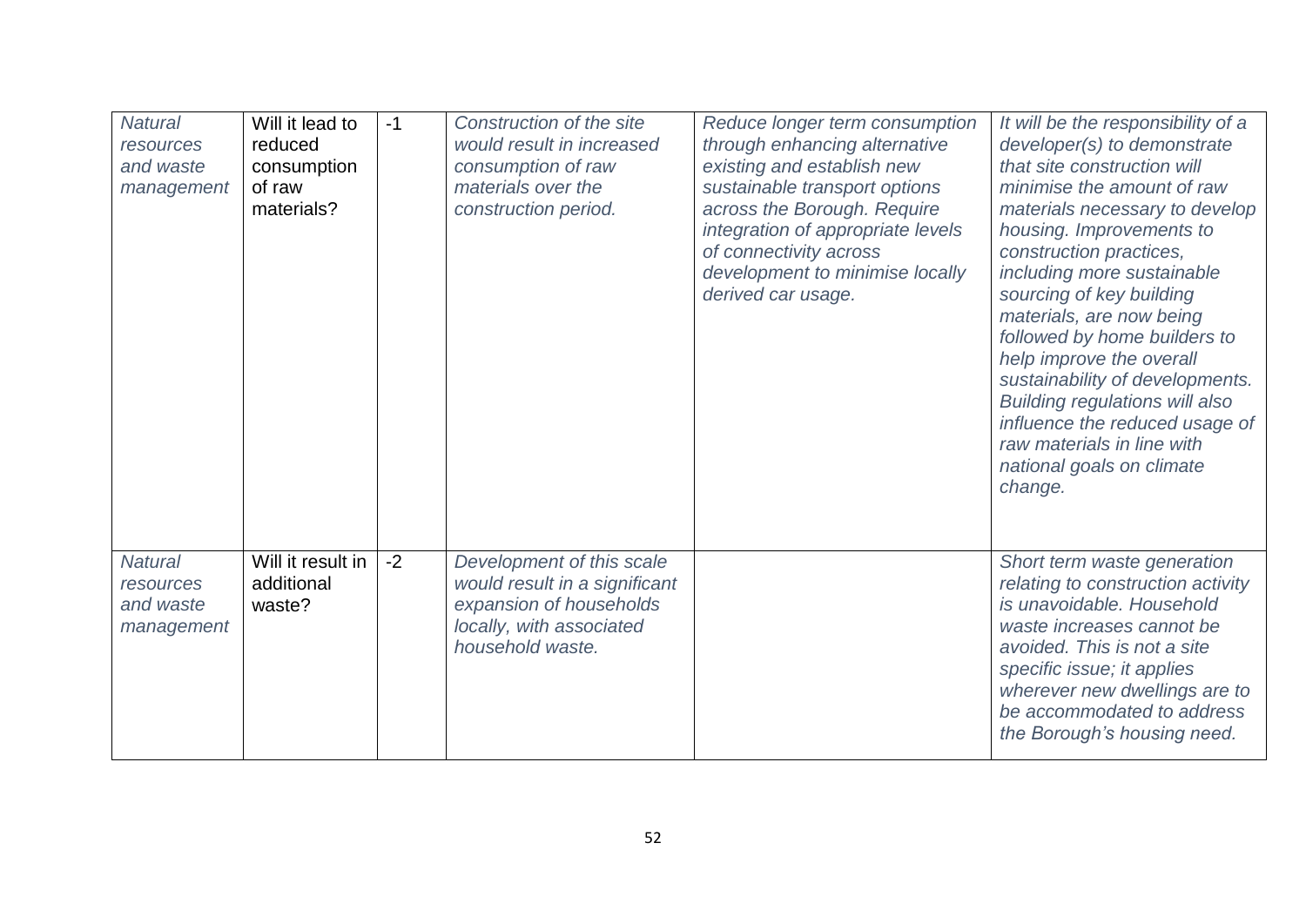| *Natural resources and waste management* | Will it lead to reduced consumption of raw materials? | -1 | *Construction of the site would result in increased consumption of raw materials over the construction period.* | *Reduce longer term consumption through enhancing alternative existing and establish new sustainable transport options across the Borough. Require integration of appropriate levels of connectivity across development to minimise locally derived car usage.* | *It will be the responsibility of a developer(s) to demonstrate that site construction will minimise the amount of raw materials necessary to develop housing. Improvements to construction practices, including more sustainable sourcing of key building materials, are now being followed by home builders to help improve the overall sustainability of developments. Building regulations will also influence the reduced usage of raw materials in line with national goals on climate change.* |
|---|---|---|---|---|---|
| *Natural resources and waste management* | Will it result in additional waste? | -2 | *Development of this scale would result in a significant expansion of households locally, with associated household waste.* | | *Short term waste generation relating to construction activity is unavoidable. Household waste increases cannot be avoided. This is not a site specific issue; it applies wherever new dwellings are to be accommodated to address the Borough's housing need.* |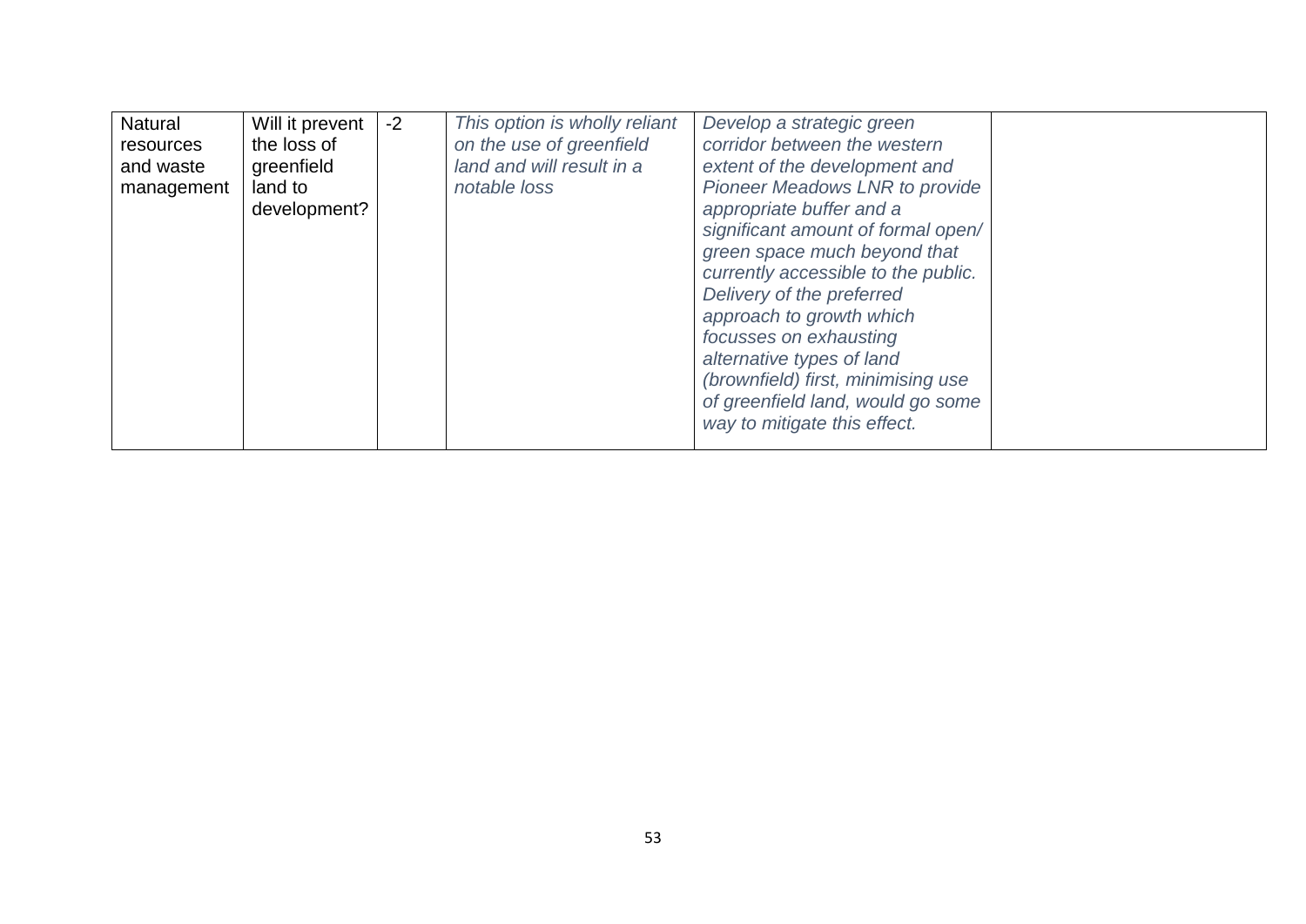| | | | | | |
|---|---|---|---|---|---|
| Natural resources and waste management | Will it prevent the loss of greenfield land to development? | -2 | *This option is wholly reliant on the use of greenfield land and will result in a notable loss* | *Develop a strategic green corridor between the western extent of the development and Pioneer Meadows LNR to provide appropriate buffer and a significant amount of formal open/ green space much beyond that currently accessible to the public. Delivery of the preferred approach to growth which focusses on exhausting alternative types of land (brownfield) first, minimising use of greenfield land, would go some way to mitigate this effect.* | |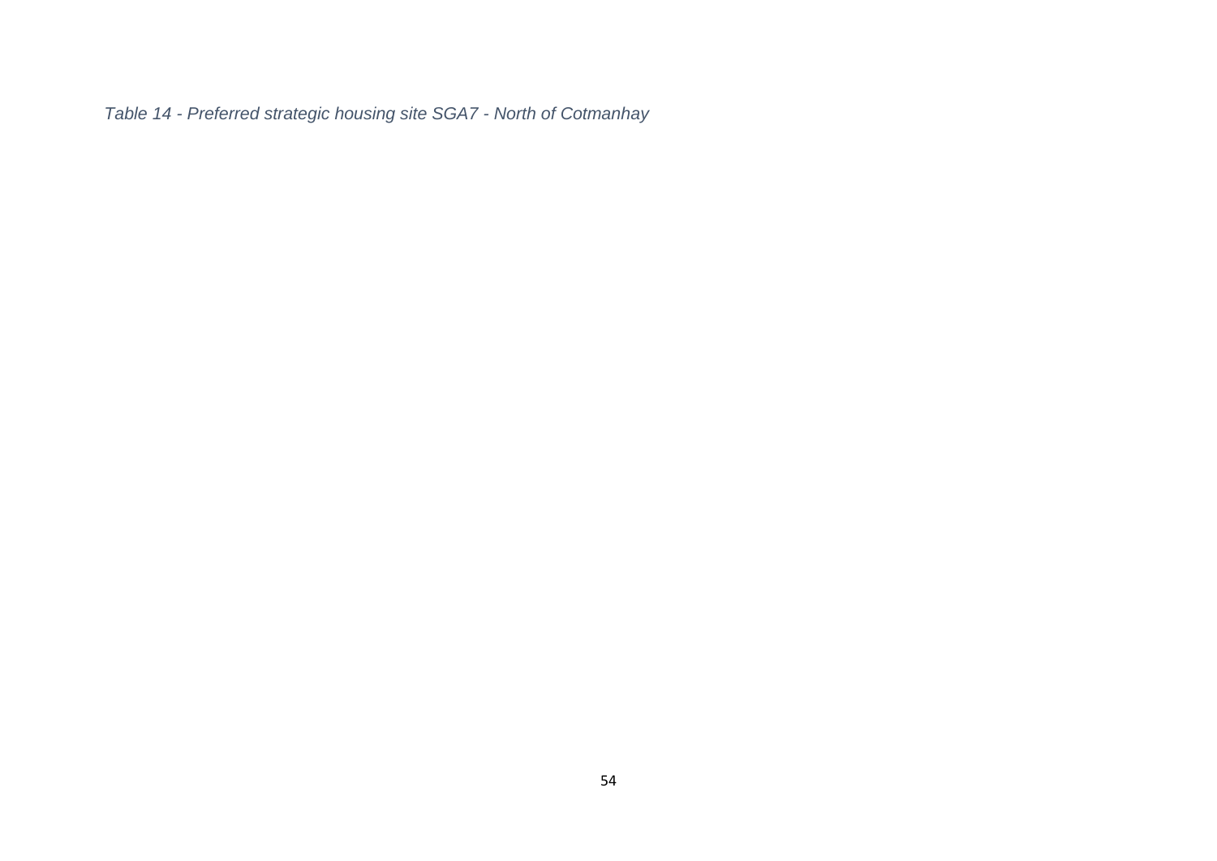*Table 14 - Preferred strategic housing site SGA7 - North of Cotmanhay*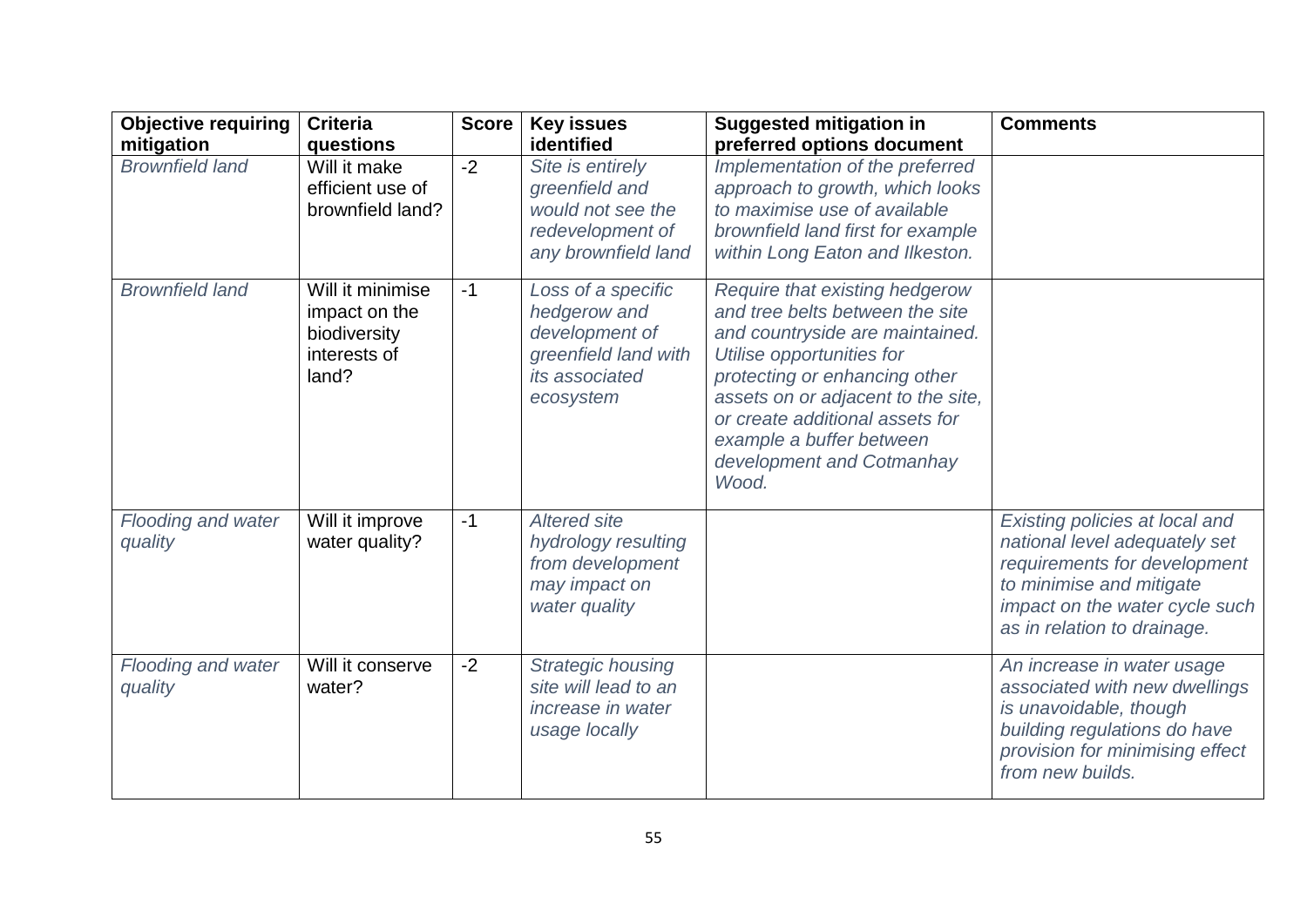| Objective requiring mitigation | Criteria questions | Score | Key issues identified | Suggested mitigation in preferred options document | Comments |
|---|---|---|---|---|---|
| *Brownfield land* | Will it make efficient use of brownfield land? | -2 | *Site is entirely greenfield and would not see the redevelopment of any brownfield land* | *Implementation of the preferred approach to growth, which looks to maximise use of available brownfield land first for example within Long Eaton and Ilkeston.* | |
| *Brownfield land* | Will it minimise impact on the biodiversity interests of land? | -1 | *Loss of a specific hedgerow and development of greenfield land with its associated ecosystem* | *Require that existing hedgerow and tree belts between the site and countryside are maintained. Utilise opportunities for protecting or enhancing other assets on or adjacent to the site, or create additional assets for example a buffer between development and Cotmanhay Wood.* | |
| *Flooding and water quality* | Will it improve water quality? | -1 | *Altered site hydrology resulting from development may impact on water quality* | | *Existing policies at local and national level adequately set requirements for development to minimise and mitigate impact on the water cycle such as in relation to drainage.* |
| *Flooding and water quality* | Will it conserve water? | -2 | *Strategic housing site will lead to an increase in water usage locally* | | *An increase in water usage associated with new dwellings is unavoidable, though building regulations do have provision for minimising effect from new builds.* |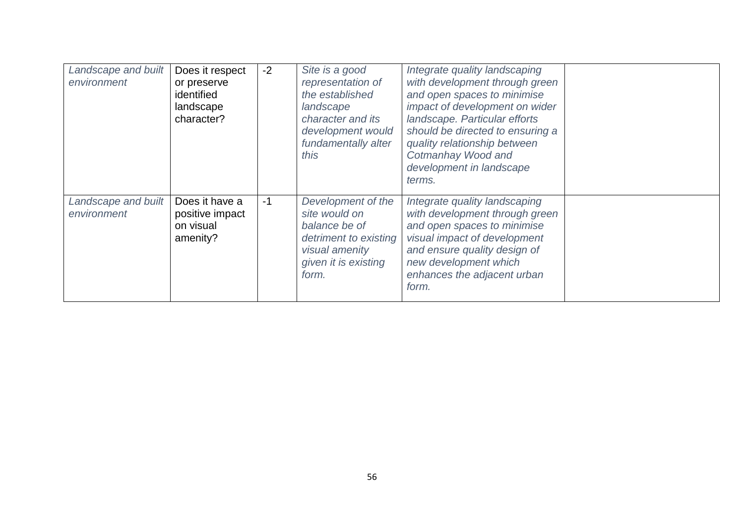| | | | | | |
|---|---|---|---|---|---|
| *Landscape and built environment* | Does it respect or preserve identified landscape character? | -2 | *Site is a good representation of the established landscape character and its development would fundamentally alter this* | *Integrate quality landscaping with development through green and open spaces to minimise impact of development on wider landscape. Particular efforts should be directed to ensuring a quality relationship between Cotmanhay Wood and development in landscape terms.* | |
| *Landscape and built environment* | Does it have a positive impact on visual amenity? | -1 | *Development of the site would on balance be of detriment to existing visual amenity given it is existing form.* | *Integrate quality landscaping with development through green and open spaces to minimise visual impact of development and ensure quality design of new development which enhances the adjacent urban form.* | |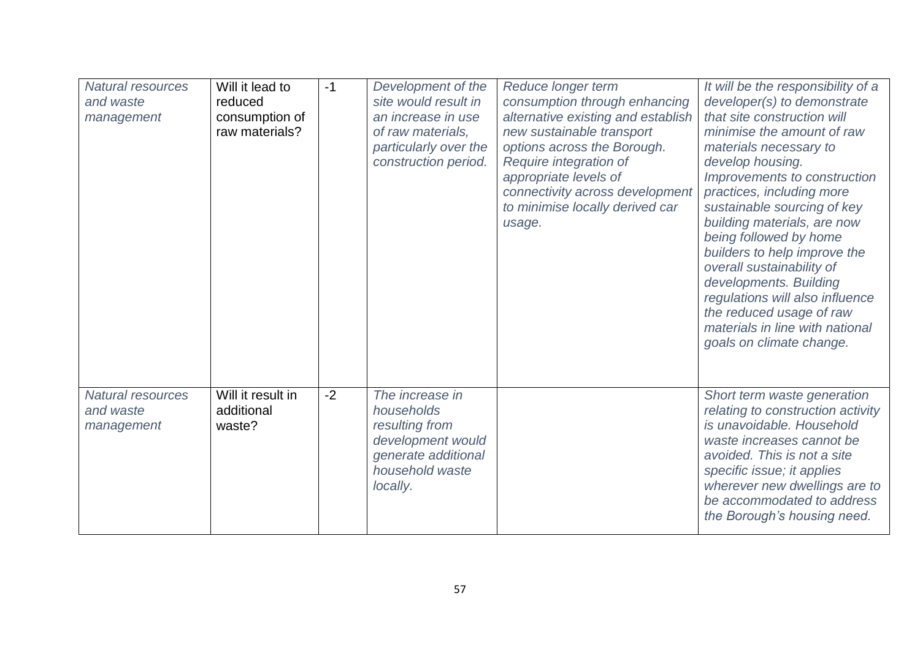| *Natural resources and waste management* | Will it lead to reduced consumption of raw materials? | -1 | *Development of the site would result in an increase in use of raw materials, particularly over the construction period.* | *Reduce longer term consumption through enhancing alternative existing and establish new sustainable transport options across the Borough. Require integration of appropriate levels of connectivity across development to minimise locally derived car usage.* | *It will be the responsibility of a developer(s) to demonstrate that site construction will minimise the amount of raw materials necessary to develop housing. Improvements to construction practices, including more sustainable sourcing of key building materials, are now being followed by home builders to help improve the overall sustainability of developments. Building regulations will also influence the reduced usage of raw materials in line with national goals on climate change.* |
|---|---|---|---|---|---|
| *Natural resources and waste management* | Will it result in additional waste? | -2 | *The increase in households resulting from development would generate additional household waste locally.* | | *Short term waste generation relating to construction activity is unavoidable. Household waste increases cannot be avoided. This is not a site specific issue; it applies wherever new dwellings are to be accommodated to address the Borough's housing need.* |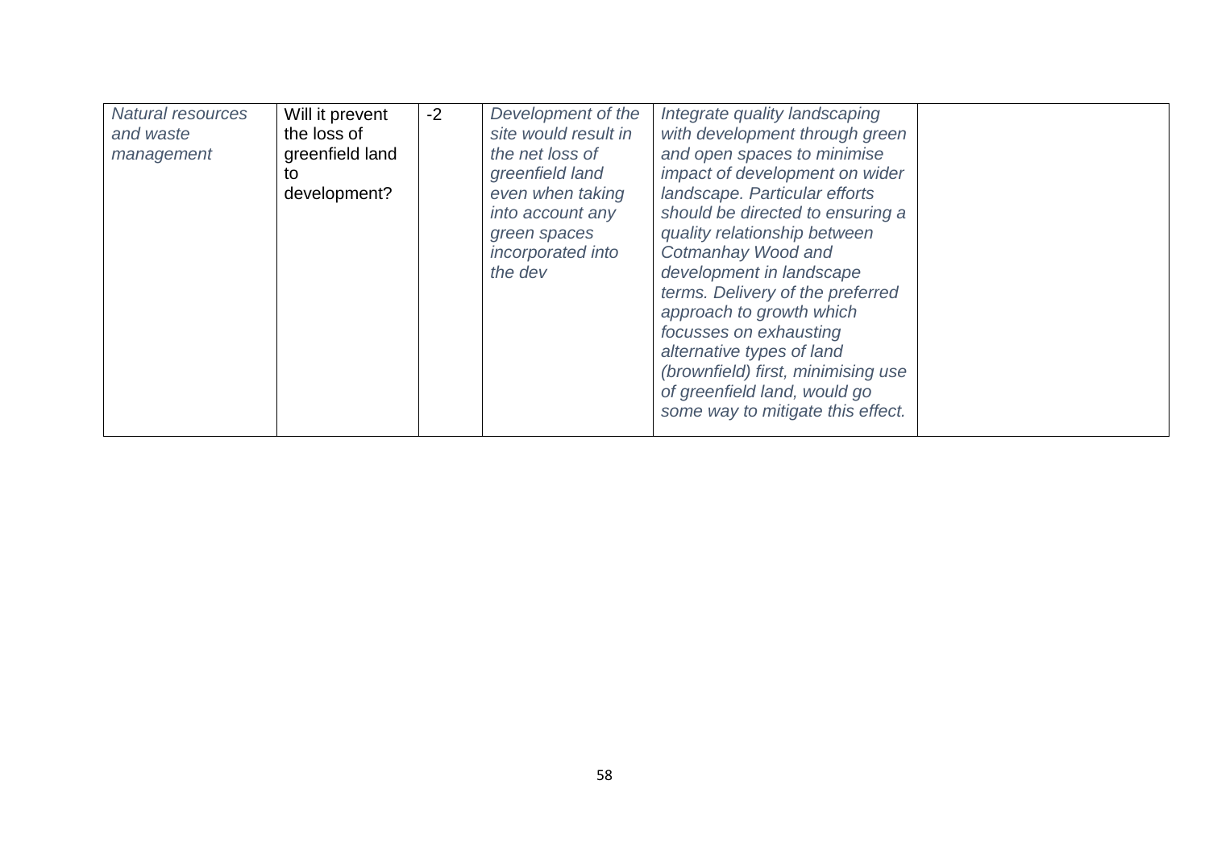| | | | | | |
|---|---|---|---|---|---|
| *Natural resources and waste management* | Will it prevent the loss of greenfield land to development? | -2 | *Development of the site would result in the net loss of greenfield land even when taking into account any green spaces incorporated into the dev* | *Integrate quality landscaping with development through green and open spaces to minimise impact of development on wider landscape. Particular efforts should be directed to ensuring a quality relationship between Cotmanhay Wood and development in landscape terms. Delivery of the preferred approach to growth which focusses on exhausting alternative types of land (brownfield) first, minimising use of greenfield land, would go some way to mitigate this effect.* | |